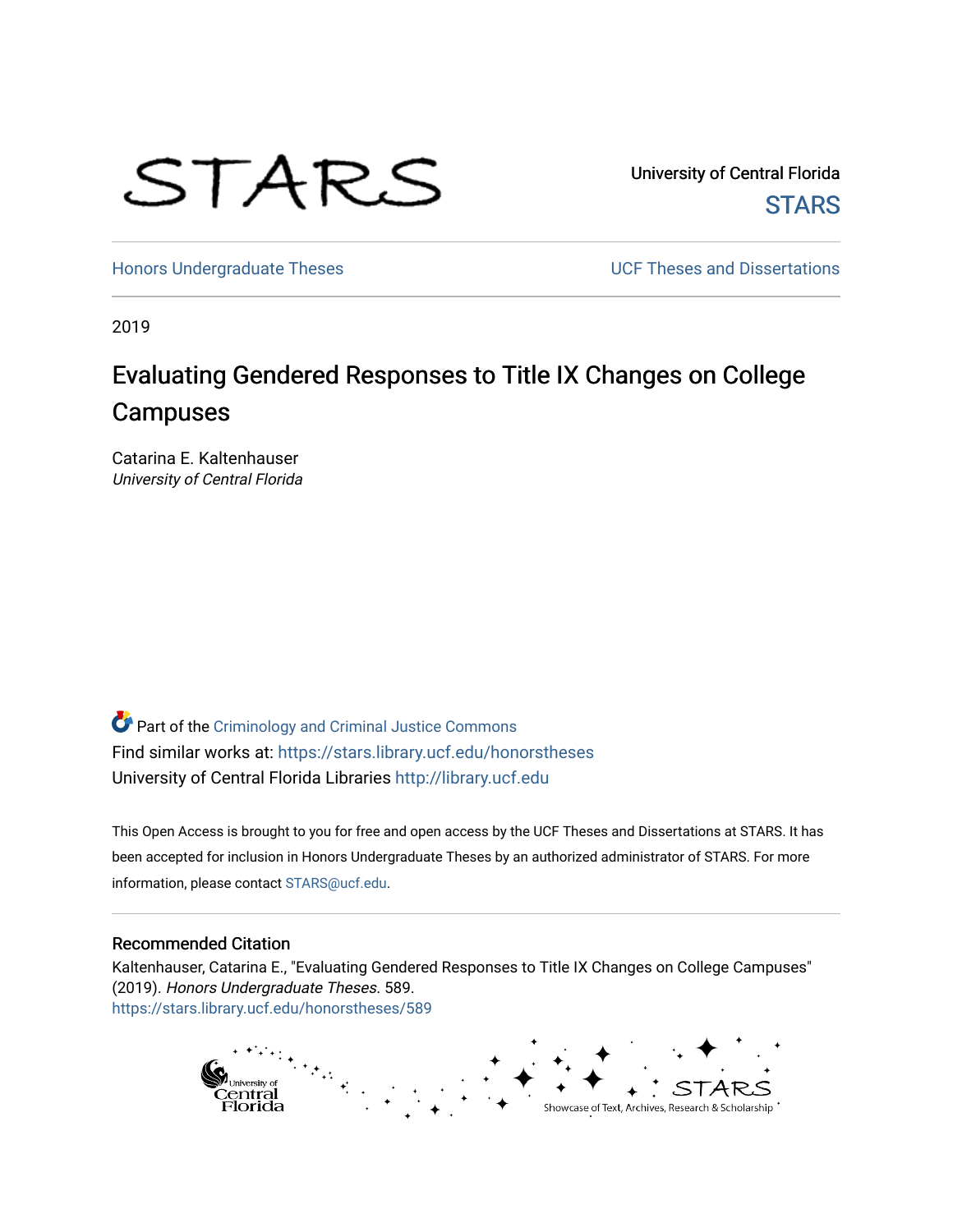STARS

University of Central Florida
STARS

Honors Undergraduate Theses | UCF Theses and Dissertations

2019

# Evaluating Gendered Responses to Title IX Changes on College Campuses

Catarina E. Kaltenhauser
*University of Central Florida*

Part of the Criminology and Criminal Justice Commons
Find similar works at: https://stars.library.ucf.edu/honorstheses
University of Central Florida Libraries http://library.ucf.edu

This Open Access is brought to you for free and open access by the UCF Theses and Dissertations at STARS. It has been accepted for inclusion in Honors Undergraduate Theses by an authorized administrator of STARS. For more information, please contact STARS@ucf.edu.

## Recommended Citation

Kaltenhauser, Catarina E., "Evaluating Gendered Responses to Title IX Changes on College Campuses" (2019). *Honors Undergraduate Theses*. 589.
https://stars.library.ucf.edu/honorstheses/589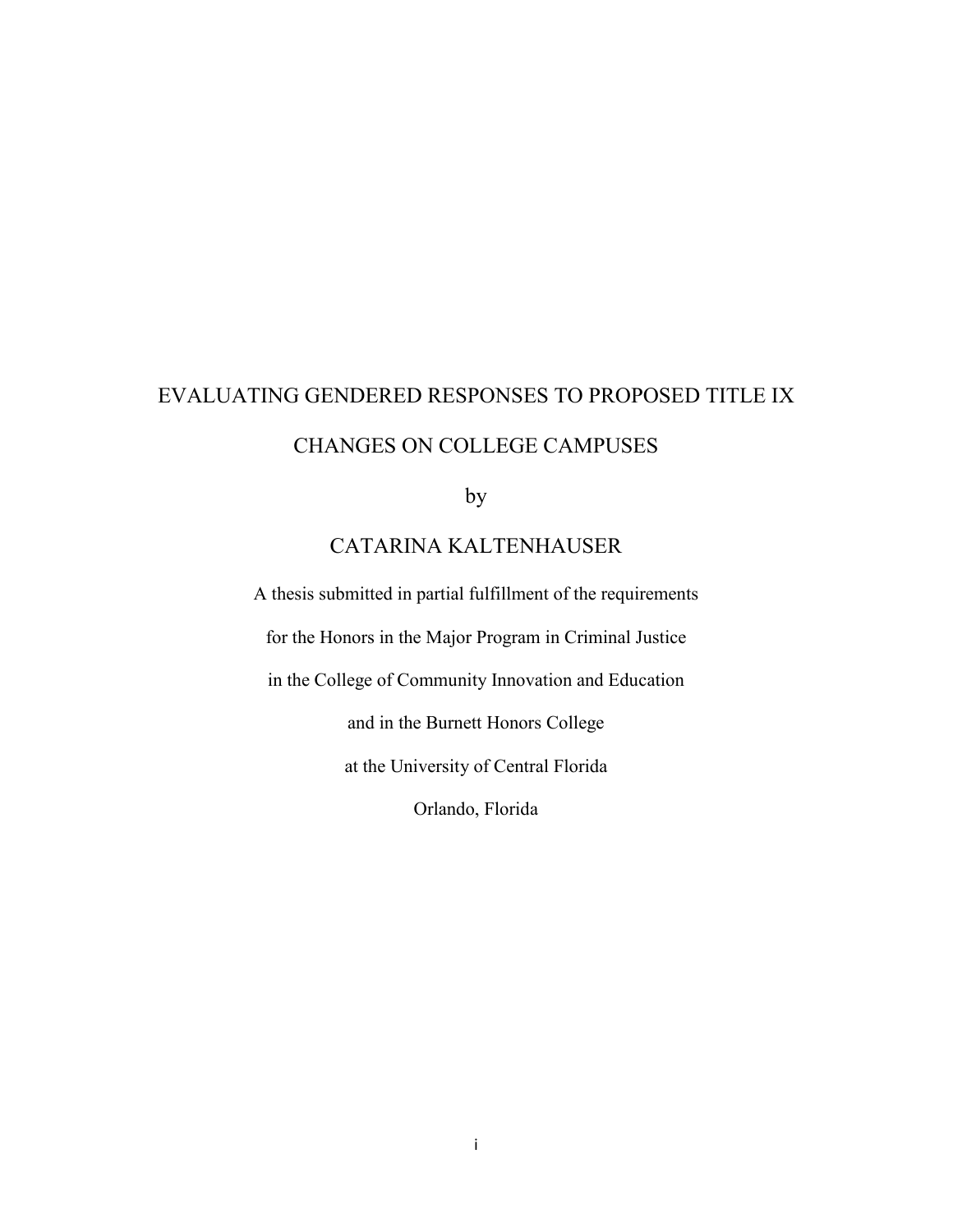# EVALUATING GENDERED RESPONSES TO PROPOSED TITLE IX CHANGES ON COLLEGE CAMPUSES

by

CATARINA KALTENHAUSER

A thesis submitted in partial fulfillment of the requirements

for the Honors in the Major Program in Criminal Justice

in the College of Community Innovation and Education

and in the Burnett Honors College

at the University of Central Florida

Orlando, Florida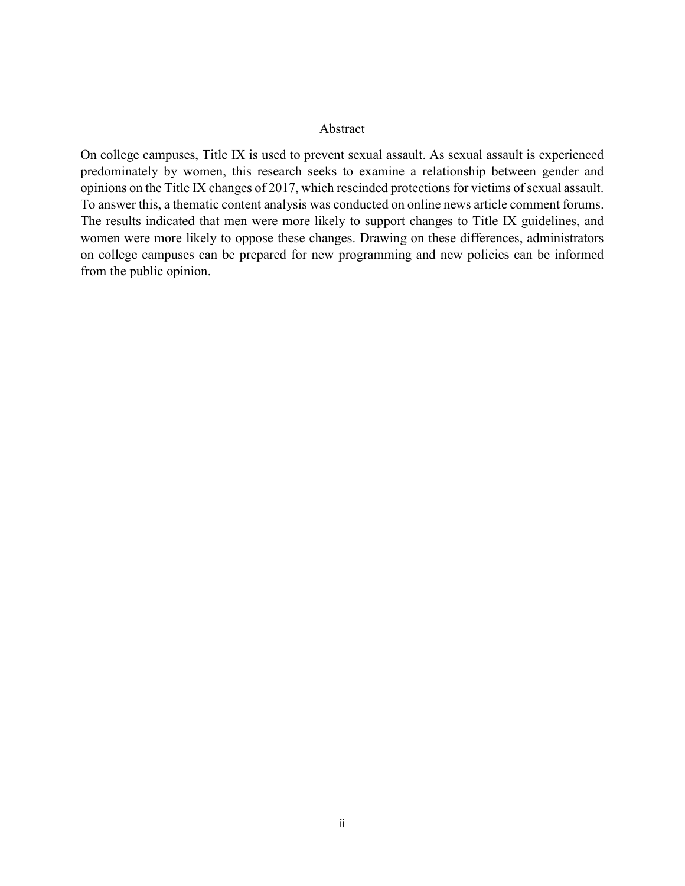# Abstract

On college campuses, Title IX is used to prevent sexual assault. As sexual assault is experienced predominately by women, this research seeks to examine a relationship between gender and opinions on the Title IX changes of 2017, which rescinded protections for victims of sexual assault. To answer this, a thematic content analysis was conducted on online news article comment forums. The results indicated that men were more likely to support changes to Title IX guidelines, and women were more likely to oppose these changes. Drawing on these differences, administrators on college campuses can be prepared for new programming and new policies can be informed from the public opinion.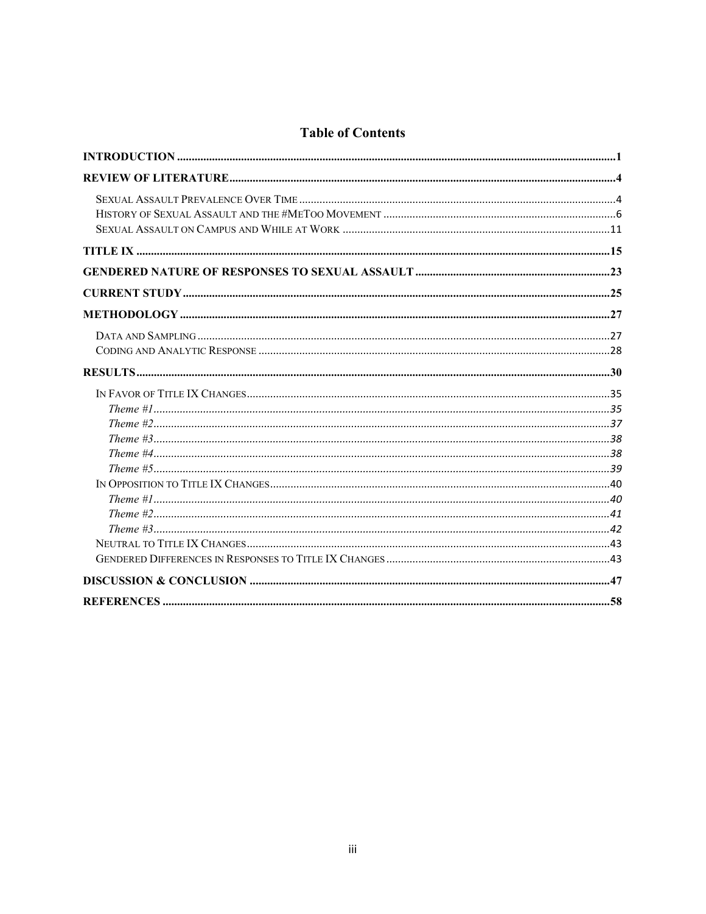## Table of Contents

**INTRODUCTION** ....................................................................................................................................................1

**REVIEW OF LITERATURE**..................................................................................................................................4

SEXUAL ASSAULT PREVALENCE OVER TIME ...........................................................................................................4
HISTORY OF SEXUAL ASSAULT AND THE #METOO MOVEMENT ...............................................................................6
SEXUAL ASSAULT ON CAMPUS AND WHILE AT WORK ..........................................................................................11

**TITLE IX** ................................................................................................................................................................15

**GENDERED NATURE OF RESPONSES TO SEXUAL ASSAULT** ..................................................................23

**CURRENT STUDY**................................................................................................................................................25

**METHODOLOGY** .................................................................................................................................................27

DATA AND SAMPLING ...........................................................................................................................................27
CODING AND ANALYTIC RESPONSE ......................................................................................................................28

**RESULTS**................................................................................................................................................................30

IN FAVOR OF TITLE IX CHANGES..........................................................................................................................35
*Theme #1*..........................................................................................................................................35
*Theme #2*..........................................................................................................................................37
*Theme #3*..........................................................................................................................................38
*Theme #4*..........................................................................................................................................38
*Theme #5*..........................................................................................................................................39
IN OPPOSITION TO TITLE IX CHANGES..................................................................................................................40
*Theme #1*..........................................................................................................................................40
*Theme #2*..........................................................................................................................................41
*Theme #3*..........................................................................................................................................42
NEUTRAL TO TITLE IX CHANGES...........................................................................................................................43
GENDERED DIFFERENCES IN RESPONSES TO TITLE IX CHANGES ............................................................................43

**DISCUSSION & CONCLUSION** ..........................................................................................................................47

**REFERENCES** .......................................................................................................................................................58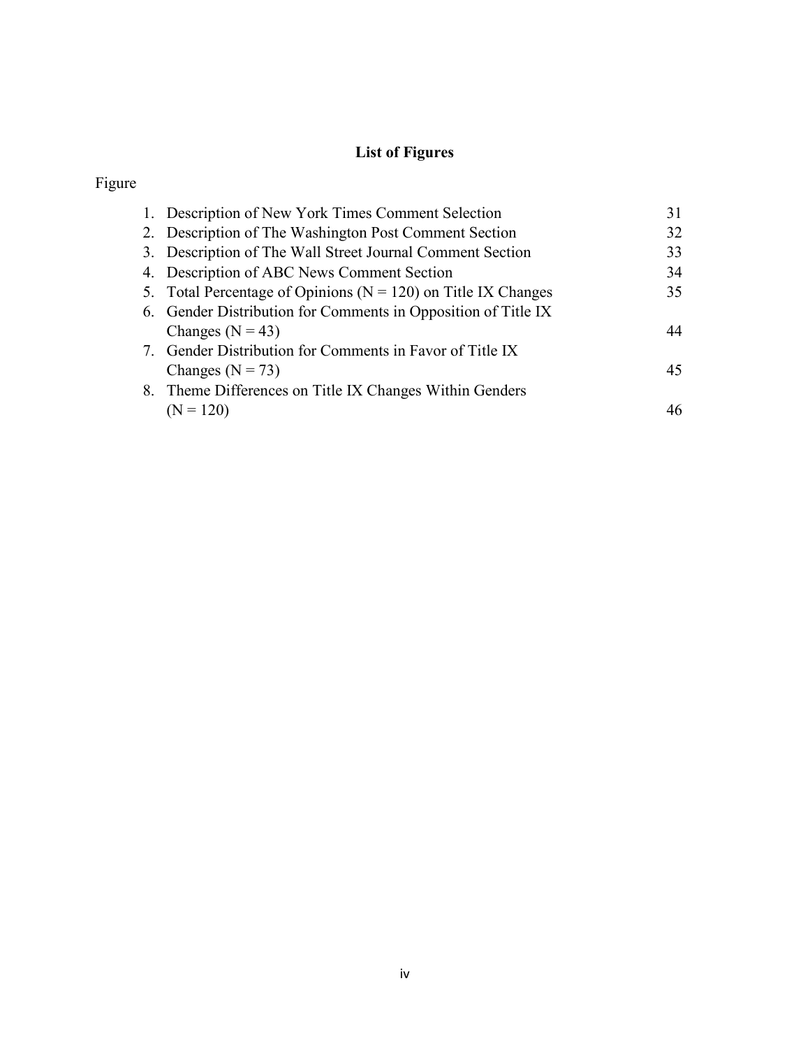# List of Figures

Figure

1. Description of New York Times Comment Selection 31
2. Description of The Washington Post Comment Section 32
3. Description of The Wall Street Journal Comment Section 33
4. Description of ABC News Comment Section 34
5. Total Percentage of Opinions (N = 120) on Title IX Changes 35
6. Gender Distribution for Comments in Opposition of Title IX Changes (N = 43) 44
7. Gender Distribution for Comments in Favor of Title IX Changes (N = 73) 45
8. Theme Differences on Title IX Changes Within Genders (N = 120) 46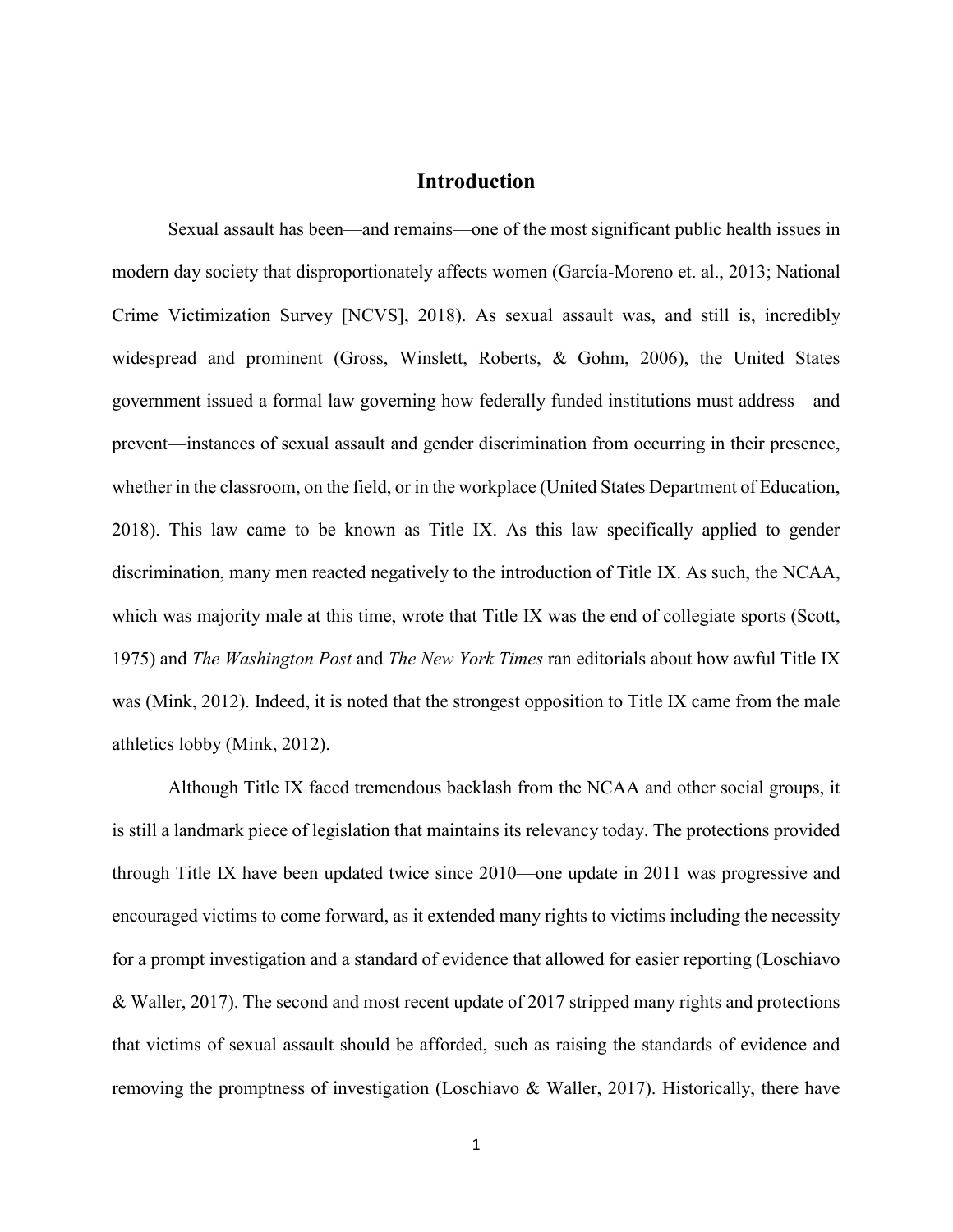# Introduction

Sexual assault has been—and remains—one of the most significant public health issues in modern day society that disproportionately affects women (García-Moreno et. al., 2013; National Crime Victimization Survey [NCVS], 2018). As sexual assault was, and still is, incredibly widespread and prominent (Gross, Winslett, Roberts, & Gohm, 2006), the United States government issued a formal law governing how federally funded institutions must address—and prevent—instances of sexual assault and gender discrimination from occurring in their presence, whether in the classroom, on the field, or in the workplace (United States Department of Education, 2018). This law came to be known as Title IX. As this law specifically applied to gender discrimination, many men reacted negatively to the introduction of Title IX. As such, the NCAA, which was majority male at this time, wrote that Title IX was the end of collegiate sports (Scott, 1975) and *The Washington Post* and *The New York Times* ran editorials about how awful Title IX was (Mink, 2012). Indeed, it is noted that the strongest opposition to Title IX came from the male athletics lobby (Mink, 2012).

Although Title IX faced tremendous backlash from the NCAA and other social groups, it is still a landmark piece of legislation that maintains its relevancy today. The protections provided through Title IX have been updated twice since 2010—one update in 2011 was progressive and encouraged victims to come forward, as it extended many rights to victims including the necessity for a prompt investigation and a standard of evidence that allowed for easier reporting (Loschiavo & Waller, 2017). The second and most recent update of 2017 stripped many rights and protections that victims of sexual assault should be afforded, such as raising the standards of evidence and removing the promptness of investigation (Loschiavo & Waller, 2017). Historically, there have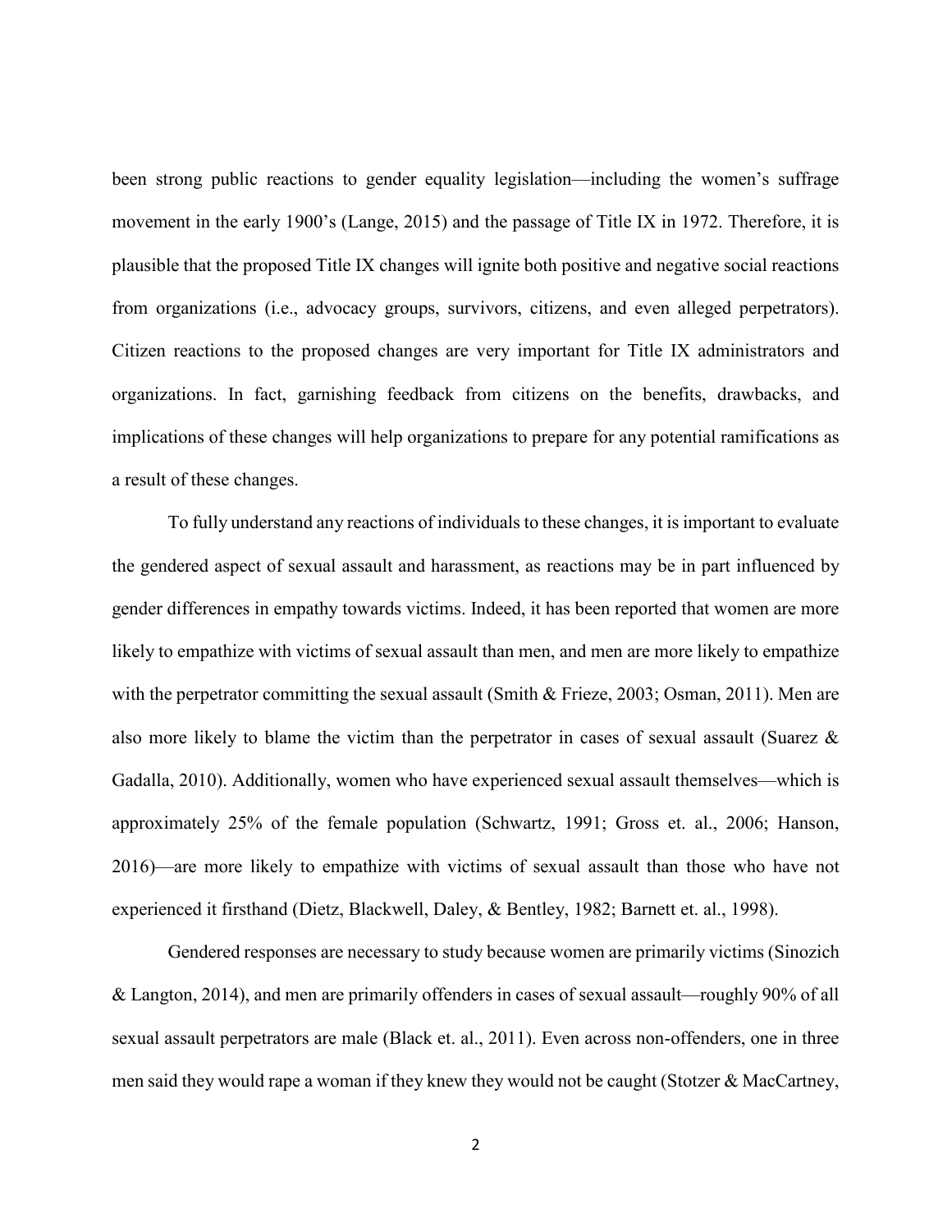been strong public reactions to gender equality legislation—including the women's suffrage movement in the early 1900's (Lange, 2015) and the passage of Title IX in 1972. Therefore, it is plausible that the proposed Title IX changes will ignite both positive and negative social reactions from organizations (i.e., advocacy groups, survivors, citizens, and even alleged perpetrators). Citizen reactions to the proposed changes are very important for Title IX administrators and organizations. In fact, garnishing feedback from citizens on the benefits, drawbacks, and implications of these changes will help organizations to prepare for any potential ramifications as a result of these changes.

To fully understand any reactions of individuals to these changes, it is important to evaluate the gendered aspect of sexual assault and harassment, as reactions may be in part influenced by gender differences in empathy towards victims. Indeed, it has been reported that women are more likely to empathize with victims of sexual assault than men, and men are more likely to empathize with the perpetrator committing the sexual assault (Smith & Frieze, 2003; Osman, 2011). Men are also more likely to blame the victim than the perpetrator in cases of sexual assault (Suarez & Gadalla, 2010). Additionally, women who have experienced sexual assault themselves—which is approximately 25% of the female population (Schwartz, 1991; Gross et. al., 2006; Hanson, 2016)—are more likely to empathize with victims of sexual assault than those who have not experienced it firsthand (Dietz, Blackwell, Daley, & Bentley, 1982; Barnett et. al., 1998).

Gendered responses are necessary to study because women are primarily victims (Sinozich & Langton, 2014), and men are primarily offenders in cases of sexual assault—roughly 90% of all sexual assault perpetrators are male (Black et. al., 2011). Even across non-offenders, one in three men said they would rape a woman if they knew they would not be caught (Stotzer & MacCartney,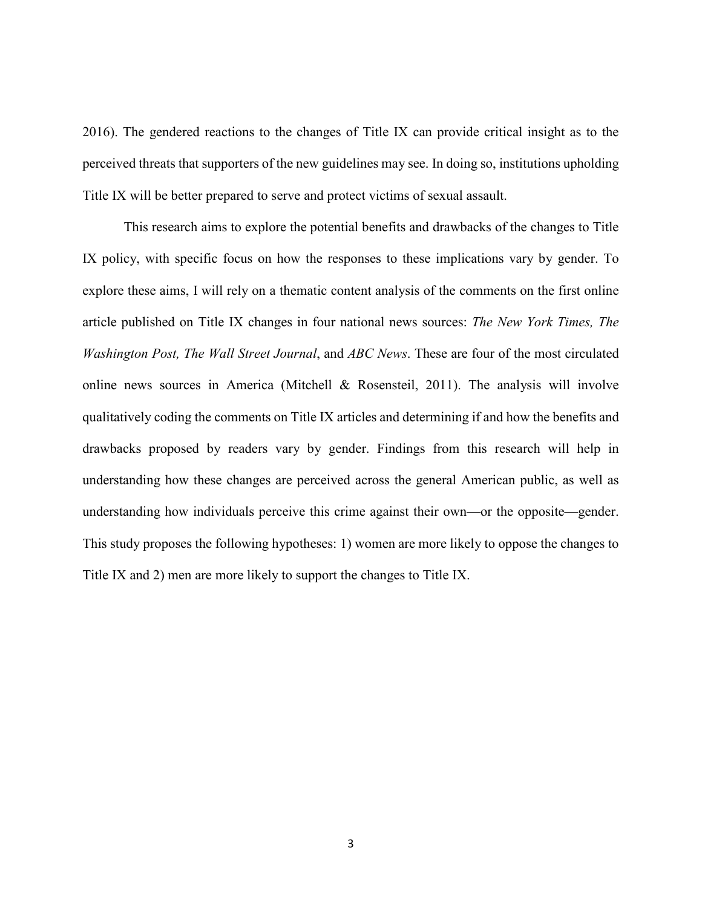2016). The gendered reactions to the changes of Title IX can provide critical insight as to the perceived threats that supporters of the new guidelines may see. In doing so, institutions upholding Title IX will be better prepared to serve and protect victims of sexual assault.

This research aims to explore the potential benefits and drawbacks of the changes to Title IX policy, with specific focus on how the responses to these implications vary by gender. To explore these aims, I will rely on a thematic content analysis of the comments on the first online article published on Title IX changes in four national news sources: *The New York Times, The Washington Post, The Wall Street Journal*, and *ABC News*. These are four of the most circulated online news sources in America (Mitchell & Rosensteil, 2011). The analysis will involve qualitatively coding the comments on Title IX articles and determining if and how the benefits and drawbacks proposed by readers vary by gender. Findings from this research will help in understanding how these changes are perceived across the general American public, as well as understanding how individuals perceive this crime against their own—or the opposite—gender. This study proposes the following hypotheses: 1) women are more likely to oppose the changes to Title IX and 2) men are more likely to support the changes to Title IX.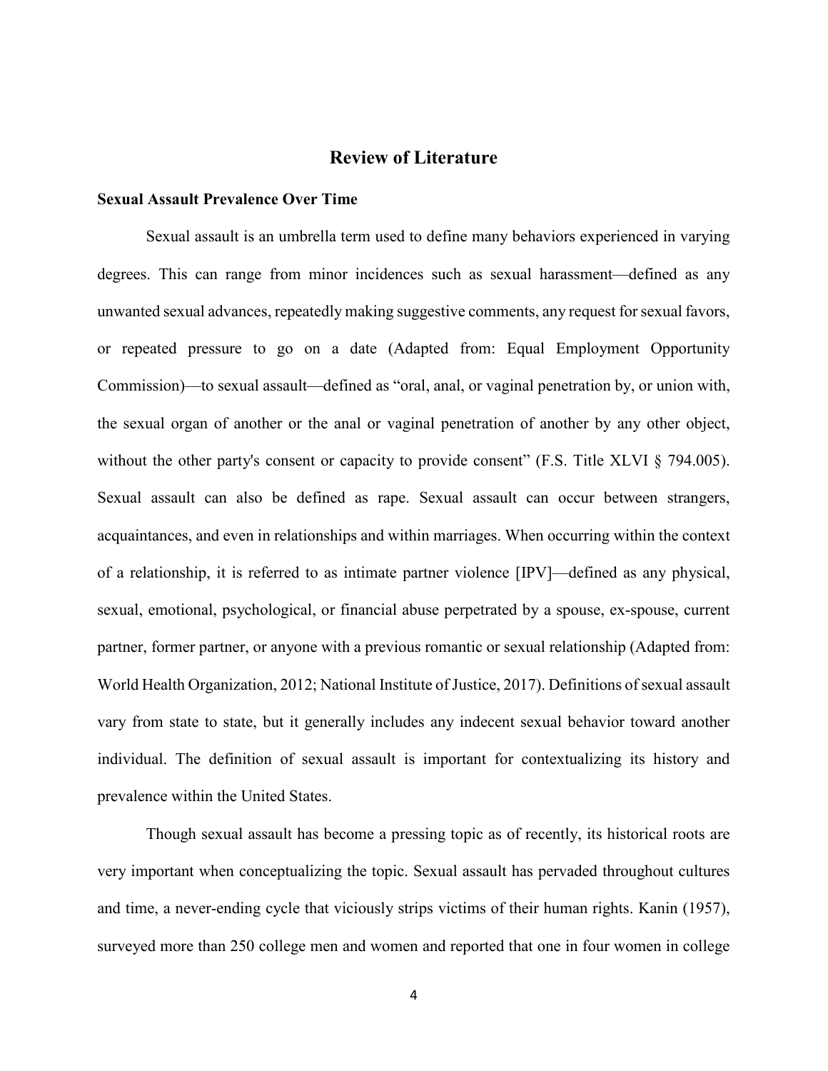# Review of Literature

## Sexual Assault Prevalence Over Time

Sexual assault is an umbrella term used to define many behaviors experienced in varying degrees. This can range from minor incidences such as sexual harassment—defined as any unwanted sexual advances, repeatedly making suggestive comments, any request for sexual favors, or repeated pressure to go on a date (Adapted from: Equal Employment Opportunity Commission)—to sexual assault—defined as "oral, anal, or vaginal penetration by, or union with, the sexual organ of another or the anal or vaginal penetration of another by any other object, without the other party's consent or capacity to provide consent" (F.S. Title XLVI § 794.005). Sexual assault can also be defined as rape. Sexual assault can occur between strangers, acquaintances, and even in relationships and within marriages. When occurring within the context of a relationship, it is referred to as intimate partner violence [IPV]—defined as any physical, sexual, emotional, psychological, or financial abuse perpetrated by a spouse, ex-spouse, current partner, former partner, or anyone with a previous romantic or sexual relationship (Adapted from: World Health Organization, 2012; National Institute of Justice, 2017). Definitions of sexual assault vary from state to state, but it generally includes any indecent sexual behavior toward another individual. The definition of sexual assault is important for contextualizing its history and prevalence within the United States.

Though sexual assault has become a pressing topic as of recently, its historical roots are very important when conceptualizing the topic. Sexual assault has pervaded throughout cultures and time, a never-ending cycle that viciously strips victims of their human rights. Kanin (1957), surveyed more than 250 college men and women and reported that one in four women in college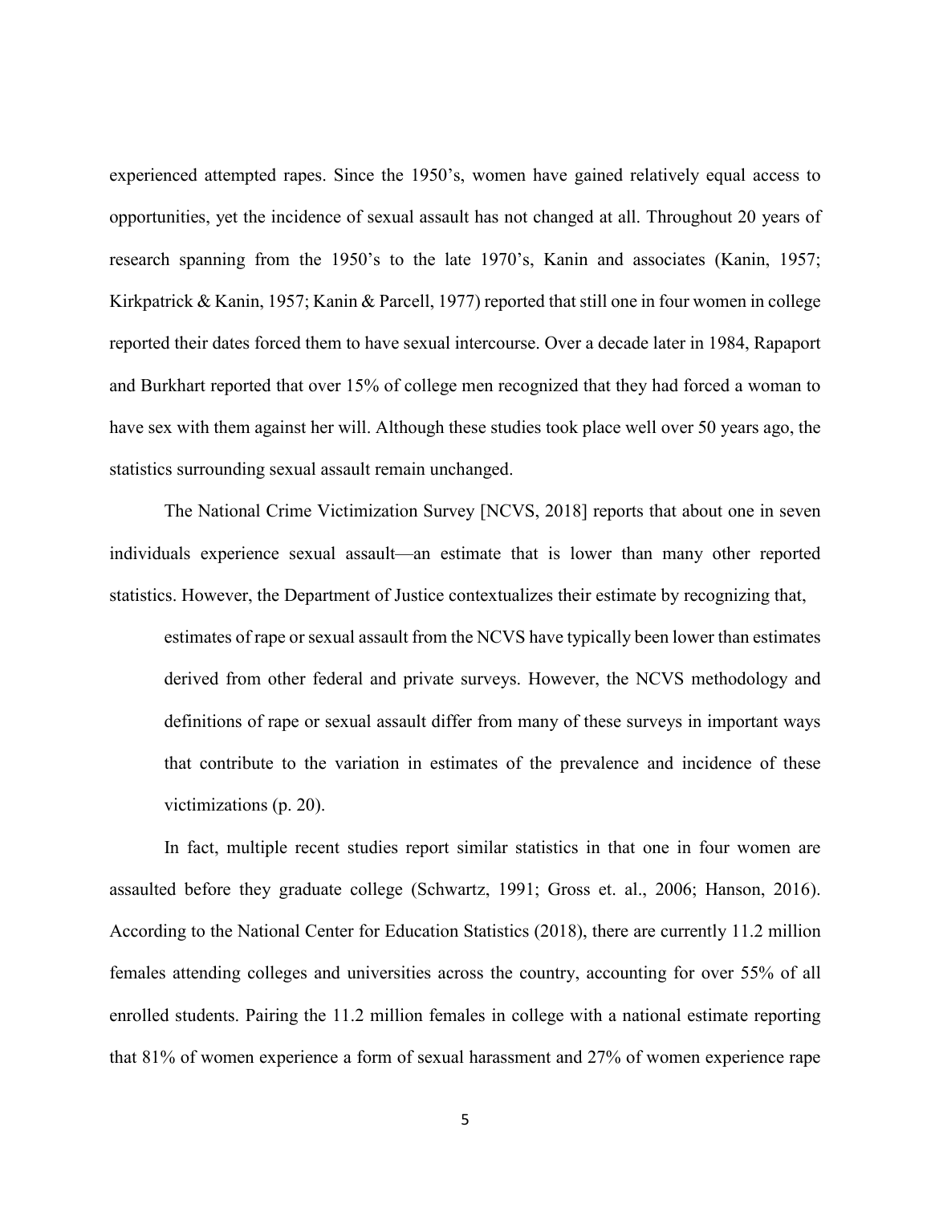experienced attempted rapes. Since the 1950's, women have gained relatively equal access to opportunities, yet the incidence of sexual assault has not changed at all. Throughout 20 years of research spanning from the 1950's to the late 1970's, Kanin and associates (Kanin, 1957; Kirkpatrick & Kanin, 1957; Kanin & Parcell, 1977) reported that still one in four women in college reported their dates forced them to have sexual intercourse. Over a decade later in 1984, Rapaport and Burkhart reported that over 15% of college men recognized that they had forced a woman to have sex with them against her will. Although these studies took place well over 50 years ago, the statistics surrounding sexual assault remain unchanged.

The National Crime Victimization Survey [NCVS, 2018] reports that about one in seven individuals experience sexual assault—an estimate that is lower than many other reported statistics. However, the Department of Justice contextualizes their estimate by recognizing that,

> estimates of rape or sexual assault from the NCVS have typically been lower than estimates derived from other federal and private surveys. However, the NCVS methodology and definitions of rape or sexual assault differ from many of these surveys in important ways that contribute to the variation in estimates of the prevalence and incidence of these victimizations (p. 20).

In fact, multiple recent studies report similar statistics in that one in four women are assaulted before they graduate college (Schwartz, 1991; Gross et. al., 2006; Hanson, 2016). According to the National Center for Education Statistics (2018), there are currently 11.2 million females attending colleges and universities across the country, accounting for over 55% of all enrolled students. Pairing the 11.2 million females in college with a national estimate reporting that 81% of women experience a form of sexual harassment and 27% of women experience rape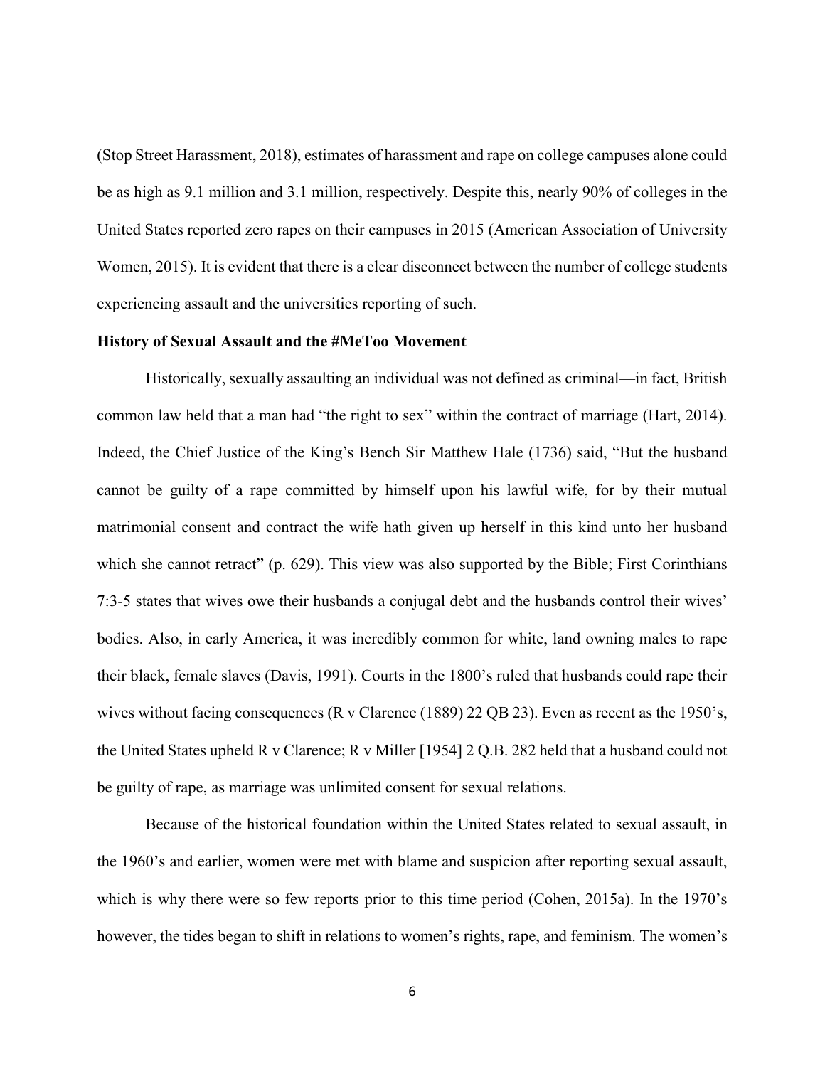(Stop Street Harassment, 2018), estimates of harassment and rape on college campuses alone could be as high as 9.1 million and 3.1 million, respectively. Despite this, nearly 90% of colleges in the United States reported zero rapes on their campuses in 2015 (American Association of University Women, 2015). It is evident that there is a clear disconnect between the number of college students experiencing assault and the universities reporting of such.

**History of Sexual Assault and the #MeToo Movement**

Historically, sexually assaulting an individual was not defined as criminal—in fact, British common law held that a man had "the right to sex" within the contract of marriage (Hart, 2014). Indeed, the Chief Justice of the King's Bench Sir Matthew Hale (1736) said, "But the husband cannot be guilty of a rape committed by himself upon his lawful wife, for by their mutual matrimonial consent and contract the wife hath given up herself in this kind unto her husband which she cannot retract" (p. 629). This view was also supported by the Bible; First Corinthians 7:3-5 states that wives owe their husbands a conjugal debt and the husbands control their wives' bodies. Also, in early America, it was incredibly common for white, land owning males to rape their black, female slaves (Davis, 1991). Courts in the 1800's ruled that husbands could rape their wives without facing consequences (R v Clarence (1889) 22 QB 23). Even as recent as the 1950's, the United States upheld R v Clarence; R v Miller [1954] 2 Q.B. 282 held that a husband could not be guilty of rape, as marriage was unlimited consent for sexual relations.

Because of the historical foundation within the United States related to sexual assault, in the 1960's and earlier, women were met with blame and suspicion after reporting sexual assault, which is why there were so few reports prior to this time period (Cohen, 2015a). In the 1970's however, the tides began to shift in relations to women's rights, rape, and feminism. The women's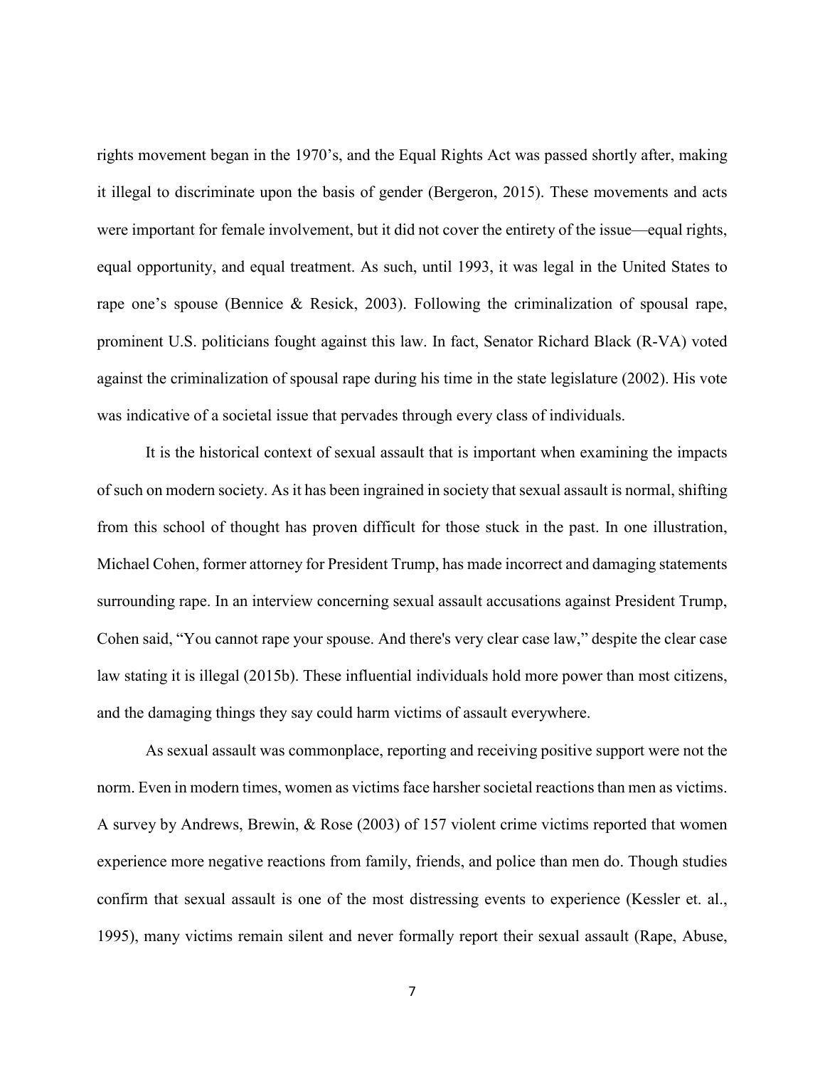rights movement began in the 1970's, and the Equal Rights Act was passed shortly after, making it illegal to discriminate upon the basis of gender (Bergeron, 2015). These movements and acts were important for female involvement, but it did not cover the entirety of the issue—equal rights, equal opportunity, and equal treatment. As such, until 1993, it was legal in the United States to rape one's spouse (Bennice & Resick, 2003). Following the criminalization of spousal rape, prominent U.S. politicians fought against this law. In fact, Senator Richard Black (R-VA) voted against the criminalization of spousal rape during his time in the state legislature (2002). His vote was indicative of a societal issue that pervades through every class of individuals.

It is the historical context of sexual assault that is important when examining the impacts of such on modern society. As it has been ingrained in society that sexual assault is normal, shifting from this school of thought has proven difficult for those stuck in the past. In one illustration, Michael Cohen, former attorney for President Trump, has made incorrect and damaging statements surrounding rape. In an interview concerning sexual assault accusations against President Trump, Cohen said, "You cannot rape your spouse. And there's very clear case law," despite the clear case law stating it is illegal (2015b). These influential individuals hold more power than most citizens, and the damaging things they say could harm victims of assault everywhere.

As sexual assault was commonplace, reporting and receiving positive support were not the norm. Even in modern times, women as victims face harsher societal reactions than men as victims. A survey by Andrews, Brewin, & Rose (2003) of 157 violent crime victims reported that women experience more negative reactions from family, friends, and police than men do. Though studies confirm that sexual assault is one of the most distressing events to experience (Kessler et. al., 1995), many victims remain silent and never formally report their sexual assault (Rape, Abuse,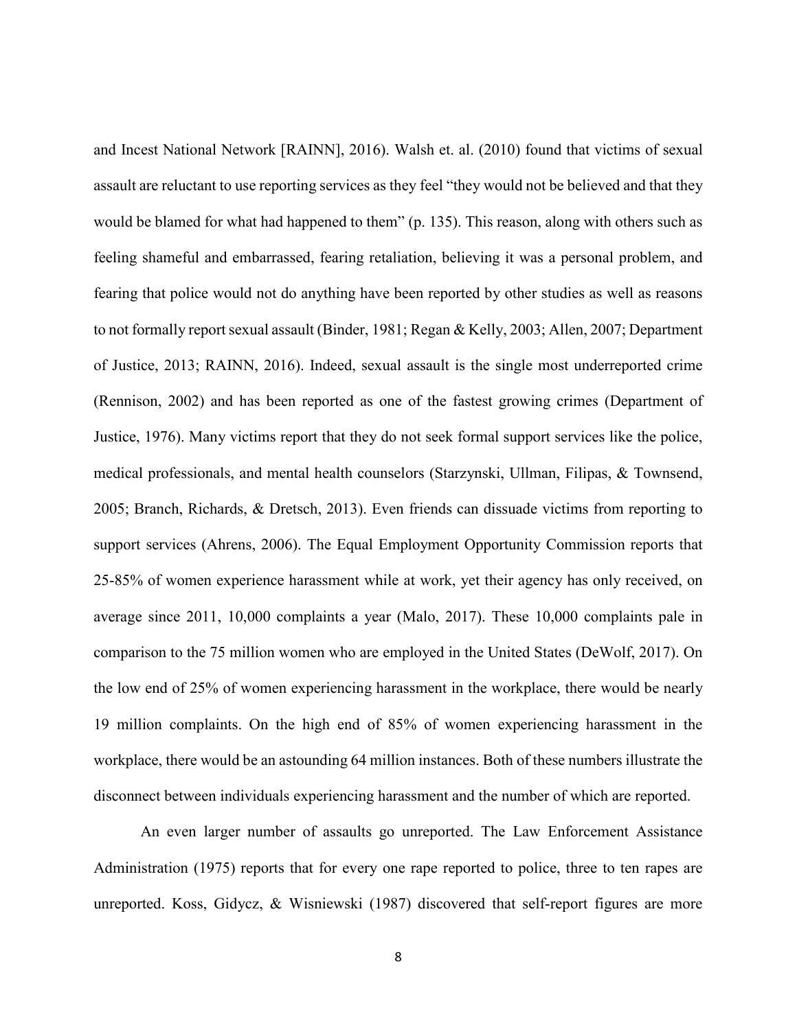and Incest National Network [RAINN], 2016). Walsh et. al. (2010) found that victims of sexual assault are reluctant to use reporting services as they feel "they would not be believed and that they would be blamed for what had happened to them" (p. 135). This reason, along with others such as feeling shameful and embarrassed, fearing retaliation, believing it was a personal problem, and fearing that police would not do anything have been reported by other studies as well as reasons to not formally report sexual assault (Binder, 1981; Regan & Kelly, 2003; Allen, 2007; Department of Justice, 2013; RAINN, 2016). Indeed, sexual assault is the single most underreported crime (Rennison, 2002) and has been reported as one of the fastest growing crimes (Department of Justice, 1976). Many victims report that they do not seek formal support services like the police, medical professionals, and mental health counselors (Starzynski, Ullman, Filipas, & Townsend, 2005; Branch, Richards, & Dretsch, 2013). Even friends can dissuade victims from reporting to support services (Ahrens, 2006). The Equal Employment Opportunity Commission reports that 25-85% of women experience harassment while at work, yet their agency has only received, on average since 2011, 10,000 complaints a year (Malo, 2017). These 10,000 complaints pale in comparison to the 75 million women who are employed in the United States (DeWolf, 2017). On the low end of 25% of women experiencing harassment in the workplace, there would be nearly 19 million complaints. On the high end of 85% of women experiencing harassment in the workplace, there would be an astounding 64 million instances. Both of these numbers illustrate the disconnect between individuals experiencing harassment and the number of which are reported.

An even larger number of assaults go unreported. The Law Enforcement Assistance Administration (1975) reports that for every one rape reported to police, three to ten rapes are unreported. Koss, Gidycz, & Wisniewski (1987) discovered that self-report figures are more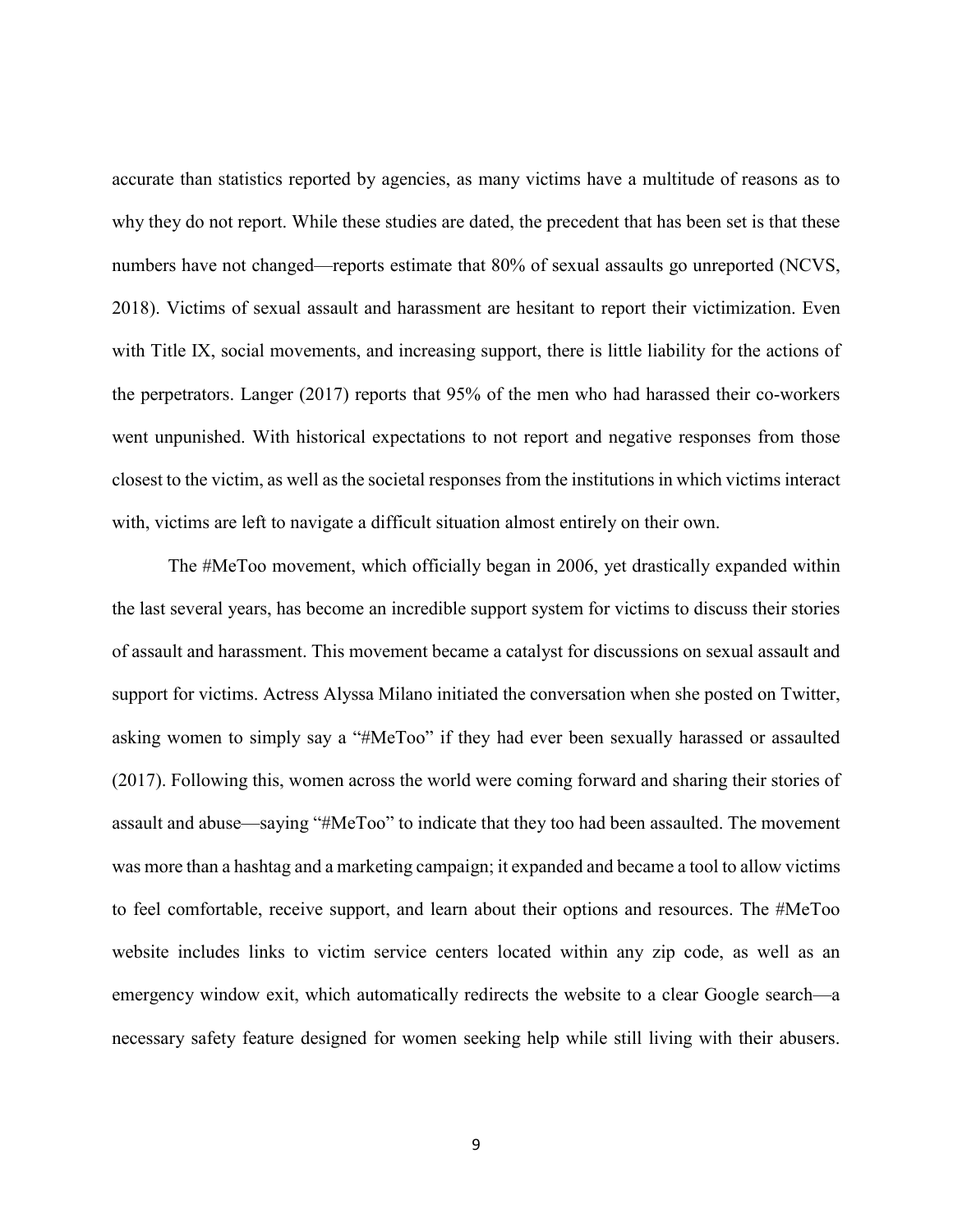accurate than statistics reported by agencies, as many victims have a multitude of reasons as to why they do not report. While these studies are dated, the precedent that has been set is that these numbers have not changed—reports estimate that 80% of sexual assaults go unreported (NCVS, 2018). Victims of sexual assault and harassment are hesitant to report their victimization. Even with Title IX, social movements, and increasing support, there is little liability for the actions of the perpetrators. Langer (2017) reports that 95% of the men who had harassed their co-workers went unpunished. With historical expectations to not report and negative responses from those closest to the victim, as well as the societal responses from the institutions in which victims interact with, victims are left to navigate a difficult situation almost entirely on their own.

The #MeToo movement, which officially began in 2006, yet drastically expanded within the last several years, has become an incredible support system for victims to discuss their stories of assault and harassment. This movement became a catalyst for discussions on sexual assault and support for victims. Actress Alyssa Milano initiated the conversation when she posted on Twitter, asking women to simply say a "#MeToo" if they had ever been sexually harassed or assaulted (2017). Following this, women across the world were coming forward and sharing their stories of assault and abuse—saying "#MeToo" to indicate that they too had been assaulted. The movement was more than a hashtag and a marketing campaign; it expanded and became a tool to allow victims to feel comfortable, receive support, and learn about their options and resources. The #MeToo website includes links to victim service centers located within any zip code, as well as an emergency window exit, which automatically redirects the website to a clear Google search—a necessary safety feature designed for women seeking help while still living with their abusers.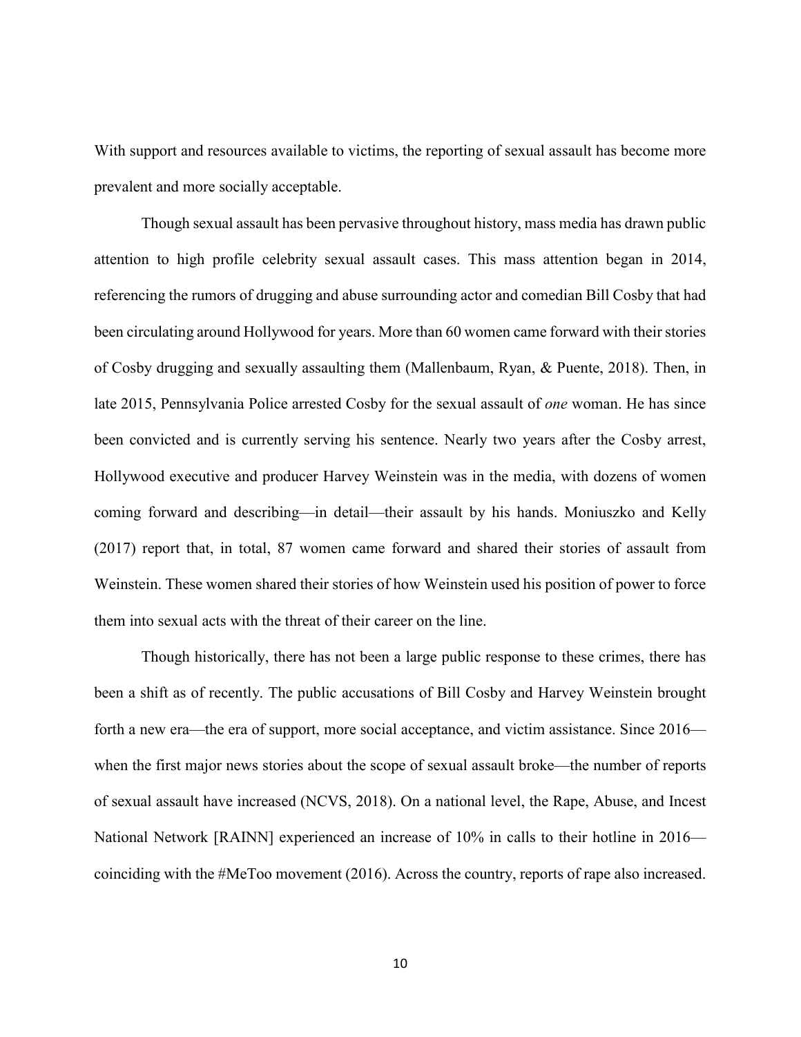With support and resources available to victims, the reporting of sexual assault has become more prevalent and more socially acceptable.

Though sexual assault has been pervasive throughout history, mass media has drawn public attention to high profile celebrity sexual assault cases. This mass attention began in 2014, referencing the rumors of drugging and abuse surrounding actor and comedian Bill Cosby that had been circulating around Hollywood for years. More than 60 women came forward with their stories of Cosby drugging and sexually assaulting them (Mallenbaum, Ryan, & Puente, 2018). Then, in late 2015, Pennsylvania Police arrested Cosby for the sexual assault of *one* woman. He has since been convicted and is currently serving his sentence. Nearly two years after the Cosby arrest, Hollywood executive and producer Harvey Weinstein was in the media, with dozens of women coming forward and describing—in detail—their assault by his hands. Moniuszko and Kelly (2017) report that, in total, 87 women came forward and shared their stories of assault from Weinstein. These women shared their stories of how Weinstein used his position of power to force them into sexual acts with the threat of their career on the line.

Though historically, there has not been a large public response to these crimes, there has been a shift as of recently. The public accusations of Bill Cosby and Harvey Weinstein brought forth a new era—the era of support, more social acceptance, and victim assistance. Since 2016—when the first major news stories about the scope of sexual assault broke—the number of reports of sexual assault have increased (NCVS, 2018). On a national level, the Rape, Abuse, and Incest National Network [RAINN] experienced an increase of 10% in calls to their hotline in 2016—coinciding with the #MeToo movement (2016). Across the country, reports of rape also increased.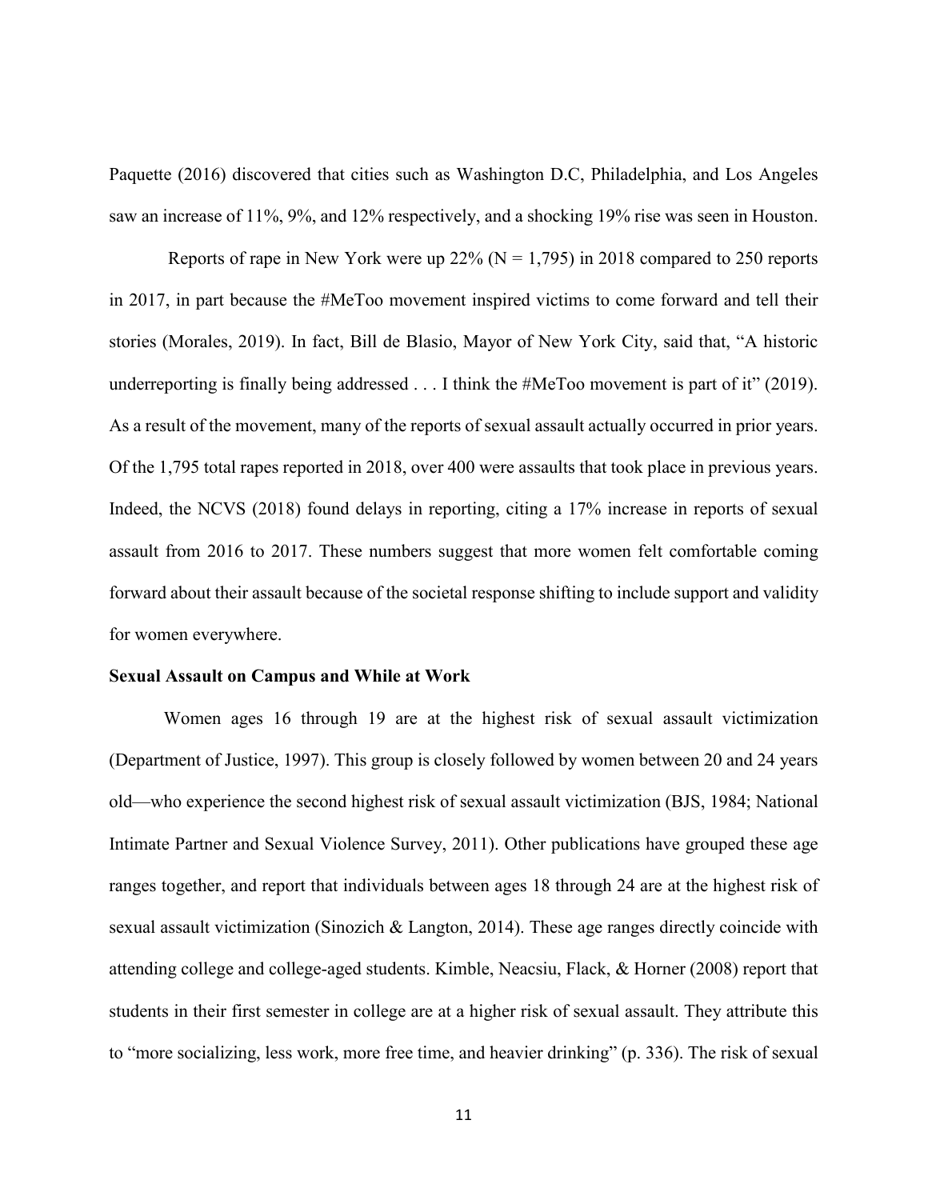Paquette (2016) discovered that cities such as Washington D.C, Philadelphia, and Los Angeles saw an increase of 11%, 9%, and 12% respectively, and a shocking 19% rise was seen in Houston.

Reports of rape in New York were up 22% (N = 1,795) in 2018 compared to 250 reports in 2017, in part because the #MeToo movement inspired victims to come forward and tell their stories (Morales, 2019). In fact, Bill de Blasio, Mayor of New York City, said that, "A historic underreporting is finally being addressed . . . I think the #MeToo movement is part of it" (2019). As a result of the movement, many of the reports of sexual assault actually occurred in prior years. Of the 1,795 total rapes reported in 2018, over 400 were assaults that took place in previous years. Indeed, the NCVS (2018) found delays in reporting, citing a 17% increase in reports of sexual assault from 2016 to 2017. These numbers suggest that more women felt comfortable coming forward about their assault because of the societal response shifting to include support and validity for women everywhere.

**Sexual Assault on Campus and While at Work**

Women ages 16 through 19 are at the highest risk of sexual assault victimization (Department of Justice, 1997). This group is closely followed by women between 20 and 24 years old—who experience the second highest risk of sexual assault victimization (BJS, 1984; National Intimate Partner and Sexual Violence Survey, 2011). Other publications have grouped these age ranges together, and report that individuals between ages 18 through 24 are at the highest risk of sexual assault victimization (Sinozich & Langton, 2014). These age ranges directly coincide with attending college and college-aged students. Kimble, Neacsiu, Flack, & Horner (2008) report that students in their first semester in college are at a higher risk of sexual assault. They attribute this to "more socializing, less work, more free time, and heavier drinking" (p. 336). The risk of sexual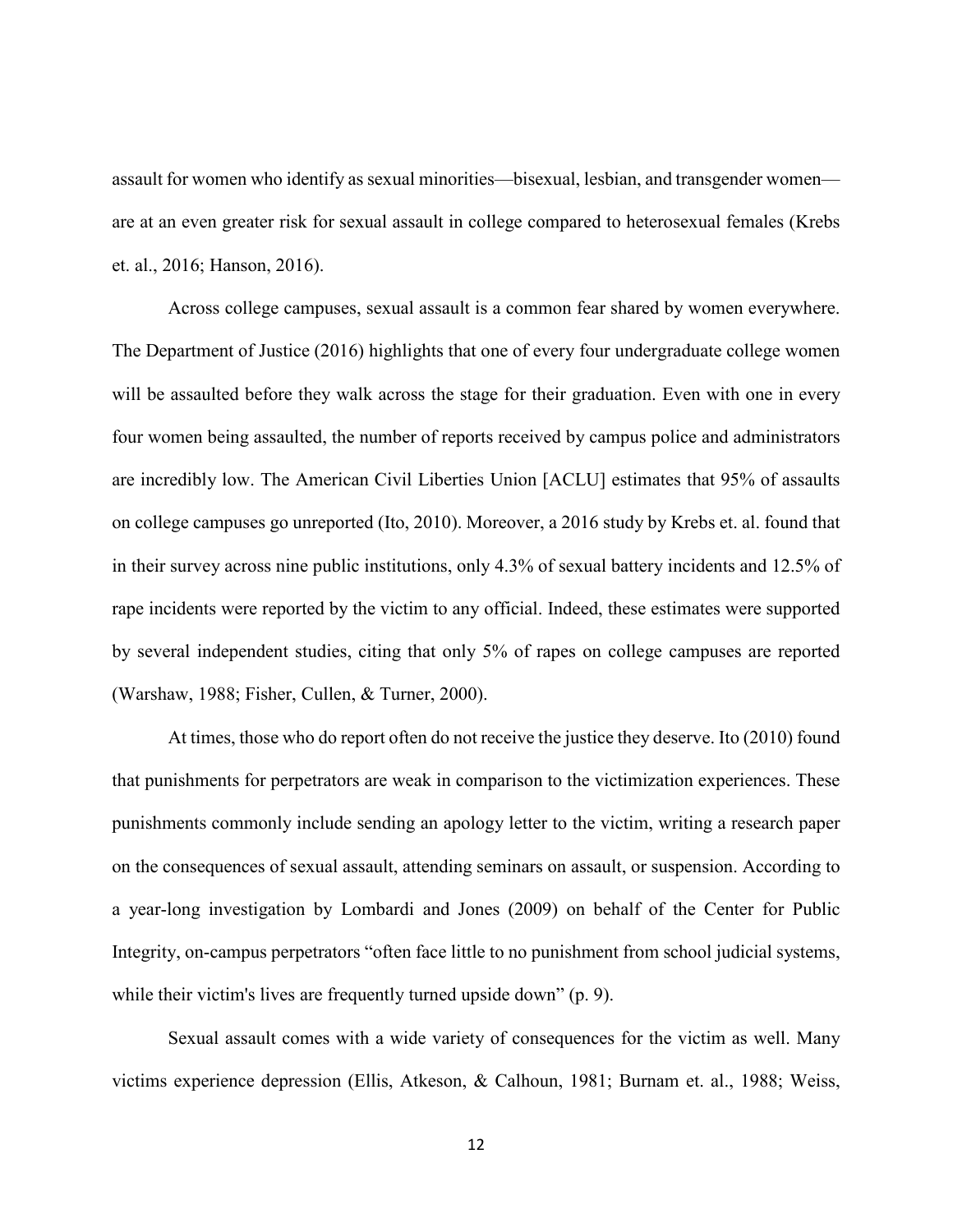assault for women who identify as sexual minorities—bisexual, lesbian, and transgender women—are at an even greater risk for sexual assault in college compared to heterosexual females (Krebs et. al., 2016; Hanson, 2016).

Across college campuses, sexual assault is a common fear shared by women everywhere. The Department of Justice (2016) highlights that one of every four undergraduate college women will be assaulted before they walk across the stage for their graduation. Even with one in every four women being assaulted, the number of reports received by campus police and administrators are incredibly low. The American Civil Liberties Union [ACLU] estimates that 95% of assaults on college campuses go unreported (Ito, 2010). Moreover, a 2016 study by Krebs et. al. found that in their survey across nine public institutions, only 4.3% of sexual battery incidents and 12.5% of rape incidents were reported by the victim to any official. Indeed, these estimates were supported by several independent studies, citing that only 5% of rapes on college campuses are reported (Warshaw, 1988; Fisher, Cullen, & Turner, 2000).

At times, those who do report often do not receive the justice they deserve. Ito (2010) found that punishments for perpetrators are weak in comparison to the victimization experiences. These punishments commonly include sending an apology letter to the victim, writing a research paper on the consequences of sexual assault, attending seminars on assault, or suspension. According to a year-long investigation by Lombardi and Jones (2009) on behalf of the Center for Public Integrity, on-campus perpetrators "often face little to no punishment from school judicial systems, while their victim's lives are frequently turned upside down" (p. 9).

Sexual assault comes with a wide variety of consequences for the victim as well. Many victims experience depression (Ellis, Atkeson, & Calhoun, 1981; Burnam et. al., 1988; Weiss,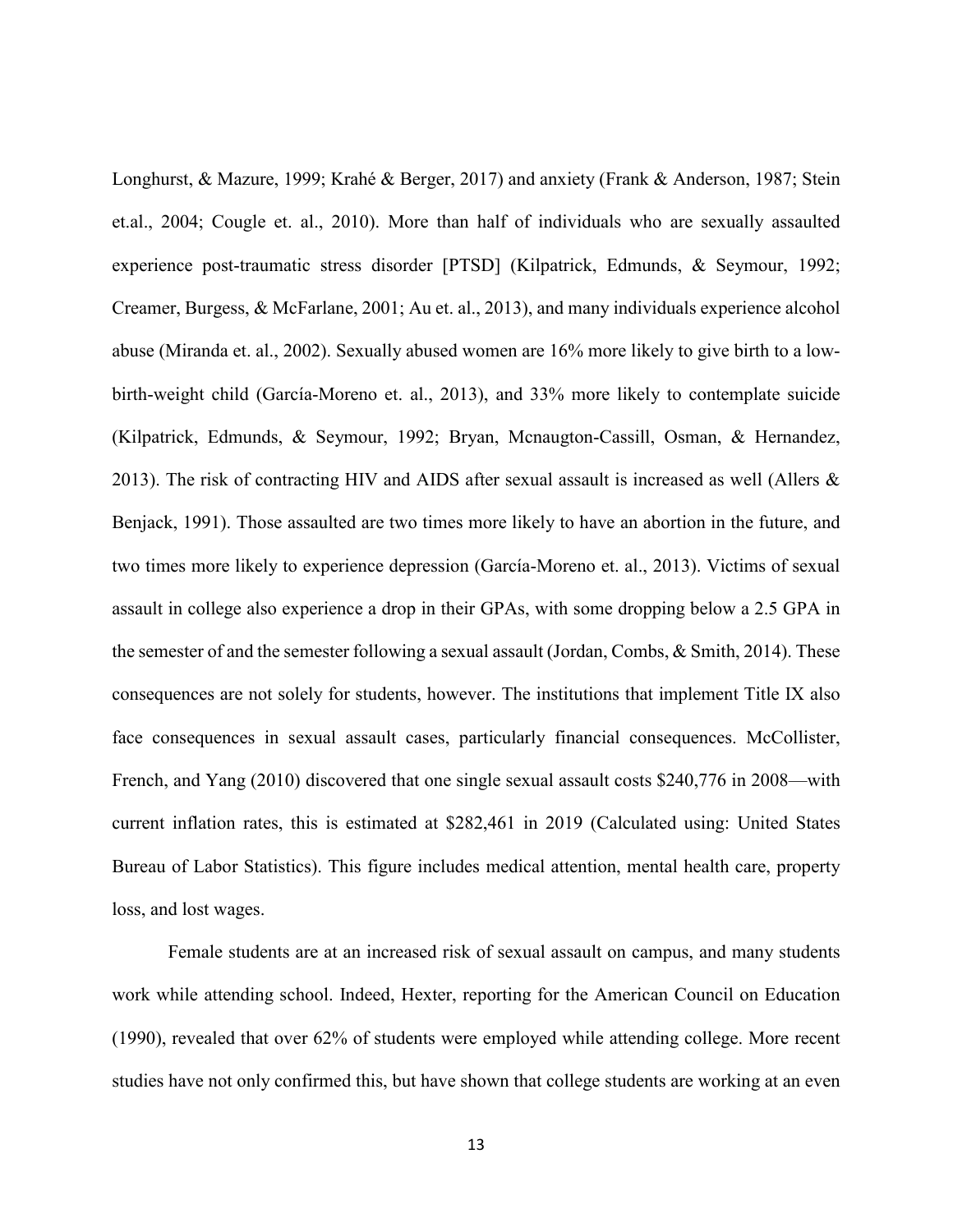Longhurst, & Mazure, 1999; Krahé & Berger, 2017) and anxiety (Frank & Anderson, 1987; Stein et.al., 2004; Cougle et. al., 2010). More than half of individuals who are sexually assaulted experience post-traumatic stress disorder [PTSD] (Kilpatrick, Edmunds, & Seymour, 1992; Creamer, Burgess, & McFarlane, 2001; Au et. al., 2013), and many individuals experience alcohol abuse (Miranda et. al., 2002). Sexually abused women are 16% more likely to give birth to a low-birth-weight child (García-Moreno et. al., 2013), and 33% more likely to contemplate suicide (Kilpatrick, Edmunds, & Seymour, 1992; Bryan, Mcnaugton-Cassill, Osman, & Hernandez, 2013). The risk of contracting HIV and AIDS after sexual assault is increased as well (Allers & Benjack, 1991). Those assaulted are two times more likely to have an abortion in the future, and two times more likely to experience depression (García-Moreno et. al., 2013). Victims of sexual assault in college also experience a drop in their GPAs, with some dropping below a 2.5 GPA in the semester of and the semester following a sexual assault (Jordan, Combs, & Smith, 2014). These consequences are not solely for students, however. The institutions that implement Title IX also face consequences in sexual assault cases, particularly financial consequences. McCollister, French, and Yang (2010) discovered that one single sexual assault costs $240,776 in 2008—with current inflation rates, this is estimated at $282,461 in 2019 (Calculated using: United States Bureau of Labor Statistics). This figure includes medical attention, mental health care, property loss, and lost wages.

Female students are at an increased risk of sexual assault on campus, and many students work while attending school. Indeed, Hexter, reporting for the American Council on Education (1990), revealed that over 62% of students were employed while attending college. More recent studies have not only confirmed this, but have shown that college students are working at an even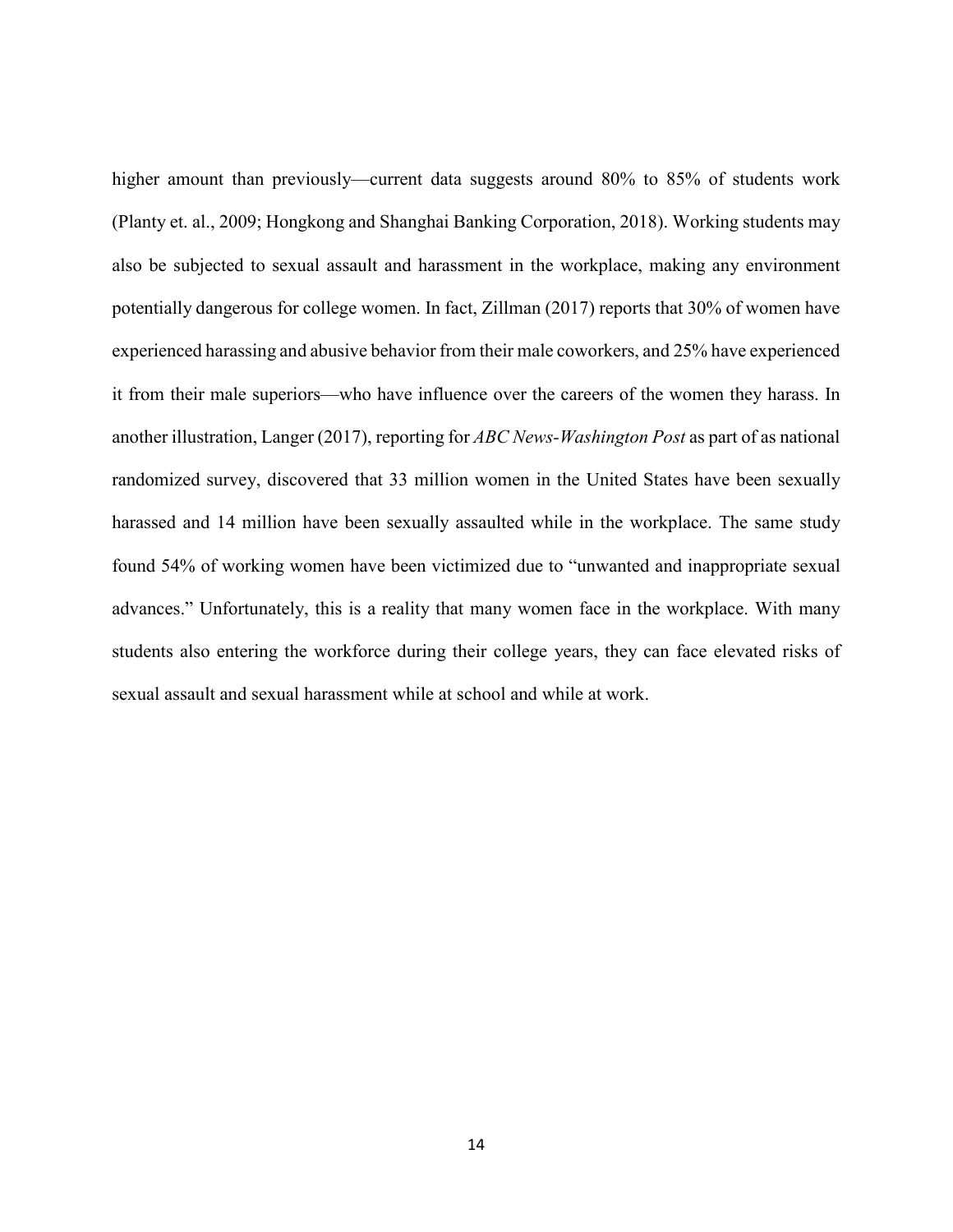higher amount than previously—current data suggests around 80% to 85% of students work (Planty et. al., 2009; Hongkong and Shanghai Banking Corporation, 2018). Working students may also be subjected to sexual assault and harassment in the workplace, making any environment potentially dangerous for college women. In fact, Zillman (2017) reports that 30% of women have experienced harassing and abusive behavior from their male coworkers, and 25% have experienced it from their male superiors—who have influence over the careers of the women they harass. In another illustration, Langer (2017), reporting for *ABC News-Washington Post* as part of as national randomized survey, discovered that 33 million women in the United States have been sexually harassed and 14 million have been sexually assaulted while in the workplace. The same study found 54% of working women have been victimized due to "unwanted and inappropriate sexual advances." Unfortunately, this is a reality that many women face in the workplace. With many students also entering the workforce during their college years, they can face elevated risks of sexual assault and sexual harassment while at school and while at work.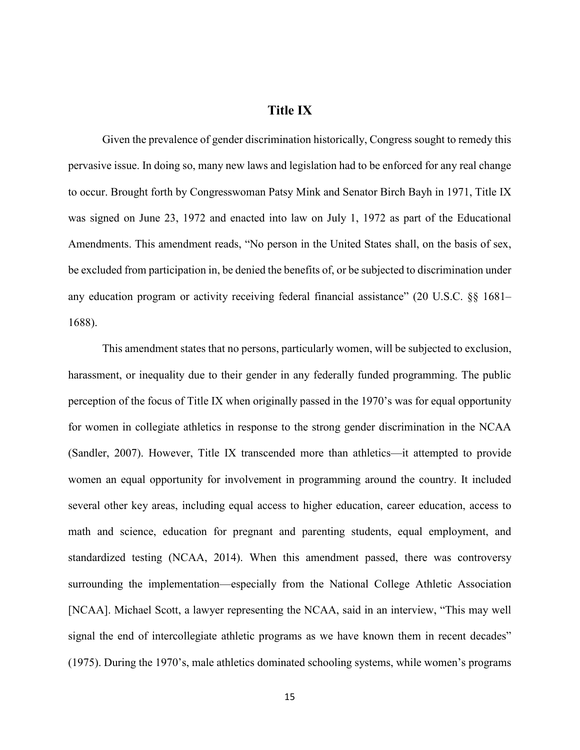## Title IX

Given the prevalence of gender discrimination historically, Congress sought to remedy this pervasive issue. In doing so, many new laws and legislation had to be enforced for any real change to occur. Brought forth by Congresswoman Patsy Mink and Senator Birch Bayh in 1971, Title IX was signed on June 23, 1972 and enacted into law on July 1, 1972 as part of the Educational Amendments. This amendment reads, "No person in the United States shall, on the basis of sex, be excluded from participation in, be denied the benefits of, or be subjected to discrimination under any education program or activity receiving federal financial assistance" (20 U.S.C. §§ 1681–1688).

This amendment states that no persons, particularly women, will be subjected to exclusion, harassment, or inequality due to their gender in any federally funded programming. The public perception of the focus of Title IX when originally passed in the 1970's was for equal opportunity for women in collegiate athletics in response to the strong gender discrimination in the NCAA (Sandler, 2007). However, Title IX transcended more than athletics—it attempted to provide women an equal opportunity for involvement in programming around the country. It included several other key areas, including equal access to higher education, career education, access to math and science, education for pregnant and parenting students, equal employment, and standardized testing (NCAA, 2014). When this amendment passed, there was controversy surrounding the implementation—especially from the National College Athletic Association [NCAA]. Michael Scott, a lawyer representing the NCAA, said in an interview, "This may well signal the end of intercollegiate athletic programs as we have known them in recent decades" (1975). During the 1970's, male athletics dominated schooling systems, while women's programs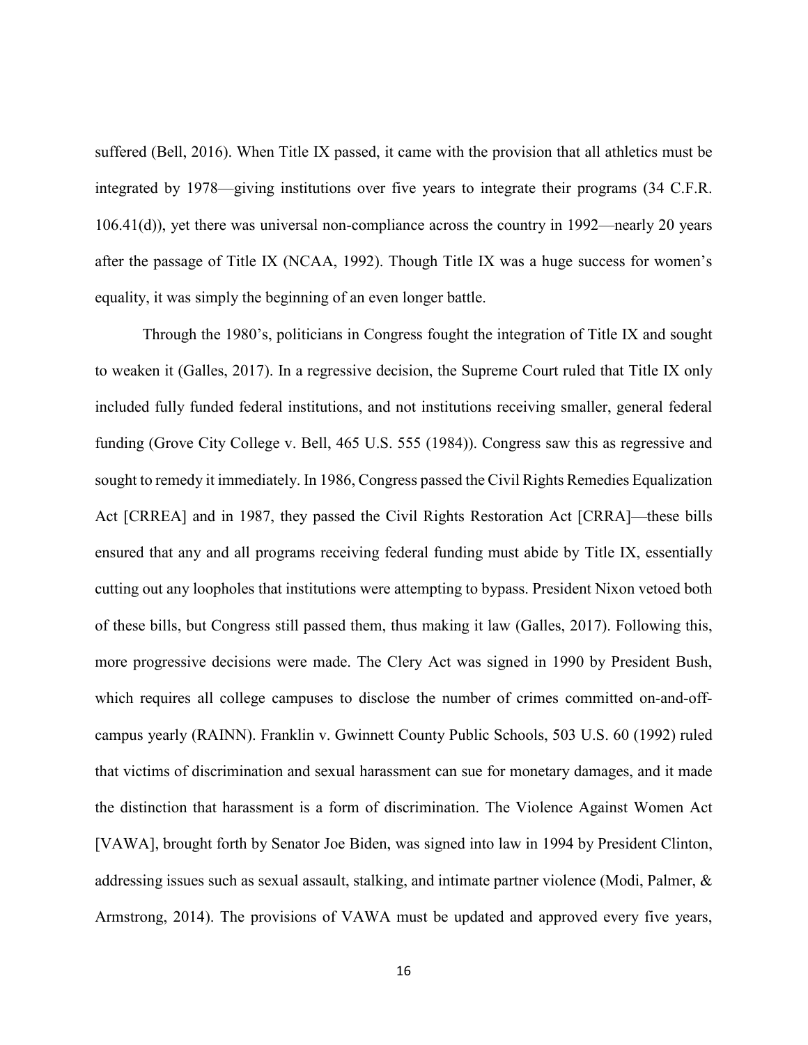suffered (Bell, 2016). When Title IX passed, it came with the provision that all athletics must be integrated by 1978—giving institutions over five years to integrate their programs (34 C.F.R. 106.41(d)), yet there was universal non-compliance across the country in 1992—nearly 20 years after the passage of Title IX (NCAA, 1992). Though Title IX was a huge success for women's equality, it was simply the beginning of an even longer battle.

Through the 1980's, politicians in Congress fought the integration of Title IX and sought to weaken it (Galles, 2017). In a regressive decision, the Supreme Court ruled that Title IX only included fully funded federal institutions, and not institutions receiving smaller, general federal funding (Grove City College v. Bell, 465 U.S. 555 (1984)). Congress saw this as regressive and sought to remedy it immediately. In 1986, Congress passed the Civil Rights Remedies Equalization Act [CRREA] and in 1987, they passed the Civil Rights Restoration Act [CRRA]—these bills ensured that any and all programs receiving federal funding must abide by Title IX, essentially cutting out any loopholes that institutions were attempting to bypass. President Nixon vetoed both of these bills, but Congress still passed them, thus making it law (Galles, 2017). Following this, more progressive decisions were made. The Clery Act was signed in 1990 by President Bush, which requires all college campuses to disclose the number of crimes committed on-and-off-campus yearly (RAINN). Franklin v. Gwinnett County Public Schools, 503 U.S. 60 (1992) ruled that victims of discrimination and sexual harassment can sue for monetary damages, and it made the distinction that harassment is a form of discrimination. The Violence Against Women Act [VAWA], brought forth by Senator Joe Biden, was signed into law in 1994 by President Clinton, addressing issues such as sexual assault, stalking, and intimate partner violence (Modi, Palmer, & Armstrong, 2014). The provisions of VAWA must be updated and approved every five years,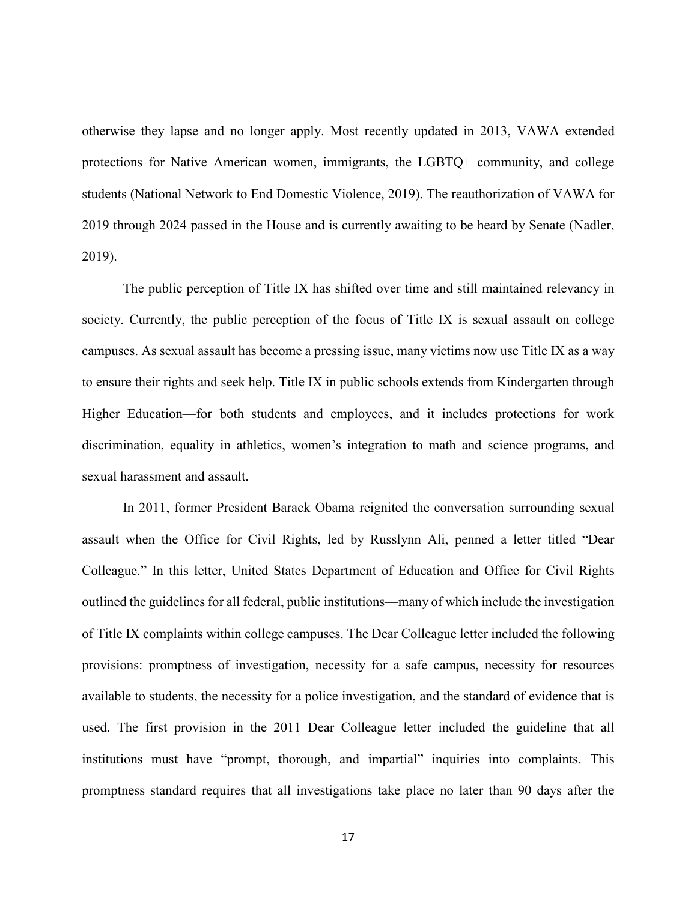otherwise they lapse and no longer apply. Most recently updated in 2013, VAWA extended protections for Native American women, immigrants, the LGBTQ+ community, and college students (National Network to End Domestic Violence, 2019). The reauthorization of VAWA for 2019 through 2024 passed in the House and is currently awaiting to be heard by Senate (Nadler, 2019).

The public perception of Title IX has shifted over time and still maintained relevancy in society. Currently, the public perception of the focus of Title IX is sexual assault on college campuses. As sexual assault has become a pressing issue, many victims now use Title IX as a way to ensure their rights and seek help. Title IX in public schools extends from Kindergarten through Higher Education—for both students and employees, and it includes protections for work discrimination, equality in athletics, women's integration to math and science programs, and sexual harassment and assault.

In 2011, former President Barack Obama reignited the conversation surrounding sexual assault when the Office for Civil Rights, led by Russlynn Ali, penned a letter titled "Dear Colleague." In this letter, United States Department of Education and Office for Civil Rights outlined the guidelines for all federal, public institutions—many of which include the investigation of Title IX complaints within college campuses. The Dear Colleague letter included the following provisions: promptness of investigation, necessity for a safe campus, necessity for resources available to students, the necessity for a police investigation, and the standard of evidence that is used. The first provision in the 2011 Dear Colleague letter included the guideline that all institutions must have "prompt, thorough, and impartial" inquiries into complaints. This promptness standard requires that all investigations take place no later than 90 days after the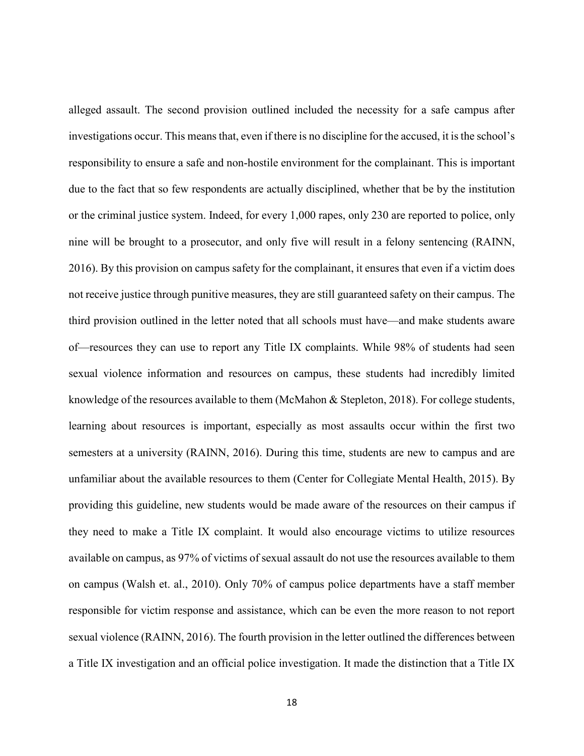alleged assault. The second provision outlined included the necessity for a safe campus after investigations occur. This means that, even if there is no discipline for the accused, it is the school's responsibility to ensure a safe and non-hostile environment for the complainant. This is important due to the fact that so few respondents are actually disciplined, whether that be by the institution or the criminal justice system. Indeed, for every 1,000 rapes, only 230 are reported to police, only nine will be brought to a prosecutor, and only five will result in a felony sentencing (RAINN, 2016). By this provision on campus safety for the complainant, it ensures that even if a victim does not receive justice through punitive measures, they are still guaranteed safety on their campus. The third provision outlined in the letter noted that all schools must have—and make students aware of—resources they can use to report any Title IX complaints. While 98% of students had seen sexual violence information and resources on campus, these students had incredibly limited knowledge of the resources available to them (McMahon & Stepleton, 2018). For college students, learning about resources is important, especially as most assaults occur within the first two semesters at a university (RAINN, 2016). During this time, students are new to campus and are unfamiliar about the available resources to them (Center for Collegiate Mental Health, 2015). By providing this guideline, new students would be made aware of the resources on their campus if they need to make a Title IX complaint. It would also encourage victims to utilize resources available on campus, as 97% of victims of sexual assault do not use the resources available to them on campus (Walsh et. al., 2010). Only 70% of campus police departments have a staff member responsible for victim response and assistance, which can be even the more reason to not report sexual violence (RAINN, 2016). The fourth provision in the letter outlined the differences between a Title IX investigation and an official police investigation. It made the distinction that a Title IX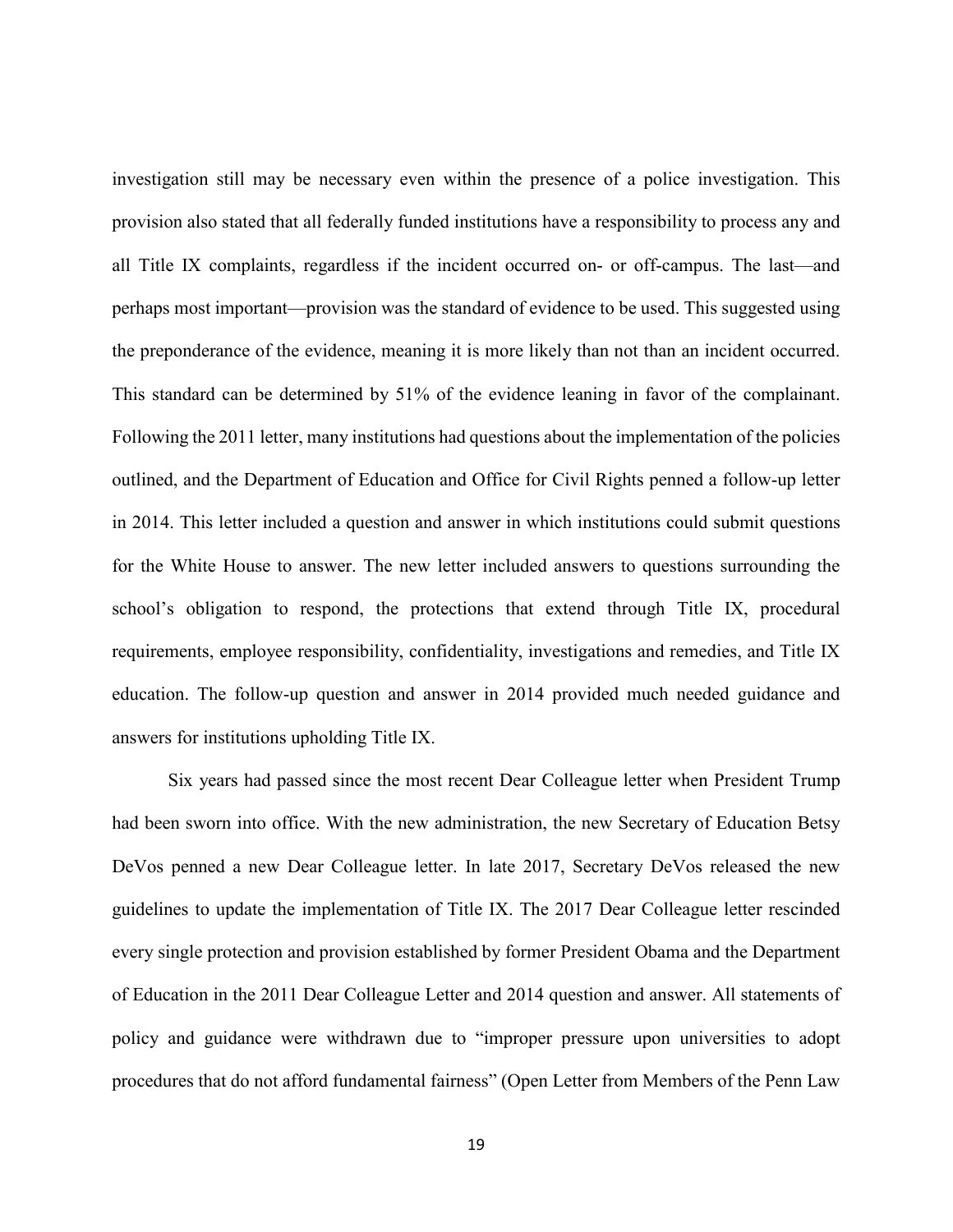investigation still may be necessary even within the presence of a police investigation. This provision also stated that all federally funded institutions have a responsibility to process any and all Title IX complaints, regardless if the incident occurred on- or off-campus. The last—and perhaps most important—provision was the standard of evidence to be used. This suggested using the preponderance of the evidence, meaning it is more likely than not than an incident occurred. This standard can be determined by 51% of the evidence leaning in favor of the complainant. Following the 2011 letter, many institutions had questions about the implementation of the policies outlined, and the Department of Education and Office for Civil Rights penned a follow-up letter in 2014. This letter included a question and answer in which institutions could submit questions for the White House to answer. The new letter included answers to questions surrounding the school's obligation to respond, the protections that extend through Title IX, procedural requirements, employee responsibility, confidentiality, investigations and remedies, and Title IX education. The follow-up question and answer in 2014 provided much needed guidance and answers for institutions upholding Title IX.

Six years had passed since the most recent Dear Colleague letter when President Trump had been sworn into office. With the new administration, the new Secretary of Education Betsy DeVos penned a new Dear Colleague letter. In late 2017, Secretary DeVos released the new guidelines to update the implementation of Title IX. The 2017 Dear Colleague letter rescinded every single protection and provision established by former President Obama and the Department of Education in the 2011 Dear Colleague Letter and 2014 question and answer. All statements of policy and guidance were withdrawn due to "improper pressure upon universities to adopt procedures that do not afford fundamental fairness" (Open Letter from Members of the Penn Law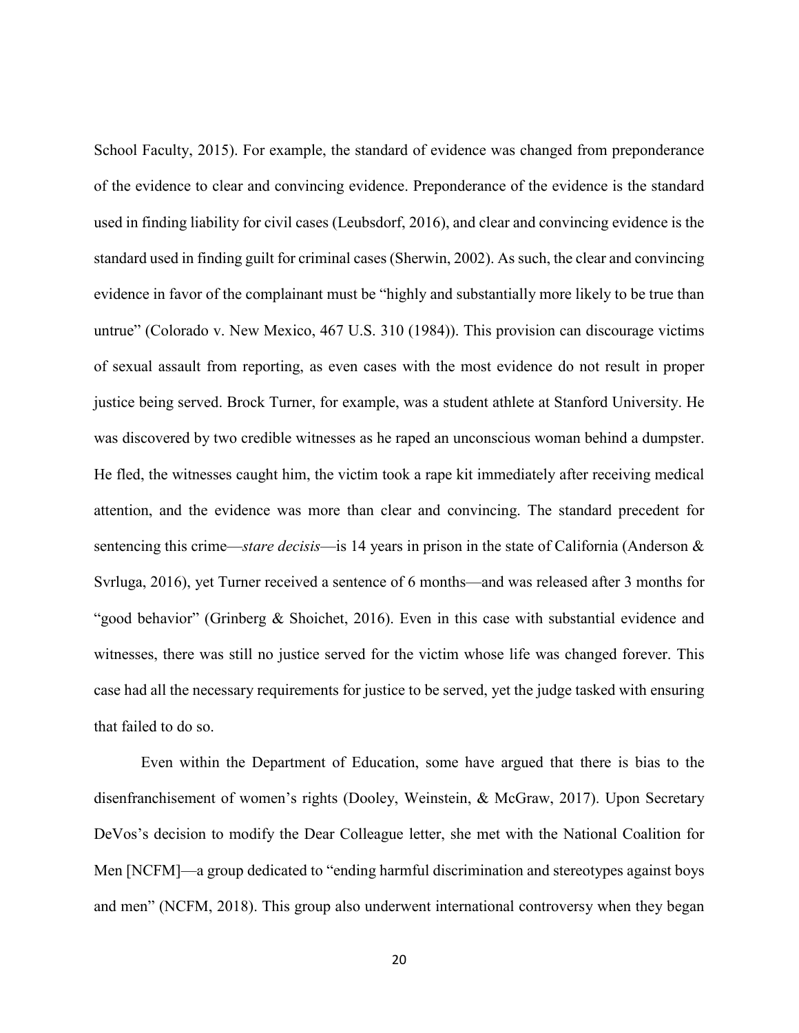School Faculty, 2015). For example, the standard of evidence was changed from preponderance of the evidence to clear and convincing evidence. Preponderance of the evidence is the standard used in finding liability for civil cases (Leubsdorf, 2016), and clear and convincing evidence is the standard used in finding guilt for criminal cases (Sherwin, 2002). As such, the clear and convincing evidence in favor of the complainant must be "highly and substantially more likely to be true than untrue" (Colorado v. New Mexico, 467 U.S. 310 (1984)). This provision can discourage victims of sexual assault from reporting, as even cases with the most evidence do not result in proper justice being served. Brock Turner, for example, was a student athlete at Stanford University. He was discovered by two credible witnesses as he raped an unconscious woman behind a dumpster. He fled, the witnesses caught him, the victim took a rape kit immediately after receiving medical attention, and the evidence was more than clear and convincing. The standard precedent for sentencing this crime—*stare decisis*—is 14 years in prison in the state of California (Anderson & Svrluga, 2016), yet Turner received a sentence of 6 months—and was released after 3 months for "good behavior" (Grinberg & Shoichet, 2016). Even in this case with substantial evidence and witnesses, there was still no justice served for the victim whose life was changed forever. This case had all the necessary requirements for justice to be served, yet the judge tasked with ensuring that failed to do so.

Even within the Department of Education, some have argued that there is bias to the disenfranchisement of women's rights (Dooley, Weinstein, & McGraw, 2017). Upon Secretary DeVos's decision to modify the Dear Colleague letter, she met with the National Coalition for Men [NCFM]—a group dedicated to "ending harmful discrimination and stereotypes against boys and men" (NCFM, 2018). This group also underwent international controversy when they began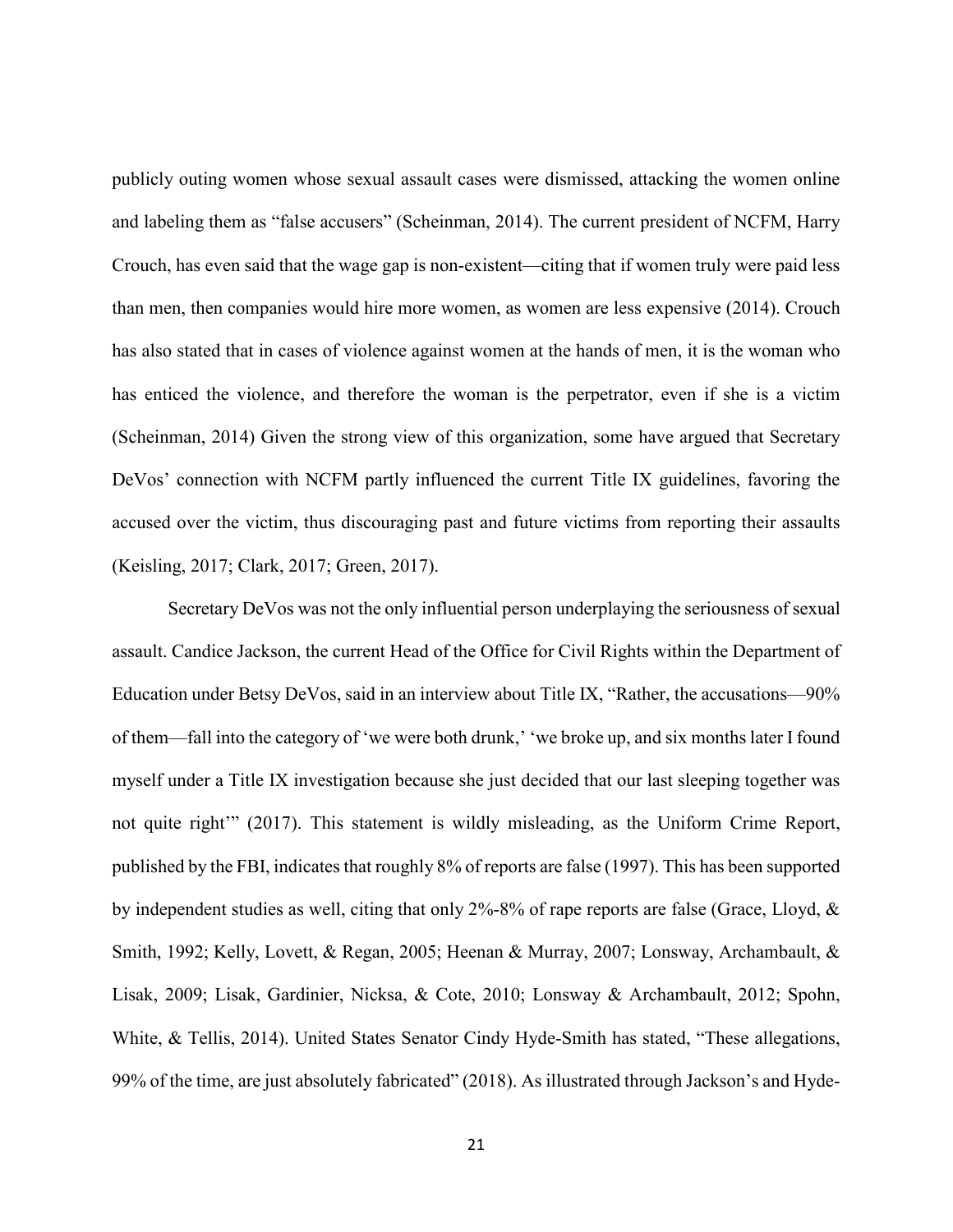publicly outing women whose sexual assault cases were dismissed, attacking the women online and labeling them as "false accusers" (Scheinman, 2014). The current president of NCFM, Harry Crouch, has even said that the wage gap is non-existent—citing that if women truly were paid less than men, then companies would hire more women, as women are less expensive (2014). Crouch has also stated that in cases of violence against women at the hands of men, it is the woman who has enticed the violence, and therefore the woman is the perpetrator, even if she is a victim (Scheinman, 2014) Given the strong view of this organization, some have argued that Secretary DeVos' connection with NCFM partly influenced the current Title IX guidelines, favoring the accused over the victim, thus discouraging past and future victims from reporting their assaults (Keisling, 2017; Clark, 2017; Green, 2017).

Secretary DeVos was not the only influential person underplaying the seriousness of sexual assault. Candice Jackson, the current Head of the Office for Civil Rights within the Department of Education under Betsy DeVos, said in an interview about Title IX, "Rather, the accusations—90% of them—fall into the category of 'we were both drunk,' 'we broke up, and six months later I found myself under a Title IX investigation because she just decided that our last sleeping together was not quite right'" (2017). This statement is wildly misleading, as the Uniform Crime Report, published by the FBI, indicates that roughly 8% of reports are false (1997). This has been supported by independent studies as well, citing that only 2%-8% of rape reports are false (Grace, Lloyd, & Smith, 1992; Kelly, Lovett, & Regan, 2005; Heenan & Murray, 2007; Lonsway, Archambault, & Lisak, 2009; Lisak, Gardinier, Nicksa, & Cote, 2010; Lonsway & Archambault, 2012; Spohn, White, & Tellis, 2014). United States Senator Cindy Hyde-Smith has stated, "These allegations, 99% of the time, are just absolutely fabricated" (2018). As illustrated through Jackson's and Hyde-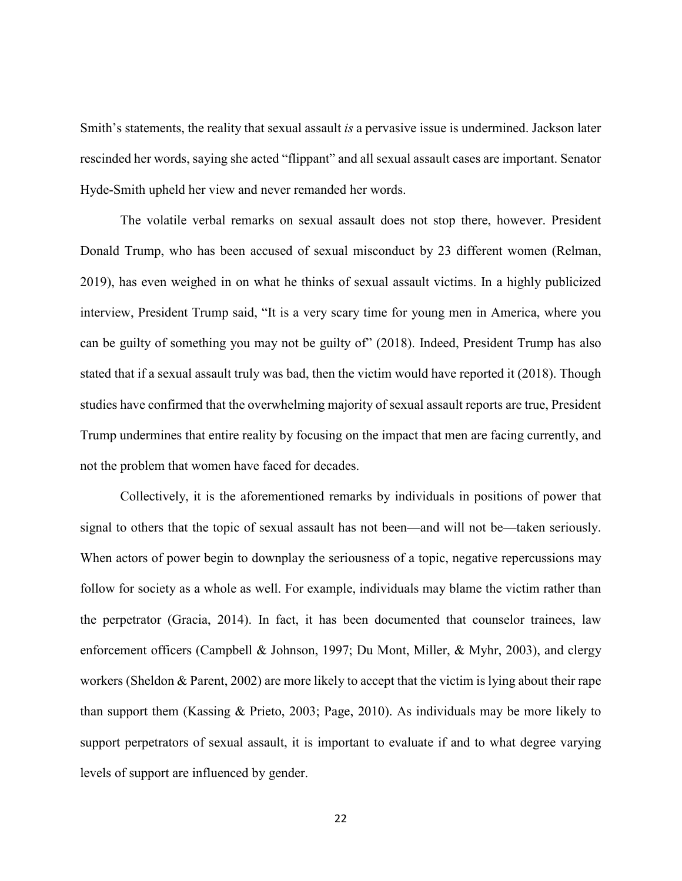Smith's statements, the reality that sexual assault *is* a pervasive issue is undermined. Jackson later rescinded her words, saying she acted "flippant" and all sexual assault cases are important. Senator Hyde-Smith upheld her view and never remanded her words.

The volatile verbal remarks on sexual assault does not stop there, however. President Donald Trump, who has been accused of sexual misconduct by 23 different women (Relman, 2019), has even weighed in on what he thinks of sexual assault victims. In a highly publicized interview, President Trump said, "It is a very scary time for young men in America, where you can be guilty of something you may not be guilty of" (2018). Indeed, President Trump has also stated that if a sexual assault truly was bad, then the victim would have reported it (2018). Though studies have confirmed that the overwhelming majority of sexual assault reports are true, President Trump undermines that entire reality by focusing on the impact that men are facing currently, and not the problem that women have faced for decades.

Collectively, it is the aforementioned remarks by individuals in positions of power that signal to others that the topic of sexual assault has not been—and will not be—taken seriously. When actors of power begin to downplay the seriousness of a topic, negative repercussions may follow for society as a whole as well. For example, individuals may blame the victim rather than the perpetrator (Gracia, 2014). In fact, it has been documented that counselor trainees, law enforcement officers (Campbell & Johnson, 1997; Du Mont, Miller, & Myhr, 2003), and clergy workers (Sheldon & Parent, 2002) are more likely to accept that the victim is lying about their rape than support them (Kassing & Prieto, 2003; Page, 2010). As individuals may be more likely to support perpetrators of sexual assault, it is important to evaluate if and to what degree varying levels of support are influenced by gender.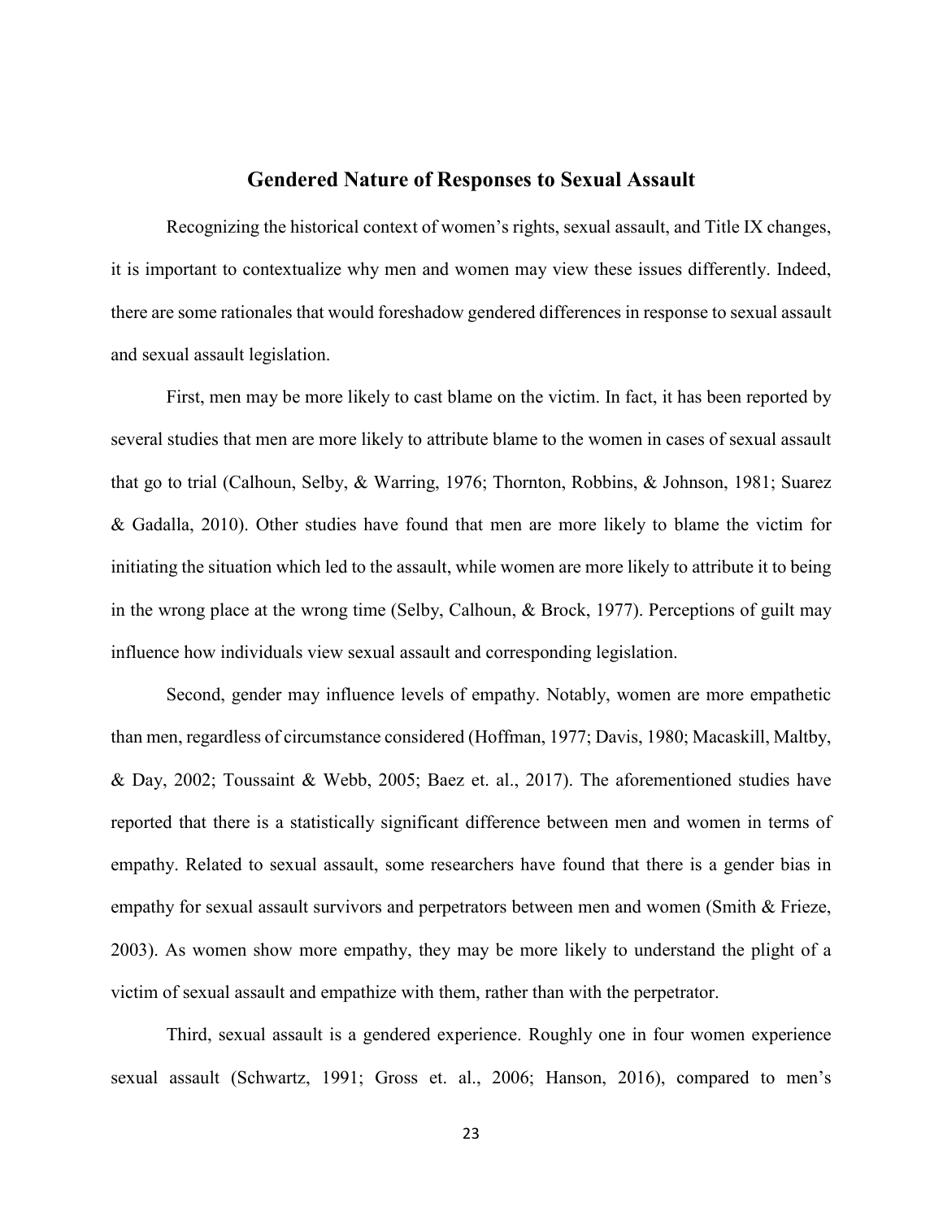## Gendered Nature of Responses to Sexual Assault

Recognizing the historical context of women's rights, sexual assault, and Title IX changes, it is important to contextualize why men and women may view these issues differently. Indeed, there are some rationales that would foreshadow gendered differences in response to sexual assault and sexual assault legislation.

First, men may be more likely to cast blame on the victim. In fact, it has been reported by several studies that men are more likely to attribute blame to the women in cases of sexual assault that go to trial (Calhoun, Selby, & Warring, 1976; Thornton, Robbins, & Johnson, 1981; Suarez & Gadalla, 2010). Other studies have found that men are more likely to blame the victim for initiating the situation which led to the assault, while women are more likely to attribute it to being in the wrong place at the wrong time (Selby, Calhoun, & Brock, 1977). Perceptions of guilt may influence how individuals view sexual assault and corresponding legislation.

Second, gender may influence levels of empathy. Notably, women are more empathetic than men, regardless of circumstance considered (Hoffman, 1977; Davis, 1980; Macaskill, Maltby, & Day, 2002; Toussaint & Webb, 2005; Baez et. al., 2017). The aforementioned studies have reported that there is a statistically significant difference between men and women in terms of empathy. Related to sexual assault, some researchers have found that there is a gender bias in empathy for sexual assault survivors and perpetrators between men and women (Smith & Frieze, 2003). As women show more empathy, they may be more likely to understand the plight of a victim of sexual assault and empathize with them, rather than with the perpetrator.

Third, sexual assault is a gendered experience. Roughly one in four women experience sexual assault (Schwartz, 1991; Gross et. al., 2006; Hanson, 2016), compared to men's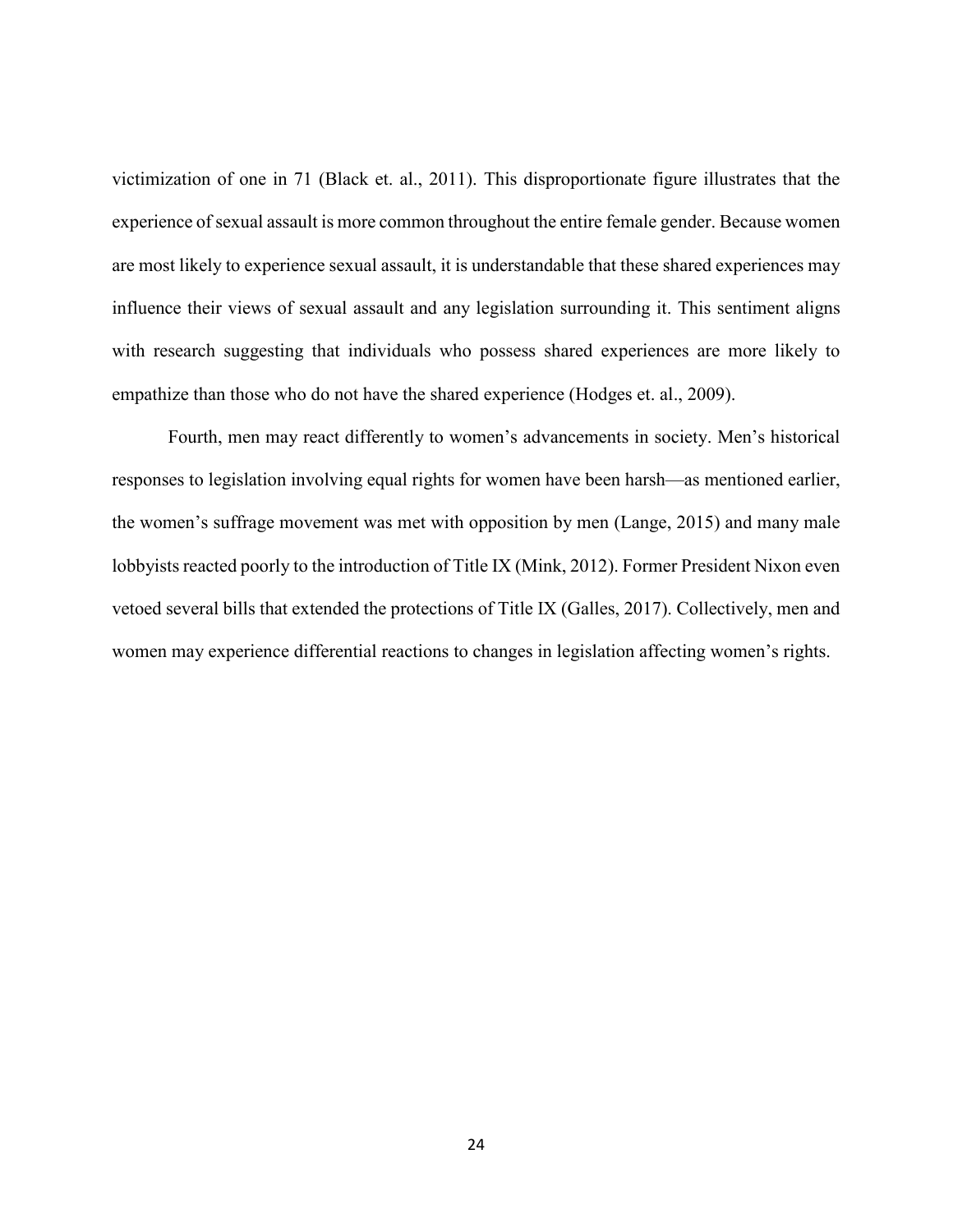victimization of one in 71 (Black et. al., 2011). This disproportionate figure illustrates that the experience of sexual assault is more common throughout the entire female gender. Because women are most likely to experience sexual assault, it is understandable that these shared experiences may influence their views of sexual assault and any legislation surrounding it. This sentiment aligns with research suggesting that individuals who possess shared experiences are more likely to empathize than those who do not have the shared experience (Hodges et. al., 2009).

Fourth, men may react differently to women's advancements in society. Men's historical responses to legislation involving equal rights for women have been harsh—as mentioned earlier, the women's suffrage movement was met with opposition by men (Lange, 2015) and many male lobbyists reacted poorly to the introduction of Title IX (Mink, 2012). Former President Nixon even vetoed several bills that extended the protections of Title IX (Galles, 2017). Collectively, men and women may experience differential reactions to changes in legislation affecting women's rights.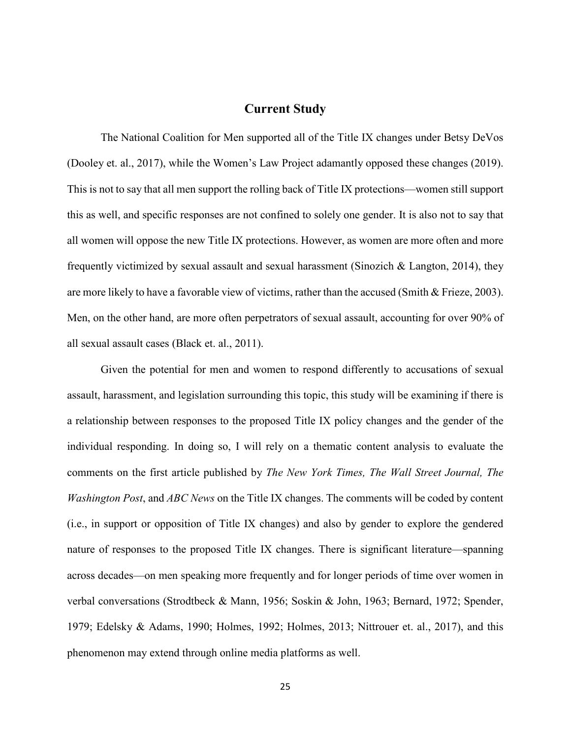## Current Study

The National Coalition for Men supported all of the Title IX changes under Betsy DeVos (Dooley et. al., 2017), while the Women's Law Project adamantly opposed these changes (2019). This is not to say that all men support the rolling back of Title IX protections—women still support this as well, and specific responses are not confined to solely one gender. It is also not to say that all women will oppose the new Title IX protections. However, as women are more often and more frequently victimized by sexual assault and sexual harassment (Sinozich & Langton, 2014), they are more likely to have a favorable view of victims, rather than the accused (Smith & Frieze, 2003). Men, on the other hand, are more often perpetrators of sexual assault, accounting for over 90% of all sexual assault cases (Black et. al., 2011).

Given the potential for men and women to respond differently to accusations of sexual assault, harassment, and legislation surrounding this topic, this study will be examining if there is a relationship between responses to the proposed Title IX policy changes and the gender of the individual responding. In doing so, I will rely on a thematic content analysis to evaluate the comments on the first article published by *The New York Times, The Wall Street Journal, The Washington Post*, and *ABC News* on the Title IX changes. The comments will be coded by content (i.e., in support or opposition of Title IX changes) and also by gender to explore the gendered nature of responses to the proposed Title IX changes. There is significant literature—spanning across decades—on men speaking more frequently and for longer periods of time over women in verbal conversations (Strodtbeck & Mann, 1956; Soskin & John, 1963; Bernard, 1972; Spender, 1979; Edelsky & Adams, 1990; Holmes, 1992; Holmes, 2013; Nittrouer et. al., 2017), and this phenomenon may extend through online media platforms as well.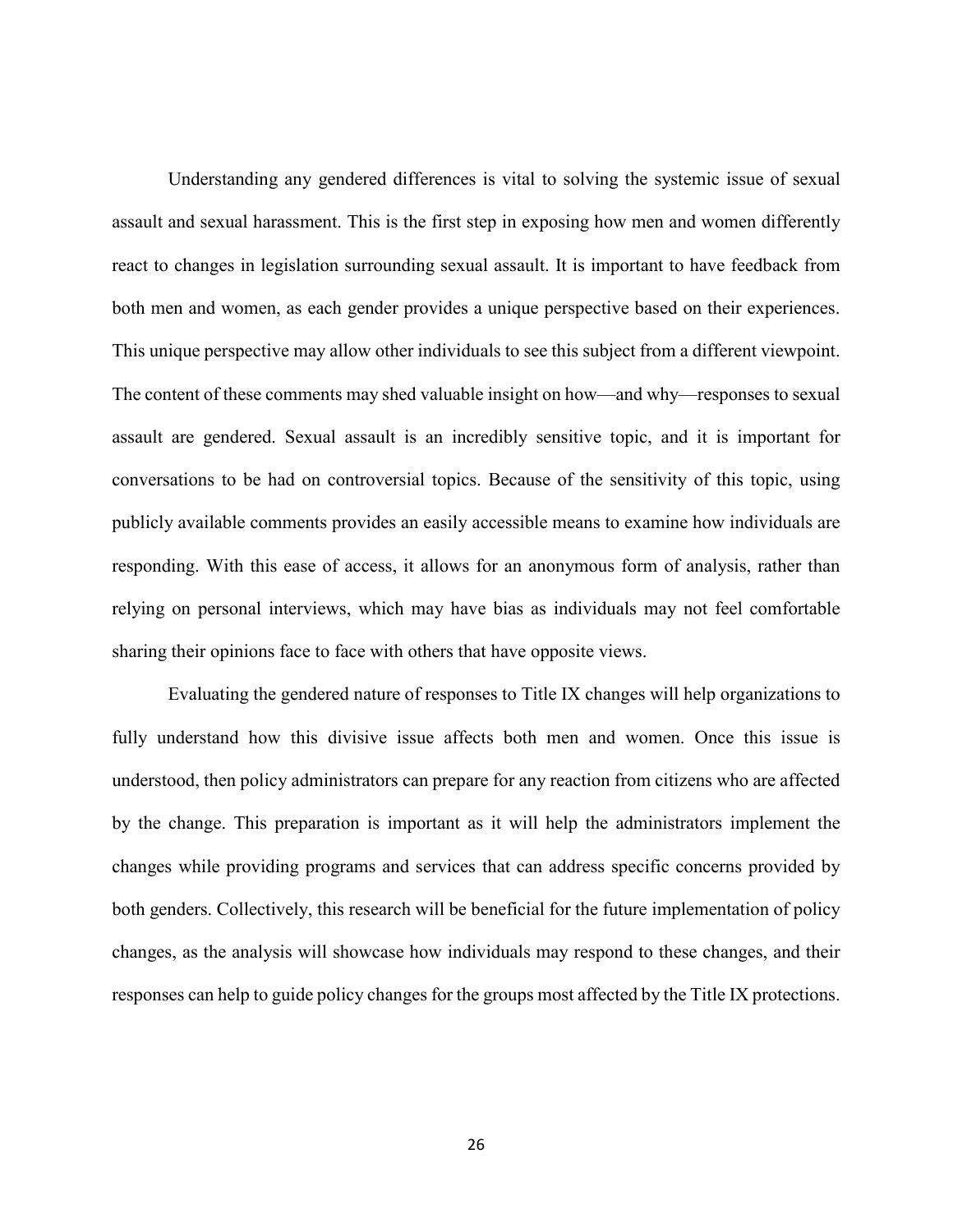Understanding any gendered differences is vital to solving the systemic issue of sexual assault and sexual harassment. This is the first step in exposing how men and women differently react to changes in legislation surrounding sexual assault. It is important to have feedback from both men and women, as each gender provides a unique perspective based on their experiences. This unique perspective may allow other individuals to see this subject from a different viewpoint. The content of these comments may shed valuable insight on how—and why—responses to sexual assault are gendered. Sexual assault is an incredibly sensitive topic, and it is important for conversations to be had on controversial topics. Because of the sensitivity of this topic, using publicly available comments provides an easily accessible means to examine how individuals are responding. With this ease of access, it allows for an anonymous form of analysis, rather than relying on personal interviews, which may have bias as individuals may not feel comfortable sharing their opinions face to face with others that have opposite views.

Evaluating the gendered nature of responses to Title IX changes will help organizations to fully understand how this divisive issue affects both men and women. Once this issue is understood, then policy administrators can prepare for any reaction from citizens who are affected by the change. This preparation is important as it will help the administrators implement the changes while providing programs and services that can address specific concerns provided by both genders. Collectively, this research will be beneficial for the future implementation of policy changes, as the analysis will showcase how individuals may respond to these changes, and their responses can help to guide policy changes for the groups most affected by the Title IX protections.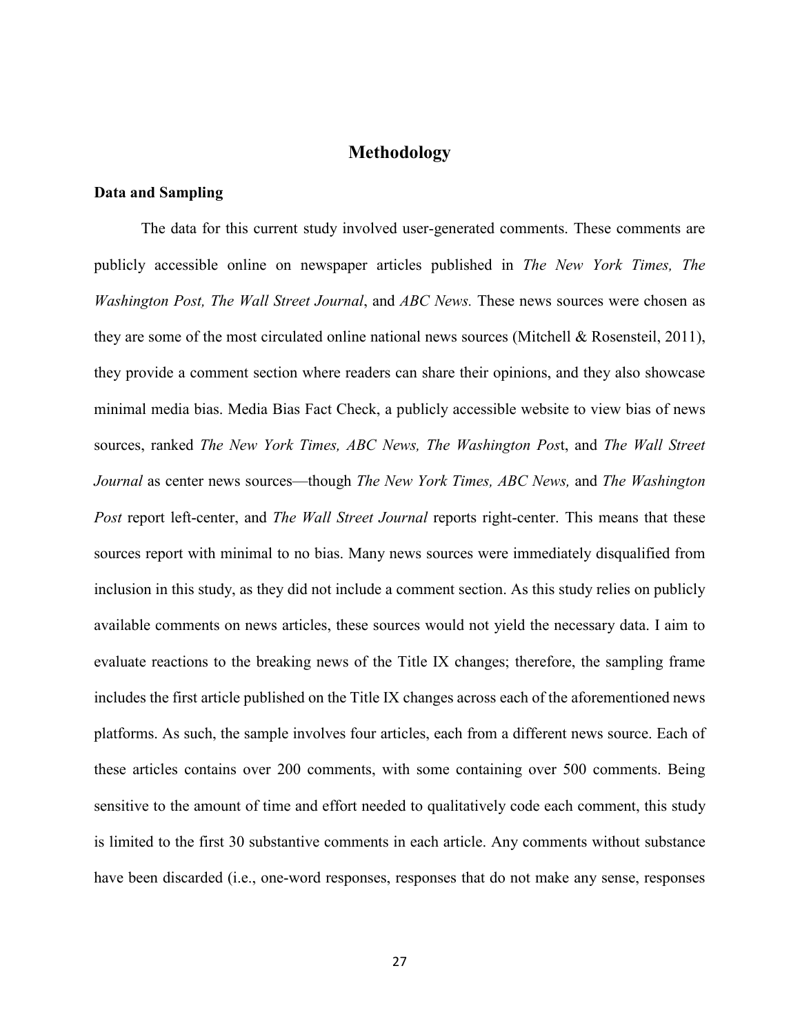# Methodology

## Data and Sampling

The data for this current study involved user-generated comments. These comments are publicly accessible online on newspaper articles published in *The New York Times, The Washington Post, The Wall Street Journal*, and *ABC News.* These news sources were chosen as they are some of the most circulated online national news sources (Mitchell & Rosensteil, 2011), they provide a comment section where readers can share their opinions, and they also showcase minimal media bias. Media Bias Fact Check, a publicly accessible website to view bias of news sources, ranked *The New York Times, ABC News, The Washington Pos*t, and *The Wall Street Journal* as center news sources—though *The New York Times, ABC News,* and *The Washington Post* report left-center, and *The Wall Street Journal* reports right-center. This means that these sources report with minimal to no bias. Many news sources were immediately disqualified from inclusion in this study, as they did not include a comment section. As this study relies on publicly available comments on news articles, these sources would not yield the necessary data. I aim to evaluate reactions to the breaking news of the Title IX changes; therefore, the sampling frame includes the first article published on the Title IX changes across each of the aforementioned news platforms. As such, the sample involves four articles, each from a different news source. Each of these articles contains over 200 comments, with some containing over 500 comments. Being sensitive to the amount of time and effort needed to qualitatively code each comment, this study is limited to the first 30 substantive comments in each article. Any comments without substance have been discarded (i.e., one-word responses, responses that do not make any sense, responses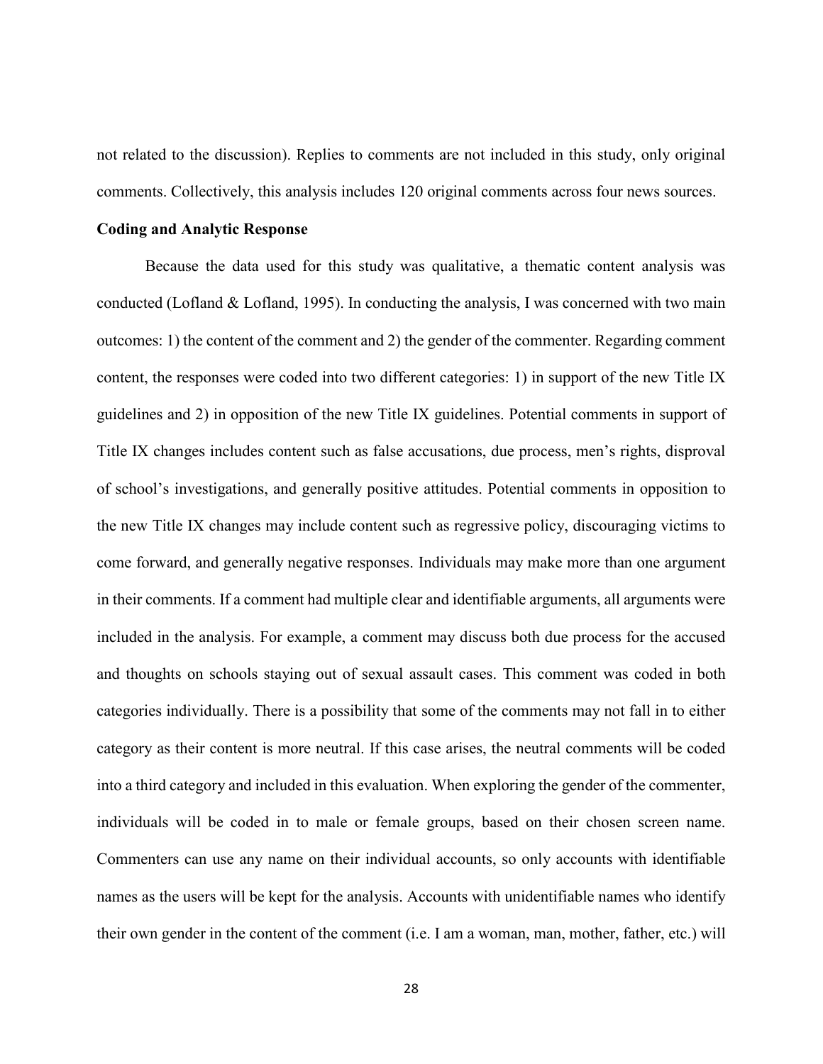not related to the discussion). Replies to comments are not included in this study, only original comments. Collectively, this analysis includes 120 original comments across four news sources.

**Coding and Analytic Response**

Because the data used for this study was qualitative, a thematic content analysis was conducted (Lofland & Lofland, 1995). In conducting the analysis, I was concerned with two main outcomes: 1) the content of the comment and 2) the gender of the commenter. Regarding comment content, the responses were coded into two different categories: 1) in support of the new Title IX guidelines and 2) in opposition of the new Title IX guidelines. Potential comments in support of Title IX changes includes content such as false accusations, due process, men's rights, disproval of school's investigations, and generally positive attitudes. Potential comments in opposition to the new Title IX changes may include content such as regressive policy, discouraging victims to come forward, and generally negative responses. Individuals may make more than one argument in their comments. If a comment had multiple clear and identifiable arguments, all arguments were included in the analysis. For example, a comment may discuss both due process for the accused and thoughts on schools staying out of sexual assault cases. This comment was coded in both categories individually. There is a possibility that some of the comments may not fall in to either category as their content is more neutral. If this case arises, the neutral comments will be coded into a third category and included in this evaluation. When exploring the gender of the commenter, individuals will be coded in to male or female groups, based on their chosen screen name. Commenters can use any name on their individual accounts, so only accounts with identifiable names as the users will be kept for the analysis. Accounts with unidentifiable names who identify their own gender in the content of the comment (i.e. I am a woman, man, mother, father, etc.) will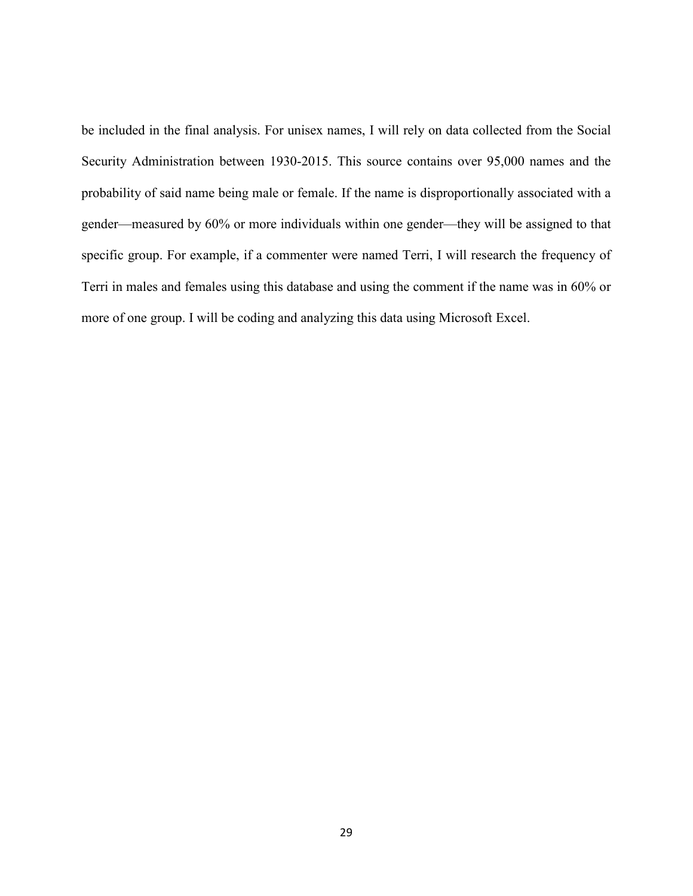be included in the final analysis. For unisex names, I will rely on data collected from the Social Security Administration between 1930-2015. This source contains over 95,000 names and the probability of said name being male or female. If the name is disproportionally associated with a gender—measured by 60% or more individuals within one gender—they will be assigned to that specific group. For example, if a commenter were named Terri, I will research the frequency of Terri in males and females using this database and using the comment if the name was in 60% or more of one group. I will be coding and analyzing this data using Microsoft Excel.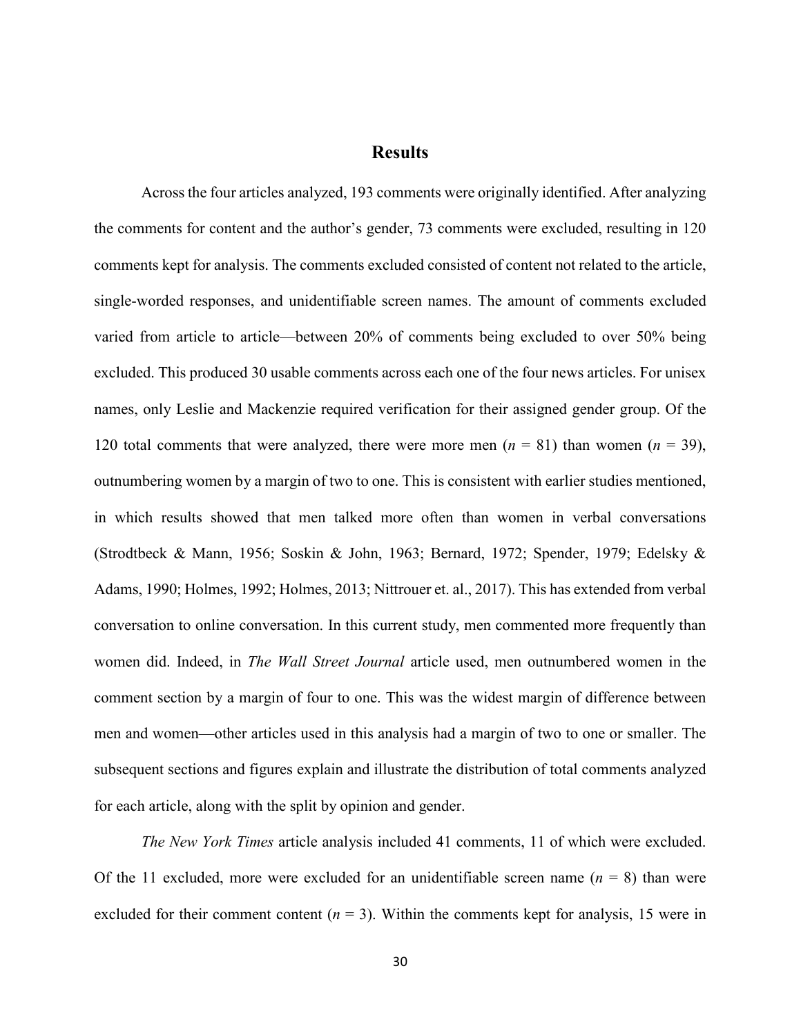# Results

Across the four articles analyzed, 193 comments were originally identified. After analyzing the comments for content and the author's gender, 73 comments were excluded, resulting in 120 comments kept for analysis. The comments excluded consisted of content not related to the article, single-worded responses, and unidentifiable screen names. The amount of comments excluded varied from article to article—between 20% of comments being excluded to over 50% being excluded. This produced 30 usable comments across each one of the four news articles. For unisex names, only Leslie and Mackenzie required verification for their assigned gender group. Of the 120 total comments that were analyzed, there were more men ($n$ = 81) than women ($n$ = 39), outnumbering women by a margin of two to one. This is consistent with earlier studies mentioned, in which results showed that men talked more often than women in verbal conversations (Strodtbeck & Mann, 1956; Soskin & John, 1963; Bernard, 1972; Spender, 1979; Edelsky & Adams, 1990; Holmes, 1992; Holmes, 2013; Nittrouer et. al., 2017). This has extended from verbal conversation to online conversation. In this current study, men commented more frequently than women did. Indeed, in *The Wall Street Journal* article used, men outnumbered women in the comment section by a margin of four to one. This was the widest margin of difference between men and women—other articles used in this analysis had a margin of two to one or smaller. The subsequent sections and figures explain and illustrate the distribution of total comments analyzed for each article, along with the split by opinion and gender.

*The New York Times* article analysis included 41 comments, 11 of which were excluded. Of the 11 excluded, more were excluded for an unidentifiable screen name ($n$ = 8) than were excluded for their comment content ($n$ = 3). Within the comments kept for analysis, 15 were in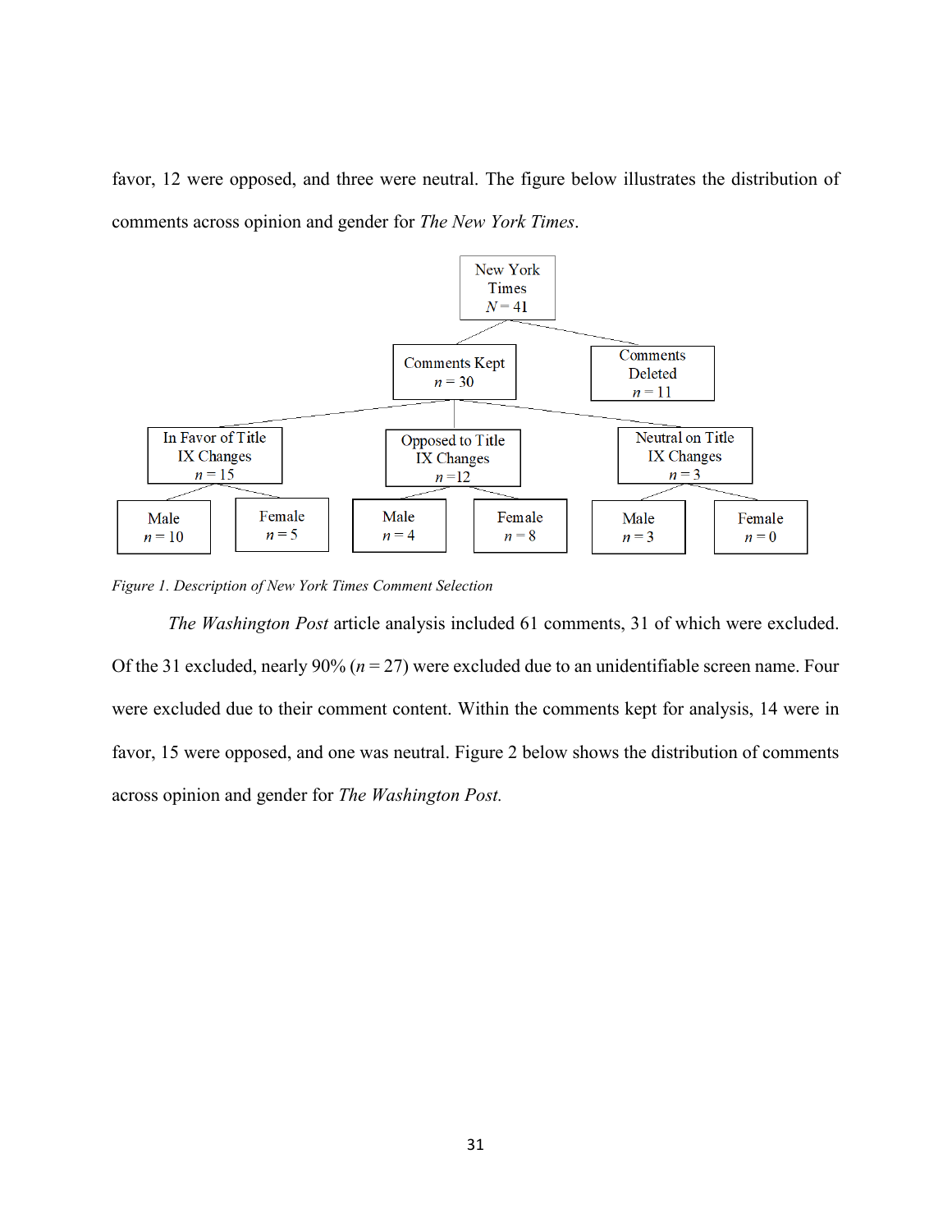favor, 12 were opposed, and three were neutral. The figure below illustrates the distribution of comments across opinion and gender for *The New York Times*.

- New York Times $N = 41$
  - Comments Kept $n = 30$
    - In Favor of Title IX Changes $n = 15$
      - Male $n = 10$
      - Female $n = 5$
    - Opposed to Title IX Changes $n = 12$
      - Male $n = 4$
      - Female $n = 8$
    - Neutral on Title IX Changes $n = 3$
      - Male $n = 3$
      - Female $n = 0$
  - Comments Deleted $n = 11$

*Figure 1. Description of New York Times Comment Selection*

*The Washington Post* article analysis included 61 comments, 31 of which were excluded. Of the 31 excluded, nearly 90% ($n = 27$) were excluded due to an unidentifiable screen name. Four were excluded due to their comment content. Within the comments kept for analysis, 14 were in favor, 15 were opposed, and one was neutral. Figure 2 below shows the distribution of comments across opinion and gender for *The Washington Post.*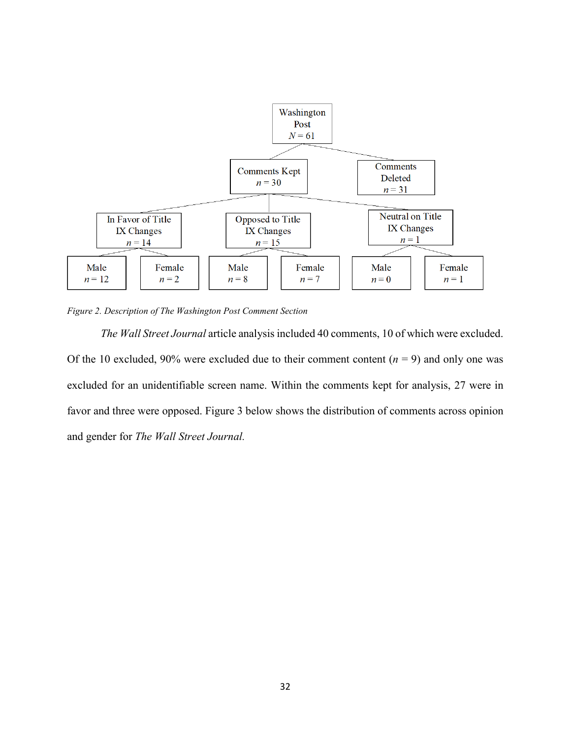Washington Post
$N = 61$

- Comments Kept $n = 30$
  - In Favor of Title IX Changes $n = 14$
    - Male $n = 12$
    - Female $n = 2$
  - Opposed to Title IX Changes $n = 15$
    - Male $n = 8$
    - Female $n = 7$
  - Neutral on Title IX Changes $n = 1$
    - Male $n = 0$
    - Female $n = 1$
- Comments Deleted $n = 31$

*Figure 2. Description of The Washington Post Comment Section*

*The Wall Street Journal* article analysis included 40 comments, 10 of which were excluded. Of the 10 excluded, 90% were excluded due to their comment content ($n = 9$) and only one was excluded for an unidentifiable screen name. Within the comments kept for analysis, 27 were in favor and three were opposed. Figure 3 below shows the distribution of comments across opinion and gender for *The Wall Street Journal.*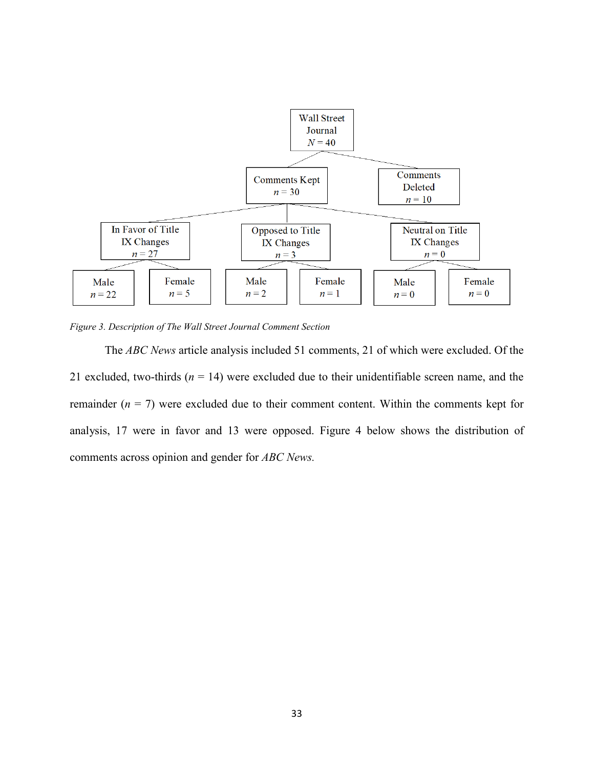Wall Street Journal
$N = 40$

- Comments Kept ($n = 30$)
  - In Favor of Title IX Changes ($n = 27$)
    - Male ($n = 22$)
    - Female ($n = 5$)
  - Opposed to Title IX Changes ($n = 3$)
    - Male ($n = 2$)
    - Female ($n = 1$)
  - Neutral on Title IX Changes ($n = 0$)
    - Male ($n = 0$)
    - Female ($n = 0$)
- Comments Deleted ($n = 10$)

*Figure 3. Description of The Wall Street Journal Comment Section*

The *ABC News* article analysis included 51 comments, 21 of which were excluded. Of the 21 excluded, two-thirds ($n$ = 14) were excluded due to their unidentifiable screen name, and the remainder ($n$ = 7) were excluded due to their comment content. Within the comments kept for analysis, 17 were in favor and 13 were opposed. Figure 4 below shows the distribution of comments across opinion and gender for *ABC News.*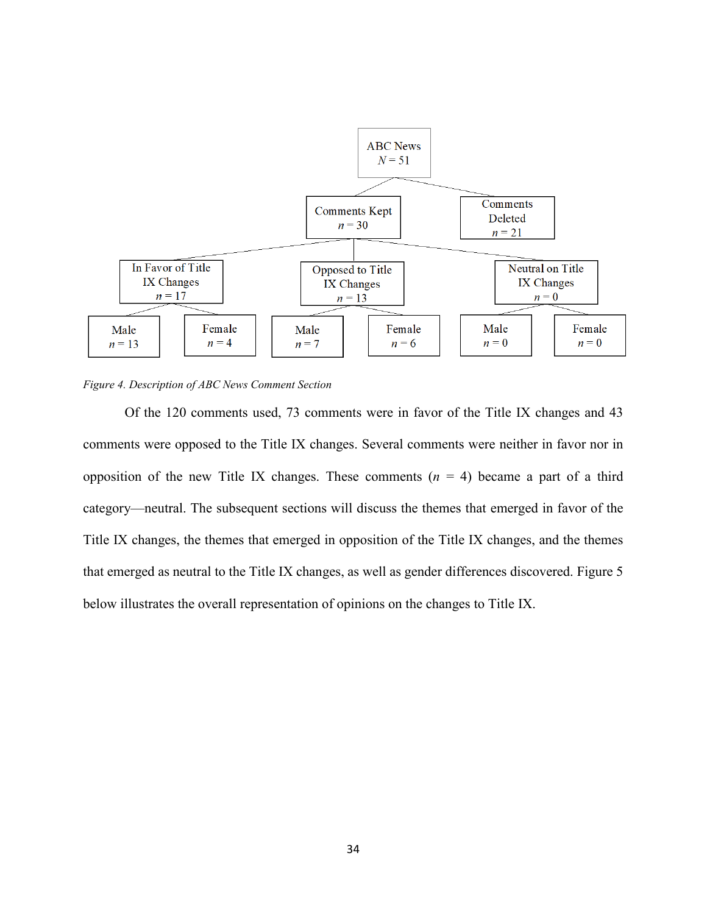ABC News
$N = 51$

- Comments Kept, $n = 30$
  - In Favor of Title IX Changes, $n = 17$
    - Male, $n = 13$
    - Female, $n = 4$
  - Opposed to Title IX Changes, $n = 13$
    - Male, $n = 7$
    - Female, $n = 6$
  - Neutral on Title IX Changes, $n = 0$
    - Male, $n = 0$
    - Female, $n = 0$
- Comments Deleted, $n = 21$

*Figure 4. Description of ABC News Comment Section*

Of the 120 comments used, 73 comments were in favor of the Title IX changes and 43 comments were opposed to the Title IX changes. Several comments were neither in favor nor in opposition of the new Title IX changes. These comments ($n$ = 4) became a part of a third category—neutral. The subsequent sections will discuss the themes that emerged in favor of the Title IX changes, the themes that emerged in opposition of the Title IX changes, and the themes that emerged as neutral to the Title IX changes, as well as gender differences discovered. Figure 5 below illustrates the overall representation of opinions on the changes to Title IX.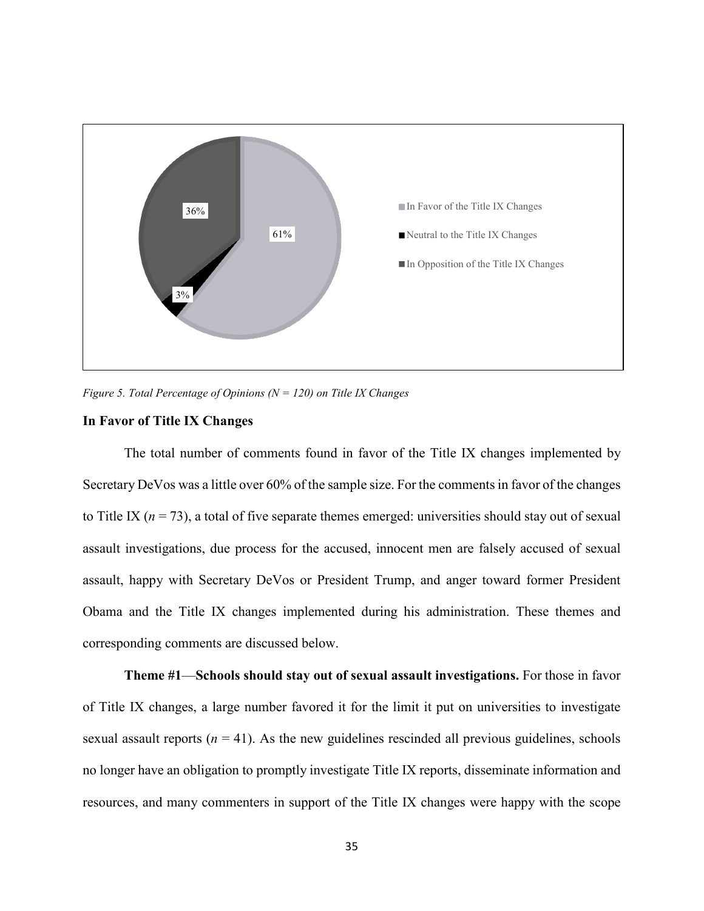*Figure 5. Total Percentage of Opinions (N = 120) on Title IX Changes*

**In Favor of Title IX Changes**

The total number of comments found in favor of the Title IX changes implemented by Secretary DeVos was a little over 60% of the sample size. For the comments in favor of the changes to Title IX ($n = 73$), a total of five separate themes emerged: universities should stay out of sexual assault investigations, due process for the accused, innocent men are falsely accused of sexual assault, happy with Secretary DeVos or President Trump, and anger toward former President Obama and the Title IX changes implemented during his administration. These themes and corresponding comments are discussed below.

**Theme #1—Schools should stay out of sexual assault investigations.** For those in favor of Title IX changes, a large number favored it for the limit it put on universities to investigate sexual assault reports ($n = 41$). As the new guidelines rescinded all previous guidelines, schools no longer have an obligation to promptly investigate Title IX reports, disseminate information and resources, and many commenters in support of the Title IX changes were happy with the scope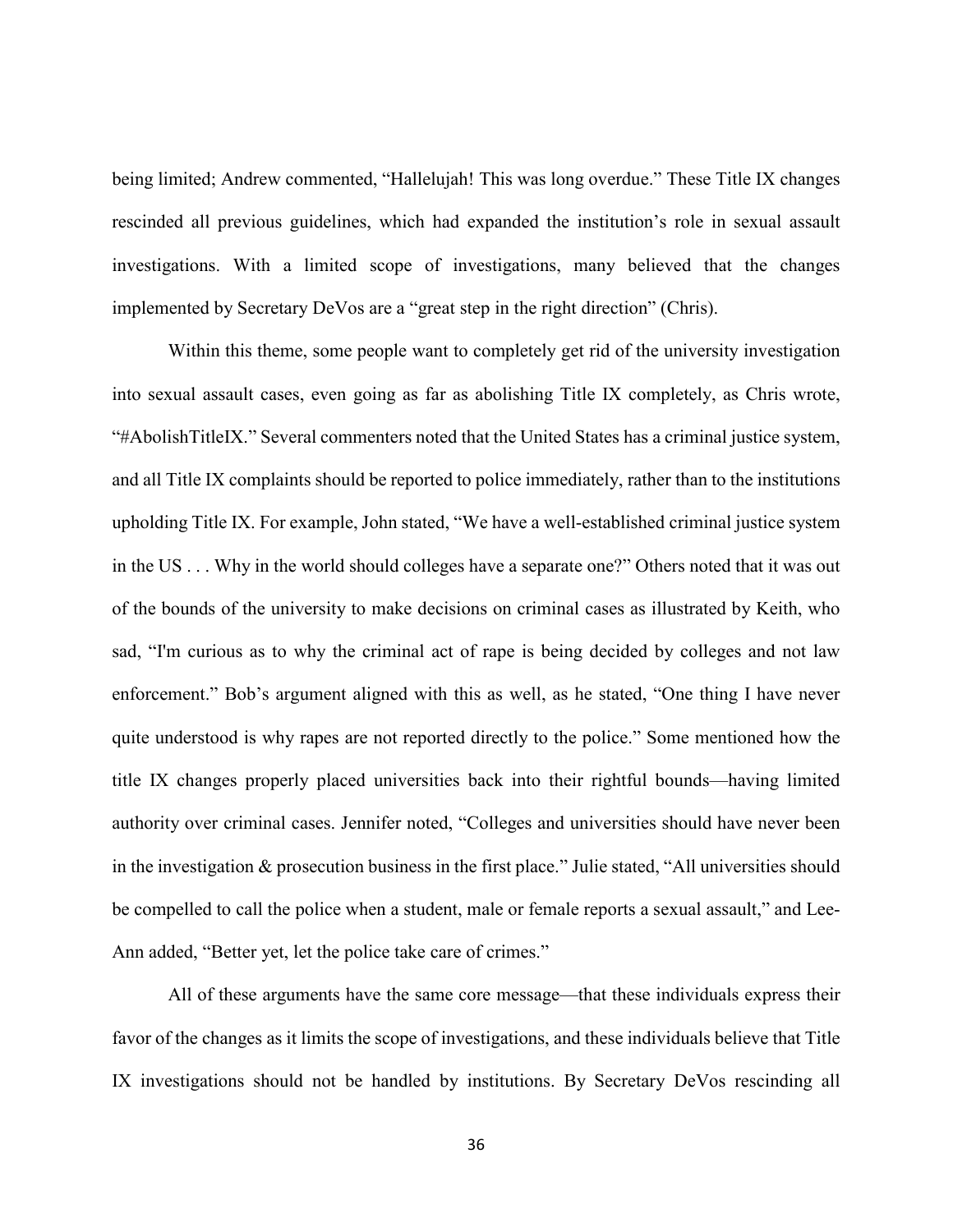being limited; Andrew commented, “Hallelujah! This was long overdue.” These Title IX changes rescinded all previous guidelines, which had expanded the institution’s role in sexual assault investigations. With a limited scope of investigations, many believed that the changes implemented by Secretary DeVos are a “great step in the right direction” (Chris).

Within this theme, some people want to completely get rid of the university investigation into sexual assault cases, even going as far as abolishing Title IX completely, as Chris wrote, “#AbolishTitleIX.” Several commenters noted that the United States has a criminal justice system, and all Title IX complaints should be reported to police immediately, rather than to the institutions upholding Title IX. For example, John stated, “We have a well-established criminal justice system in the US . . . Why in the world should colleges have a separate one?” Others noted that it was out of the bounds of the university to make decisions on criminal cases as illustrated by Keith, who sad, “I'm curious as to why the criminal act of rape is being decided by colleges and not law enforcement.” Bob’s argument aligned with this as well, as he stated, “One thing I have never quite understood is why rapes are not reported directly to the police.” Some mentioned how the title IX changes properly placed universities back into their rightful bounds—having limited authority over criminal cases. Jennifer noted, “Colleges and universities should have never been in the investigation & prosecution business in the first place.” Julie stated, “All universities should be compelled to call the police when a student, male or female reports a sexual assault,” and Lee-Ann added, “Better yet, let the police take care of crimes.”

All of these arguments have the same core message—that these individuals express their favor of the changes as it limits the scope of investigations, and these individuals believe that Title IX investigations should not be handled by institutions. By Secretary DeVos rescinding all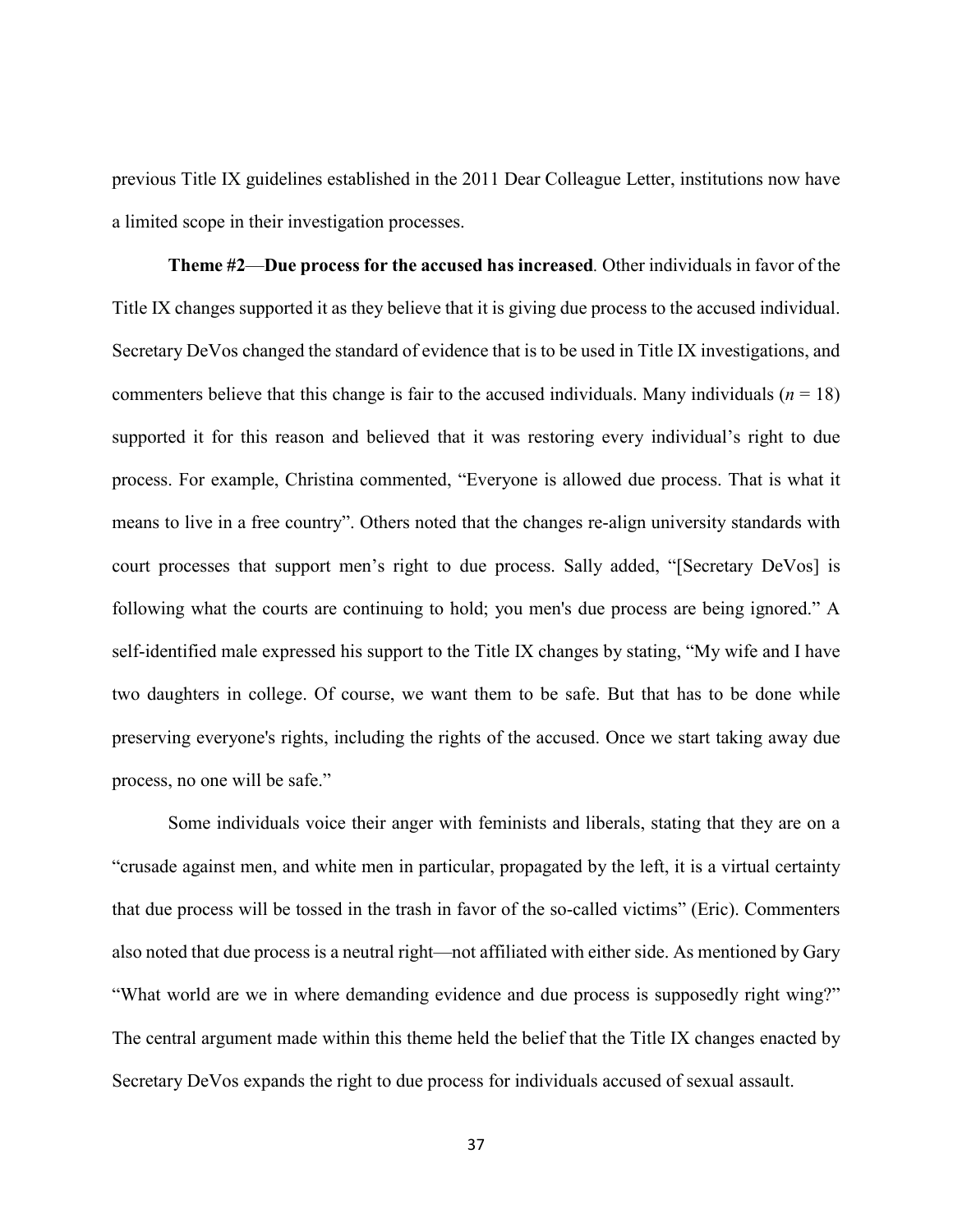previous Title IX guidelines established in the 2011 Dear Colleague Letter, institutions now have a limited scope in their investigation processes.

**Theme #2**—**Due process for the accused has increased**. Other individuals in favor of the Title IX changes supported it as they believe that it is giving due process to the accused individual. Secretary DeVos changed the standard of evidence that is to be used in Title IX investigations, and commenters believe that this change is fair to the accused individuals. Many individuals ($n$ = 18) supported it for this reason and believed that it was restoring every individual's right to due process. For example, Christina commented, "Everyone is allowed due process. That is what it means to live in a free country". Others noted that the changes re-align university standards with court processes that support men's right to due process. Sally added, "[Secretary DeVos] is following what the courts are continuing to hold; you men's due process are being ignored." A self-identified male expressed his support to the Title IX changes by stating, "My wife and I have two daughters in college. Of course, we want them to be safe. But that has to be done while preserving everyone's rights, including the rights of the accused. Once we start taking away due process, no one will be safe."

Some individuals voice their anger with feminists and liberals, stating that they are on a "crusade against men, and white men in particular, propagated by the left, it is a virtual certainty that due process will be tossed in the trash in favor of the so-called victims" (Eric). Commenters also noted that due process is a neutral right—not affiliated with either side. As mentioned by Gary "What world are we in where demanding evidence and due process is supposedly right wing?" The central argument made within this theme held the belief that the Title IX changes enacted by Secretary DeVos expands the right to due process for individuals accused of sexual assault.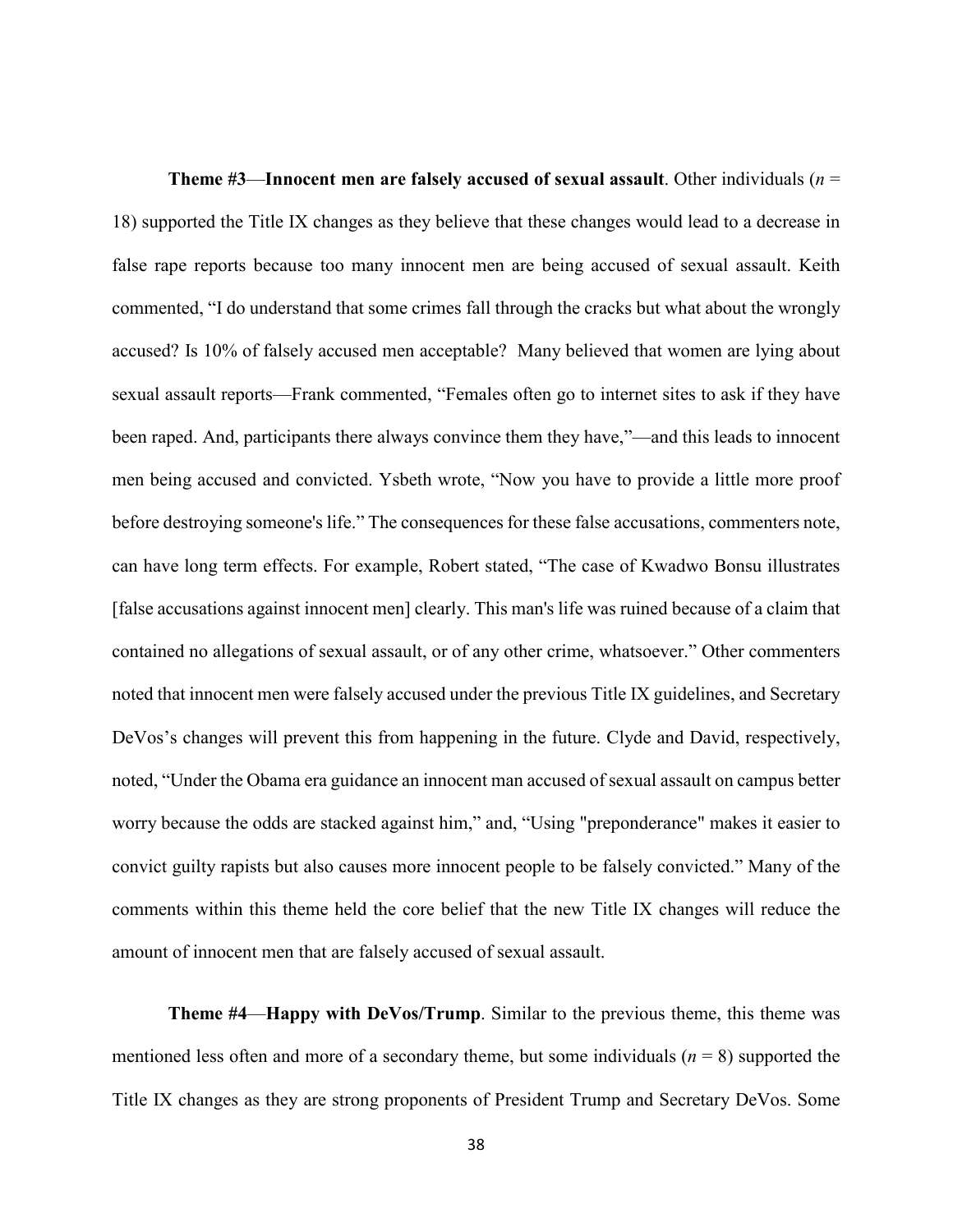**Theme #3**—**Innocent men are falsely accused of sexual assault**. Other individuals (*n* = 18) supported the Title IX changes as they believe that these changes would lead to a decrease in false rape reports because too many innocent men are being accused of sexual assault. Keith commented, "I do understand that some crimes fall through the cracks but what about the wrongly accused? Is 10% of falsely accused men acceptable? Many believed that women are lying about sexual assault reports—Frank commented, "Females often go to internet sites to ask if they have been raped. And, participants there always convince them they have,"—and this leads to innocent men being accused and convicted. Ysbeth wrote, "Now you have to provide a little more proof before destroying someone's life." The consequences for these false accusations, commenters note, can have long term effects. For example, Robert stated, "The case of Kwadwo Bonsu illustrates [false accusations against innocent men] clearly. This man's life was ruined because of a claim that contained no allegations of sexual assault, or of any other crime, whatsoever." Other commenters noted that innocent men were falsely accused under the previous Title IX guidelines, and Secretary DeVos's changes will prevent this from happening in the future. Clyde and David, respectively, noted, "Under the Obama era guidance an innocent man accused of sexual assault on campus better worry because the odds are stacked against him," and, "Using "preponderance" makes it easier to convict guilty rapists but also causes more innocent people to be falsely convicted." Many of the comments within this theme held the core belief that the new Title IX changes will reduce the amount of innocent men that are falsely accused of sexual assault.

**Theme #4**—**Happy with DeVos/Trump**. Similar to the previous theme, this theme was mentioned less often and more of a secondary theme, but some individuals (*n* = 8) supported the Title IX changes as they are strong proponents of President Trump and Secretary DeVos. Some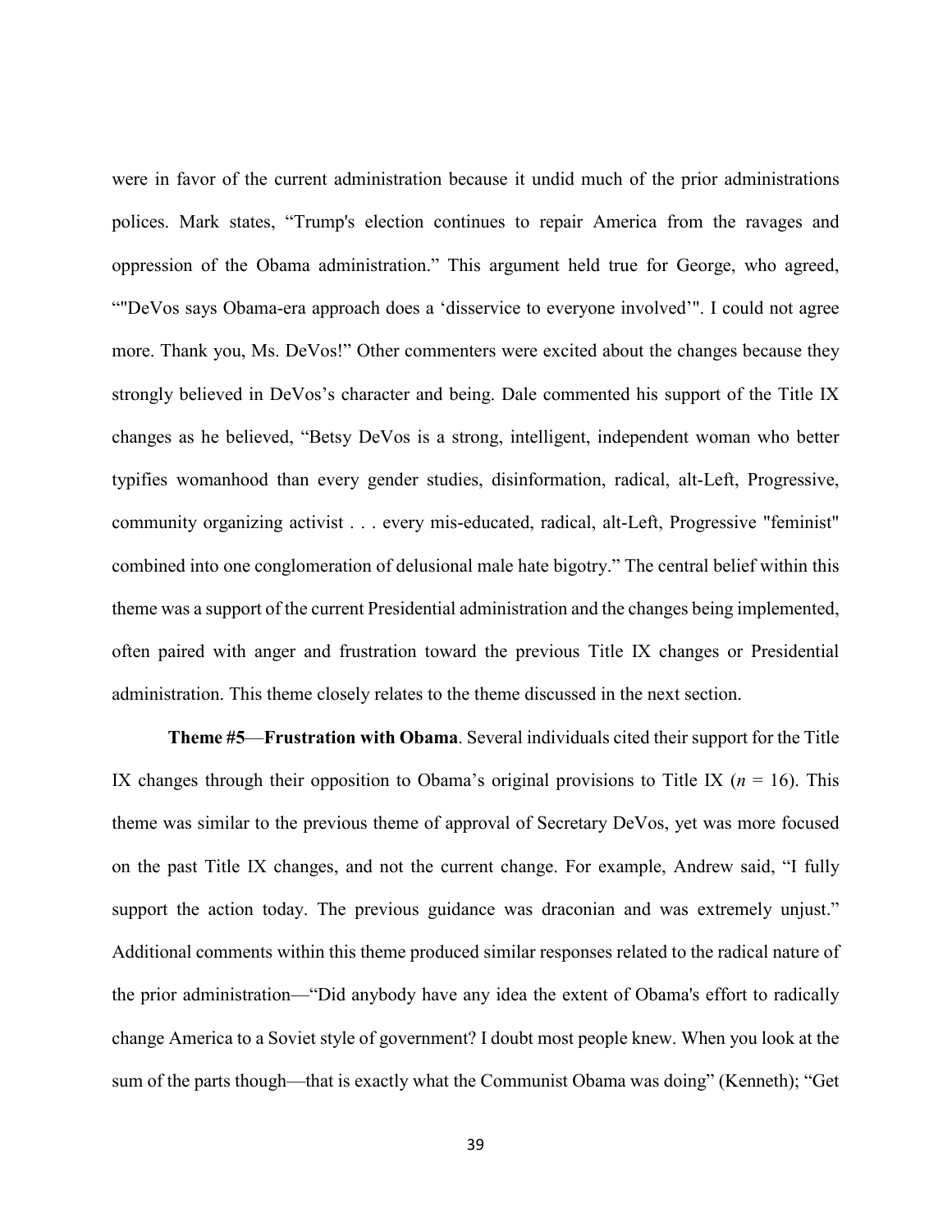were in favor of the current administration because it undid much of the prior administrations polices. Mark states, “Trump's election continues to repair America from the ravages and oppression of the Obama administration.” This argument held true for George, who agreed, “"DeVos says Obama-era approach does a ‘disservice to everyone involved’". I could not agree more. Thank you, Ms. DeVos!” Other commenters were excited about the changes because they strongly believed in DeVos’s character and being. Dale commented his support of the Title IX changes as he believed, “Betsy DeVos is a strong, intelligent, independent woman who better typifies womanhood than every gender studies, disinformation, radical, alt-Left, Progressive, community organizing activist . . . every mis-educated, radical, alt-Left, Progressive "feminist" combined into one conglomeration of delusional male hate bigotry.” The central belief within this theme was a support of the current Presidential administration and the changes being implemented, often paired with anger and frustration toward the previous Title IX changes or Presidential administration. This theme closely relates to the theme discussed in the next section.

**Theme #5**—**Frustration with Obama**. Several individuals cited their support for the Title IX changes through their opposition to Obama’s original provisions to Title IX ($n$ = 16). This theme was similar to the previous theme of approval of Secretary DeVos, yet was more focused on the past Title IX changes, and not the current change. For example, Andrew said, “I fully support the action today. The previous guidance was draconian and was extremely unjust.” Additional comments within this theme produced similar responses related to the radical nature of the prior administration—“Did anybody have any idea the extent of Obama's effort to radically change America to a Soviet style of government? I doubt most people knew. When you look at the sum of the parts though—that is exactly what the Communist Obama was doing” (Kenneth); “Get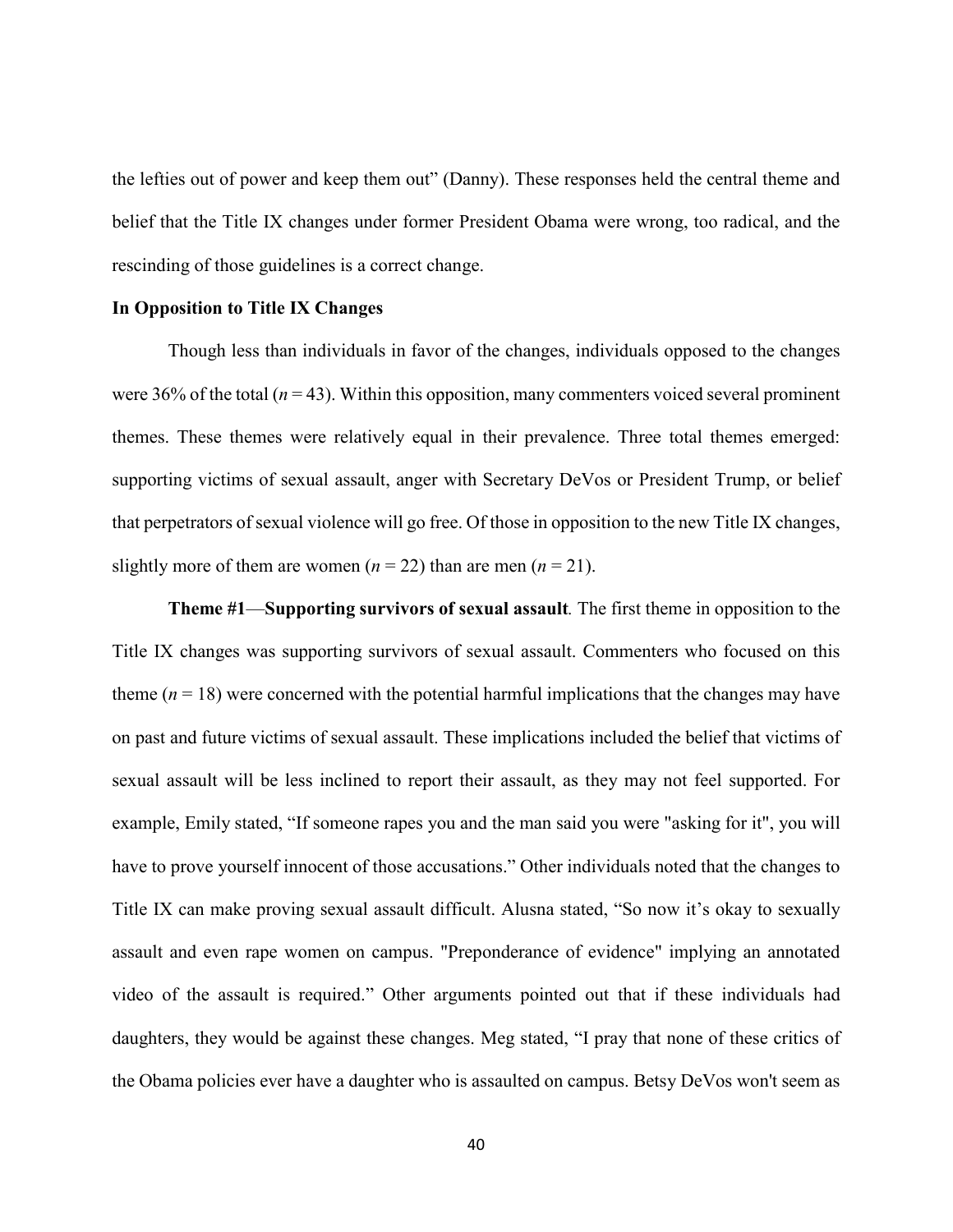the lefties out of power and keep them out" (Danny). These responses held the central theme and belief that the Title IX changes under former President Obama were wrong, too radical, and the rescinding of those guidelines is a correct change.

**In Opposition to Title IX Changes**

Though less than individuals in favor of the changes, individuals opposed to the changes were 36% of the total ($n$ = 43). Within this opposition, many commenters voiced several prominent themes. These themes were relatively equal in their prevalence. Three total themes emerged: supporting victims of sexual assault, anger with Secretary DeVos or President Trump, or belief that perpetrators of sexual violence will go free. Of those in opposition to the new Title IX changes, slightly more of them are women ($n$ = 22) than are men ($n$ = 21).

**Theme #1—Supporting survivors of sexual assault***.* The first theme in opposition to the Title IX changes was supporting survivors of sexual assault. Commenters who focused on this theme ($n$ = 18) were concerned with the potential harmful implications that the changes may have on past and future victims of sexual assault. These implications included the belief that victims of sexual assault will be less inclined to report their assault, as they may not feel supported. For example, Emily stated, "If someone rapes you and the man said you were "asking for it", you will have to prove yourself innocent of those accusations." Other individuals noted that the changes to Title IX can make proving sexual assault difficult. Alusna stated, "So now it's okay to sexually assault and even rape women on campus. "Preponderance of evidence" implying an annotated video of the assault is required." Other arguments pointed out that if these individuals had daughters, they would be against these changes. Meg stated, "I pray that none of these critics of the Obama policies ever have a daughter who is assaulted on campus. Betsy DeVos won't seem as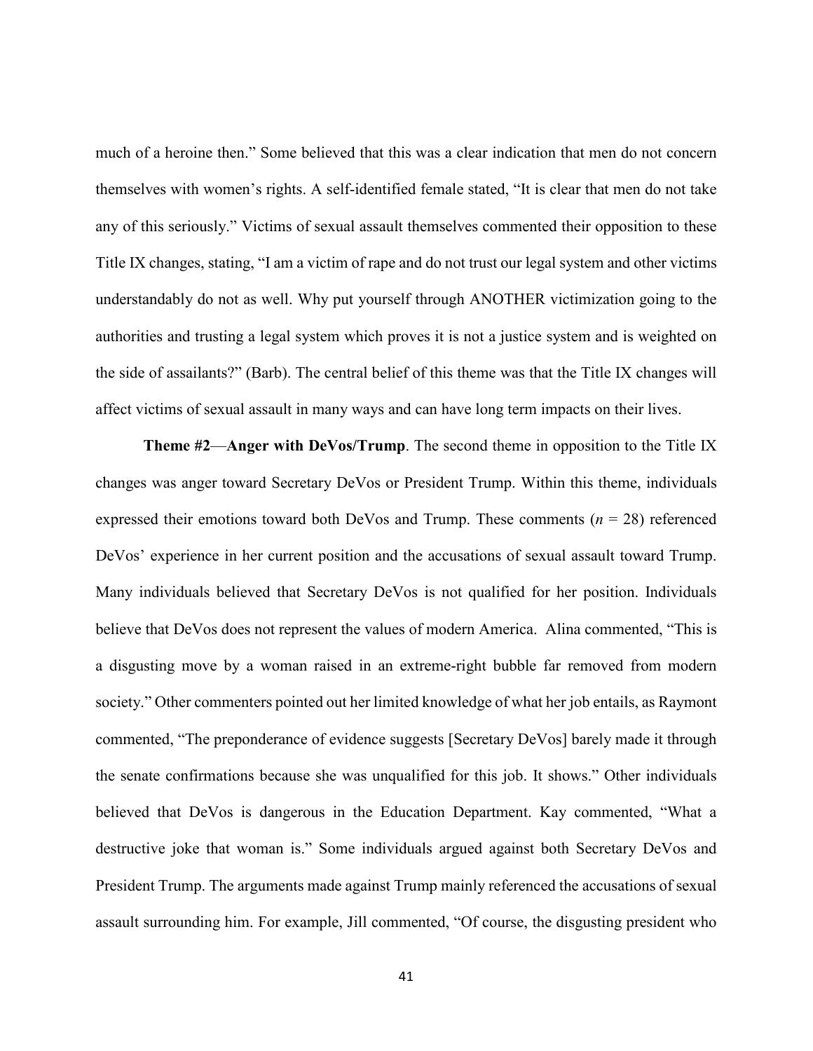much of a heroine then." Some believed that this was a clear indication that men do not concern themselves with women's rights. A self-identified female stated, "It is clear that men do not take any of this seriously." Victims of sexual assault themselves commented their opposition to these Title IX changes, stating, "I am a victim of rape and do not trust our legal system and other victims understandably do not as well. Why put yourself through ANOTHER victimization going to the authorities and trusting a legal system which proves it is not a justice system and is weighted on the side of assailants?" (Barb). The central belief of this theme was that the Title IX changes will affect victims of sexual assault in many ways and can have long term impacts on their lives.

**Theme #2—Anger with DeVos/Trump**. The second theme in opposition to the Title IX changes was anger toward Secretary DeVos or President Trump. Within this theme, individuals expressed their emotions toward both DeVos and Trump. These comments ($n$ = 28) referenced DeVos' experience in her current position and the accusations of sexual assault toward Trump. Many individuals believed that Secretary DeVos is not qualified for her position. Individuals believe that DeVos does not represent the values of modern America. Alina commented, "This is a disgusting move by a woman raised in an extreme-right bubble far removed from modern society." Other commenters pointed out her limited knowledge of what her job entails, as Raymont commented, "The preponderance of evidence suggests [Secretary DeVos] barely made it through the senate confirmations because she was unqualified for this job. It shows." Other individuals believed that DeVos is dangerous in the Education Department. Kay commented, "What a destructive joke that woman is." Some individuals argued against both Secretary DeVos and President Trump. The arguments made against Trump mainly referenced the accusations of sexual assault surrounding him. For example, Jill commented, "Of course, the disgusting president who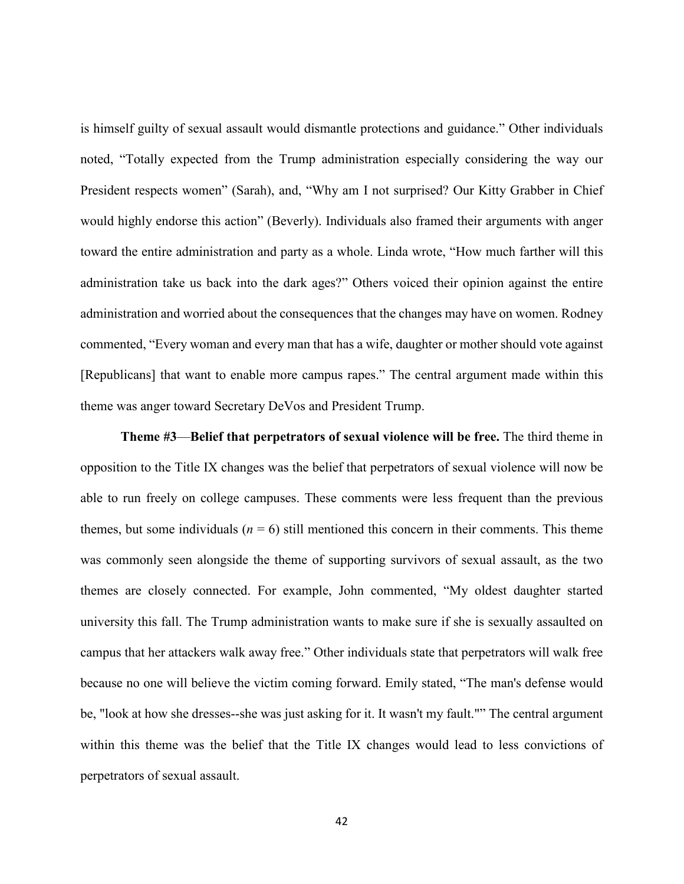is himself guilty of sexual assault would dismantle protections and guidance." Other individuals noted, "Totally expected from the Trump administration especially considering the way our President respects women" (Sarah), and, "Why am I not surprised? Our Kitty Grabber in Chief would highly endorse this action" (Beverly). Individuals also framed their arguments with anger toward the entire administration and party as a whole. Linda wrote, "How much farther will this administration take us back into the dark ages?" Others voiced their opinion against the entire administration and worried about the consequences that the changes may have on women. Rodney commented, "Every woman and every man that has a wife, daughter or mother should vote against [Republicans] that want to enable more campus rapes." The central argument made within this theme was anger toward Secretary DeVos and President Trump.

**Theme #3**—**Belief that perpetrators of sexual violence will be free.** The third theme in opposition to the Title IX changes was the belief that perpetrators of sexual violence will now be able to run freely on college campuses. These comments were less frequent than the previous themes, but some individuals ($n = 6$) still mentioned this concern in their comments. This theme was commonly seen alongside the theme of supporting survivors of sexual assault, as the two themes are closely connected. For example, John commented, "My oldest daughter started university this fall. The Trump administration wants to make sure if she is sexually assaulted on campus that her attackers walk away free." Other individuals state that perpetrators will walk free because no one will believe the victim coming forward. Emily stated, "The man's defense would be, "look at how she dresses--she was just asking for it. It wasn't my fault."" The central argument within this theme was the belief that the Title IX changes would lead to less convictions of perpetrators of sexual assault.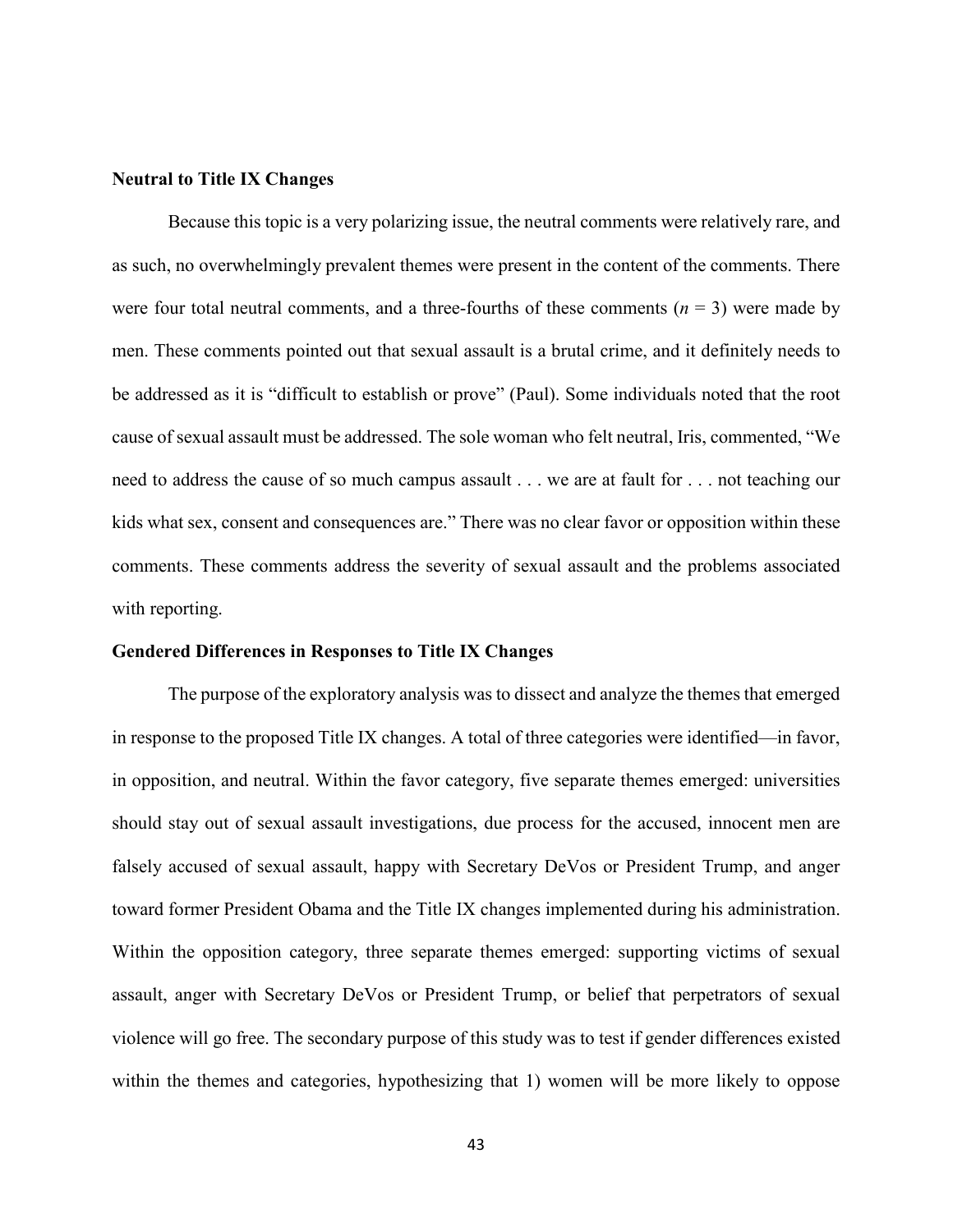### Neutral to Title IX Changes

Because this topic is a very polarizing issue, the neutral comments were relatively rare, and as such, no overwhelmingly prevalent themes were present in the content of the comments. There were four total neutral comments, and a three-fourths of these comments ($n = 3$) were made by men. These comments pointed out that sexual assault is a brutal crime, and it definitely needs to be addressed as it is "difficult to establish or prove" (Paul). Some individuals noted that the root cause of sexual assault must be addressed. The sole woman who felt neutral, Iris, commented, "We need to address the cause of so much campus assault . . . we are at fault for . . . not teaching our kids what sex, consent and consequences are." There was no clear favor or opposition within these comments. These comments address the severity of sexual assault and the problems associated with reporting.

### Gendered Differences in Responses to Title IX Changes

The purpose of the exploratory analysis was to dissect and analyze the themes that emerged in response to the proposed Title IX changes. A total of three categories were identified—in favor, in opposition, and neutral. Within the favor category, five separate themes emerged: universities should stay out of sexual assault investigations, due process for the accused, innocent men are falsely accused of sexual assault, happy with Secretary DeVos or President Trump, and anger toward former President Obama and the Title IX changes implemented during his administration. Within the opposition category, three separate themes emerged: supporting victims of sexual assault, anger with Secretary DeVos or President Trump, or belief that perpetrators of sexual violence will go free. The secondary purpose of this study was to test if gender differences existed within the themes and categories, hypothesizing that 1) women will be more likely to oppose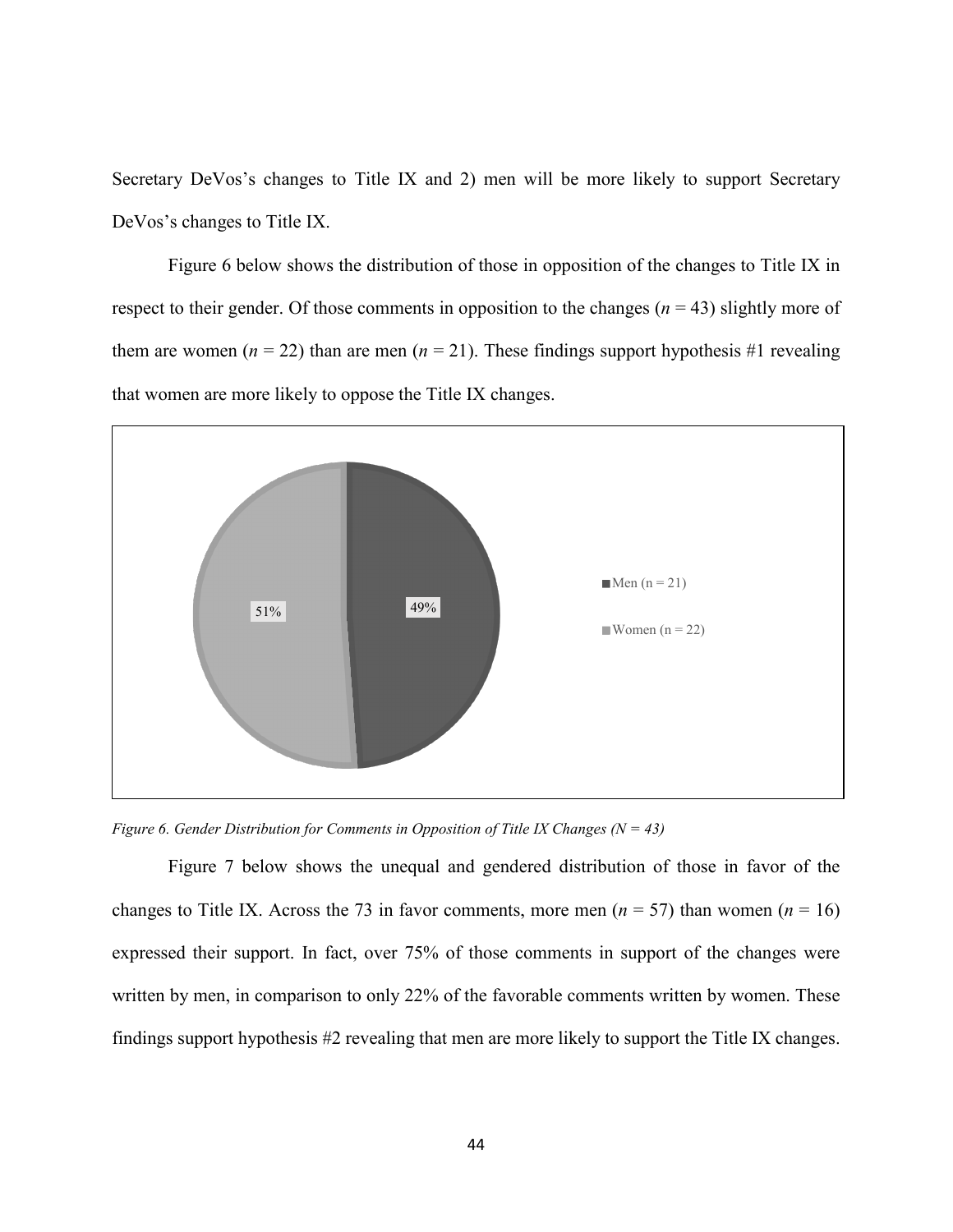Secretary DeVos's changes to Title IX and 2) men will be more likely to support Secretary DeVos's changes to Title IX.

Figure 6 below shows the distribution of those in opposition of the changes to Title IX in respect to their gender. Of those comments in opposition to the changes ($n = 43$) slightly more of them are women ($n = 22$) than are men ($n = 21$). These findings support hypothesis #1 revealing that women are more likely to oppose the Title IX changes.

51%

49%

Men (n = 21)

Women (n = 22)

*Figure 6. Gender Distribution for Comments in Opposition of Title IX Changes (N = 43)*

Figure 7 below shows the unequal and gendered distribution of those in favor of the changes to Title IX. Across the 73 in favor comments, more men ($n = 57$) than women ($n = 16$) expressed their support. In fact, over 75% of those comments in support of the changes were written by men, in comparison to only 22% of the favorable comments written by women. These findings support hypothesis #2 revealing that men are more likely to support the Title IX changes.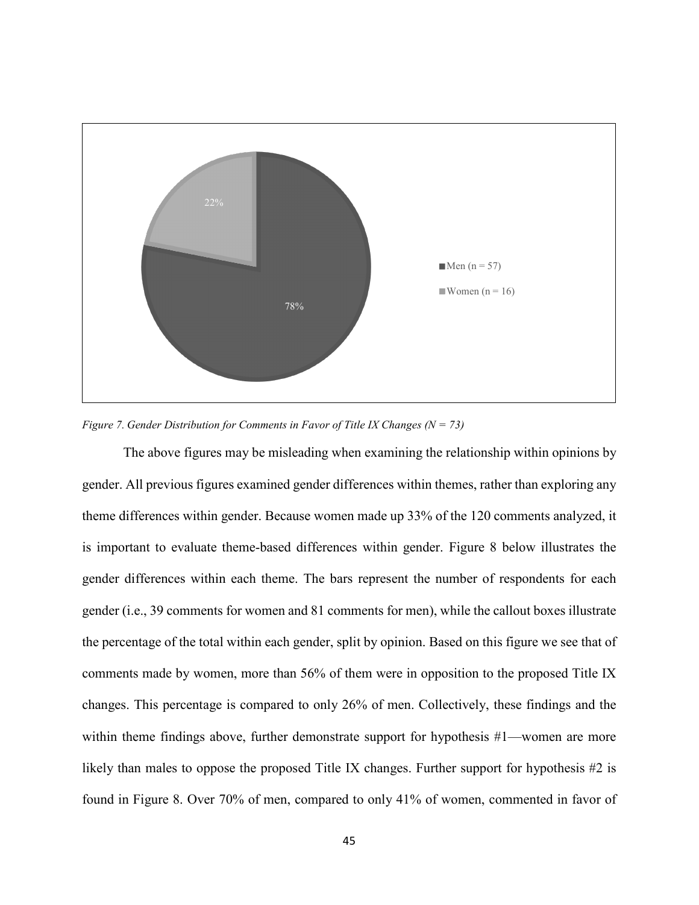*Figure 7. Gender Distribution for Comments in Favor of Title IX Changes (N = 73)*

The above figures may be misleading when examining the relationship within opinions by gender. All previous figures examined gender differences within themes, rather than exploring any theme differences within gender. Because women made up 33% of the 120 comments analyzed, it is important to evaluate theme-based differences within gender. Figure 8 below illustrates the gender differences within each theme. The bars represent the number of respondents for each gender (i.e., 39 comments for women and 81 comments for men), while the callout boxes illustrate the percentage of the total within each gender, split by opinion. Based on this figure we see that of comments made by women, more than 56% of them were in opposition to the proposed Title IX changes. This percentage is compared to only 26% of men. Collectively, these findings and the within theme findings above, further demonstrate support for hypothesis #1—women are more likely than males to oppose the proposed Title IX changes. Further support for hypothesis #2 is found in Figure 8. Over 70% of men, compared to only 41% of women, commented in favor of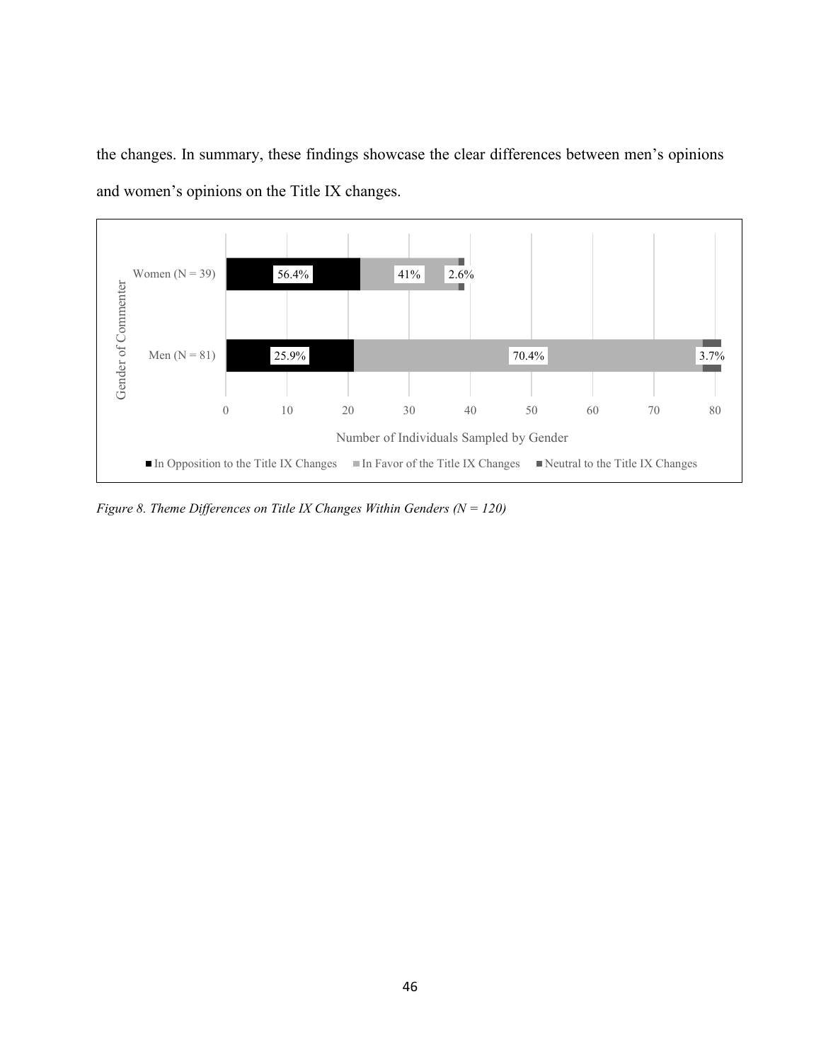the changes. In summary, these findings showcase the clear differences between men's opinions and women's opinions on the Title IX changes.

*Figure 8. Theme Differences on Title IX Changes Within Genders (N = 120)*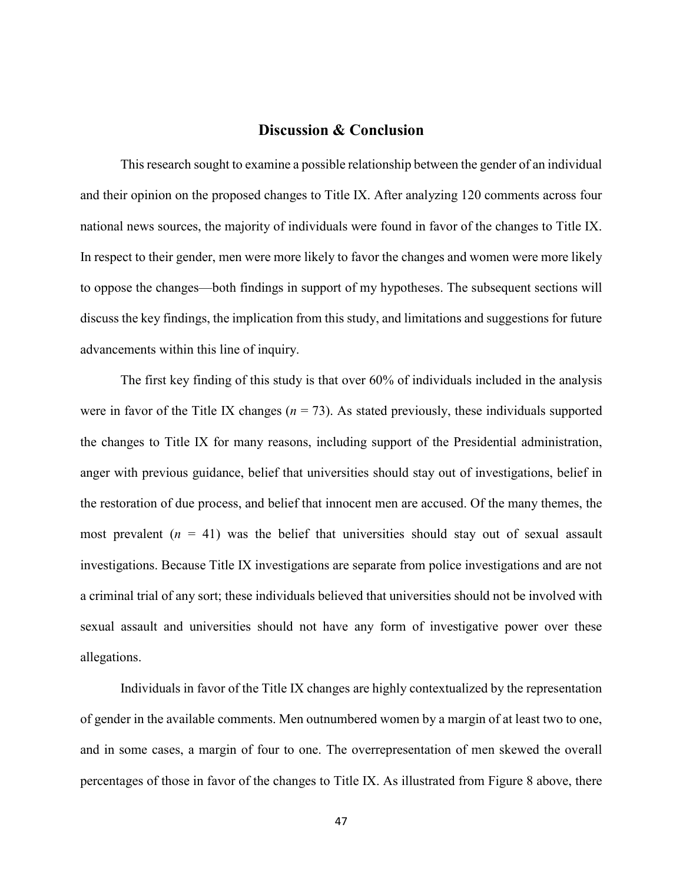# Discussion & Conclusion

This research sought to examine a possible relationship between the gender of an individual and their opinion on the proposed changes to Title IX. After analyzing 120 comments across four national news sources, the majority of individuals were found in favor of the changes to Title IX. In respect to their gender, men were more likely to favor the changes and women were more likely to oppose the changes—both findings in support of my hypotheses. The subsequent sections will discuss the key findings, the implication from this study, and limitations and suggestions for future advancements within this line of inquiry.

The first key finding of this study is that over 60% of individuals included in the analysis were in favor of the Title IX changes ($n$ = 73). As stated previously, these individuals supported the changes to Title IX for many reasons, including support of the Presidential administration, anger with previous guidance, belief that universities should stay out of investigations, belief in the restoration of due process, and belief that innocent men are accused. Of the many themes, the most prevalent ($n$ = 41) was the belief that universities should stay out of sexual assault investigations. Because Title IX investigations are separate from police investigations and are not a criminal trial of any sort; these individuals believed that universities should not be involved with sexual assault and universities should not have any form of investigative power over these allegations.

Individuals in favor of the Title IX changes are highly contextualized by the representation of gender in the available comments. Men outnumbered women by a margin of at least two to one, and in some cases, a margin of four to one. The overrepresentation of men skewed the overall percentages of those in favor of the changes to Title IX. As illustrated from Figure 8 above, there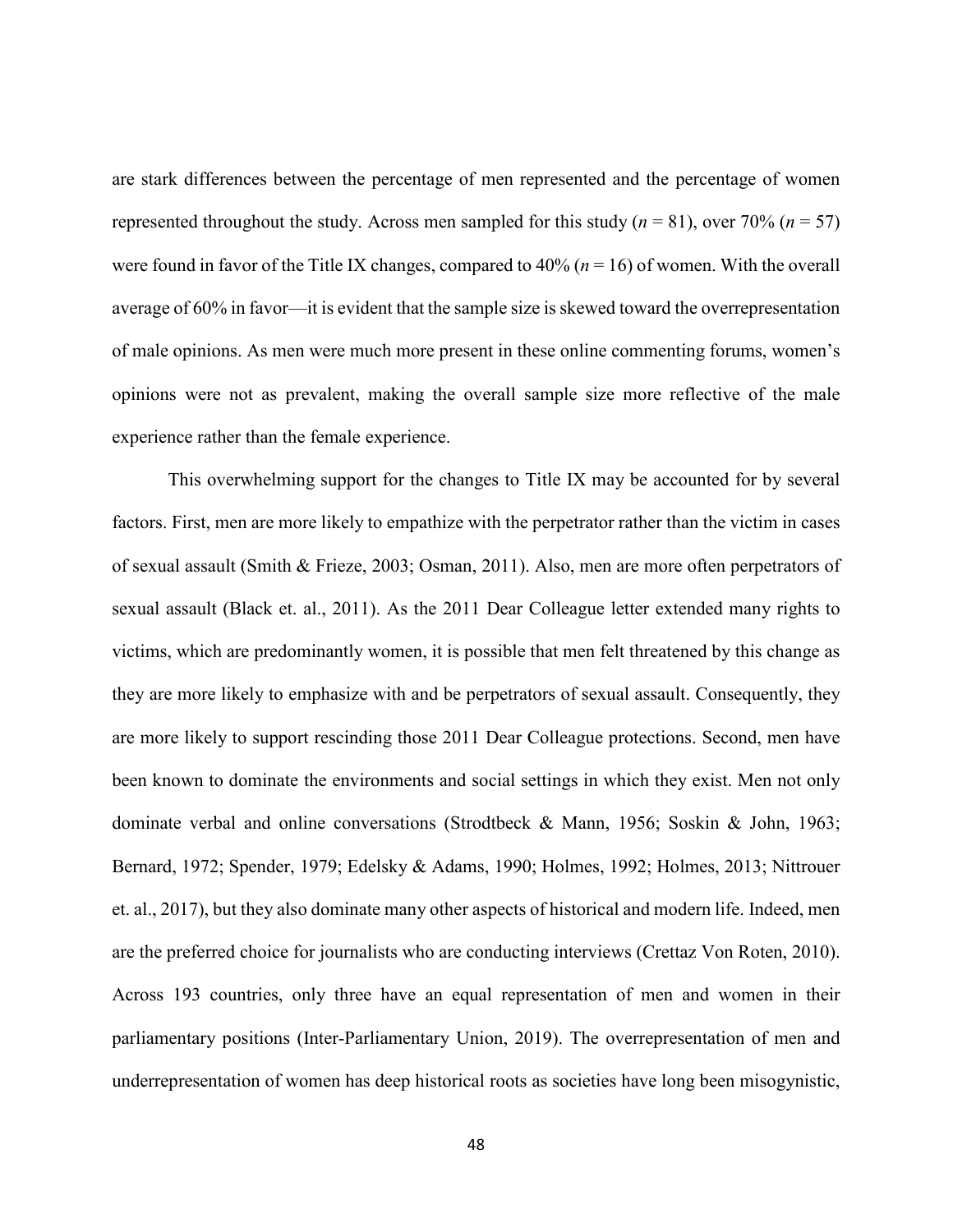are stark differences between the percentage of men represented and the percentage of women represented throughout the study. Across men sampled for this study ($n$ = 81), over 70% ($n$ = 57) were found in favor of the Title IX changes, compared to 40% ($n$ = 16) of women. With the overall average of 60% in favor—it is evident that the sample size is skewed toward the overrepresentation of male opinions. As men were much more present in these online commenting forums, women's opinions were not as prevalent, making the overall sample size more reflective of the male experience rather than the female experience.

This overwhelming support for the changes to Title IX may be accounted for by several factors. First, men are more likely to empathize with the perpetrator rather than the victim in cases of sexual assault (Smith & Frieze, 2003; Osman, 2011). Also, men are more often perpetrators of sexual assault (Black et. al., 2011). As the 2011 Dear Colleague letter extended many rights to victims, which are predominantly women, it is possible that men felt threatened by this change as they are more likely to emphasize with and be perpetrators of sexual assault. Consequently, they are more likely to support rescinding those 2011 Dear Colleague protections. Second, men have been known to dominate the environments and social settings in which they exist. Men not only dominate verbal and online conversations (Strodtbeck & Mann, 1956; Soskin & John, 1963; Bernard, 1972; Spender, 1979; Edelsky & Adams, 1990; Holmes, 1992; Holmes, 2013; Nittrouer et. al., 2017), but they also dominate many other aspects of historical and modern life. Indeed, men are the preferred choice for journalists who are conducting interviews (Crettaz Von Roten, 2010). Across 193 countries, only three have an equal representation of men and women in their parliamentary positions (Inter-Parliamentary Union, 2019). The overrepresentation of men and underrepresentation of women has deep historical roots as societies have long been misogynistic,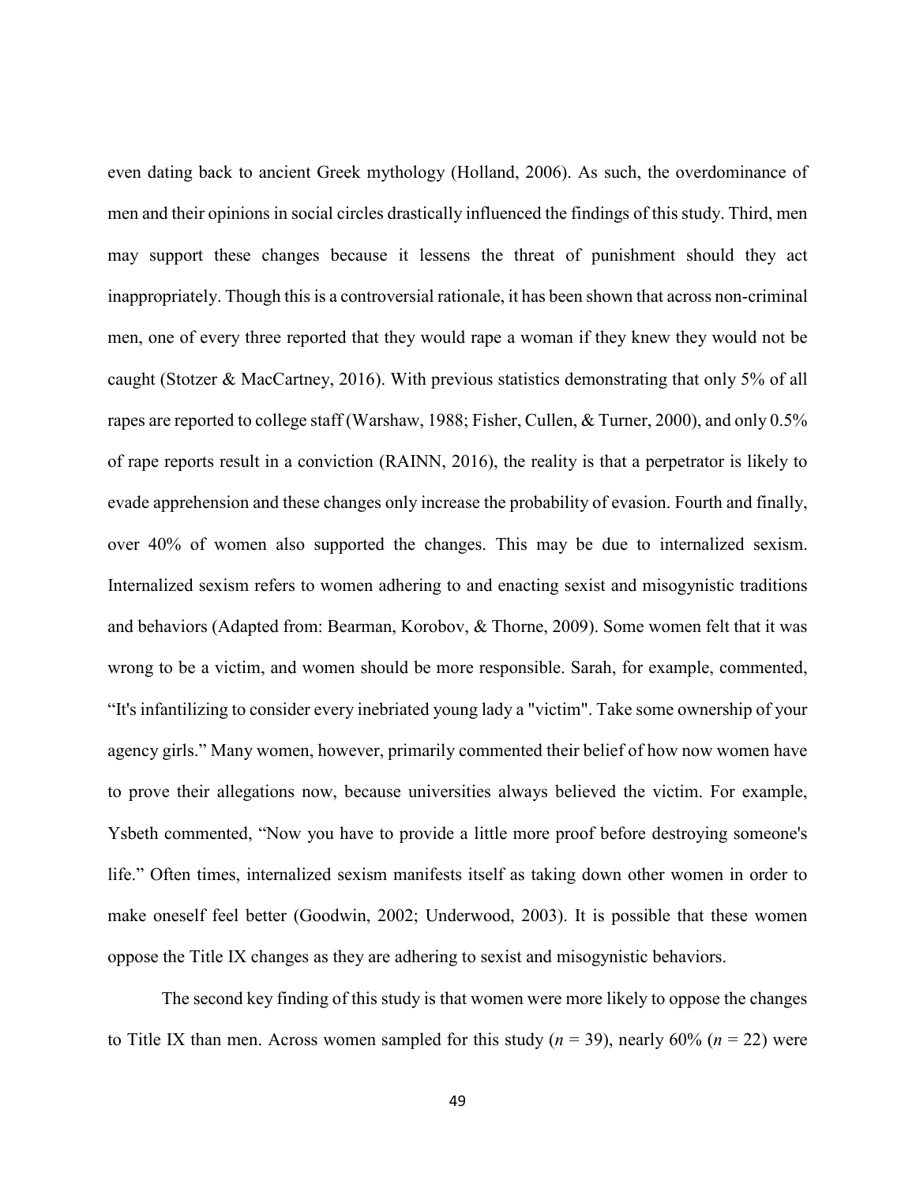even dating back to ancient Greek mythology (Holland, 2006). As such, the overdominance of men and their opinions in social circles drastically influenced the findings of this study. Third, men may support these changes because it lessens the threat of punishment should they act inappropriately. Though this is a controversial rationale, it has been shown that across non-criminal men, one of every three reported that they would rape a woman if they knew they would not be caught (Stotzer & MacCartney, 2016). With previous statistics demonstrating that only 5% of all rapes are reported to college staff (Warshaw, 1988; Fisher, Cullen, & Turner, 2000), and only 0.5% of rape reports result in a conviction (RAINN, 2016), the reality is that a perpetrator is likely to evade apprehension and these changes only increase the probability of evasion. Fourth and finally, over 40% of women also supported the changes. This may be due to internalized sexism. Internalized sexism refers to women adhering to and enacting sexist and misogynistic traditions and behaviors (Adapted from: Bearman, Korobov, & Thorne, 2009). Some women felt that it was wrong to be a victim, and women should be more responsible. Sarah, for example, commented, "It's infantilizing to consider every inebriated young lady a "victim". Take some ownership of your agency girls." Many women, however, primarily commented their belief of how now women have to prove their allegations now, because universities always believed the victim. For example, Ysbeth commented, "Now you have to provide a little more proof before destroying someone's life." Often times, internalized sexism manifests itself as taking down other women in order to make oneself feel better (Goodwin, 2002; Underwood, 2003). It is possible that these women oppose the Title IX changes as they are adhering to sexist and misogynistic behaviors.

The second key finding of this study is that women were more likely to oppose the changes to Title IX than men. Across women sampled for this study ($n$ = 39), nearly 60% ($n$ = 22) were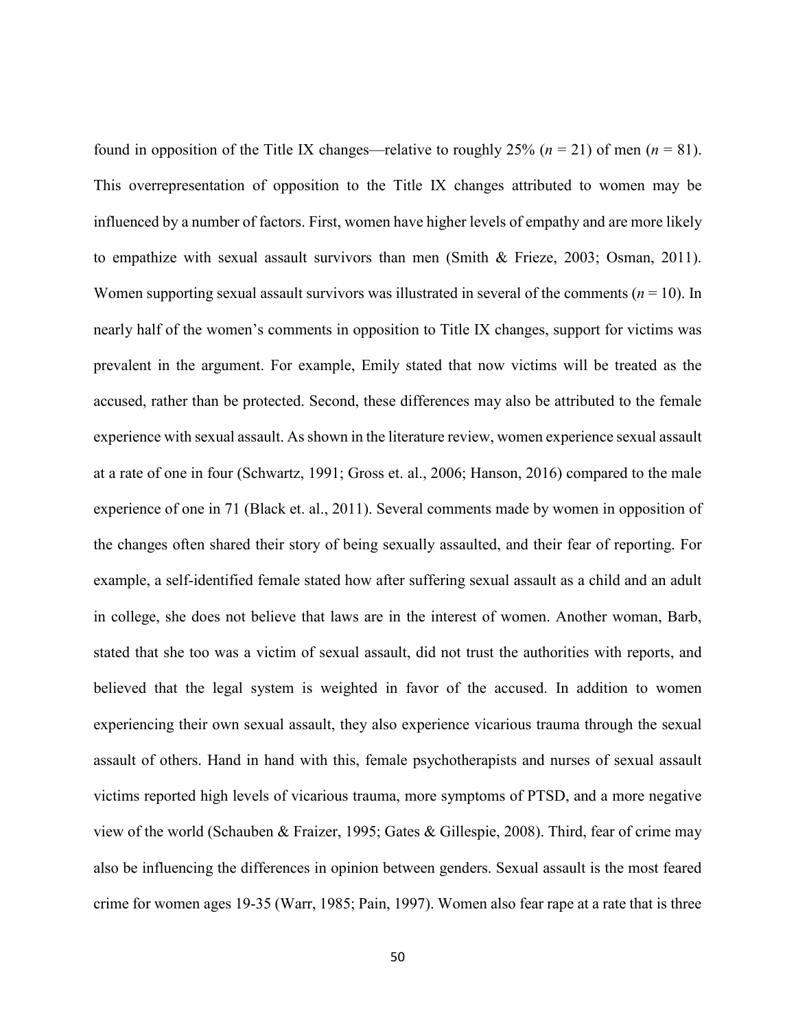found in opposition of the Title IX changes—relative to roughly 25% ($n$ = 21) of men ($n$ = 81). This overrepresentation of opposition to the Title IX changes attributed to women may be influenced by a number of factors. First, women have higher levels of empathy and are more likely to empathize with sexual assault survivors than men (Smith & Frieze, 2003; Osman, 2011). Women supporting sexual assault survivors was illustrated in several of the comments ($n$ = 10). In nearly half of the women's comments in opposition to Title IX changes, support for victims was prevalent in the argument. For example, Emily stated that now victims will be treated as the accused, rather than be protected. Second, these differences may also be attributed to the female experience with sexual assault. As shown in the literature review, women experience sexual assault at a rate of one in four (Schwartz, 1991; Gross et. al., 2006; Hanson, 2016) compared to the male experience of one in 71 (Black et. al., 2011). Several comments made by women in opposition of the changes often shared their story of being sexually assaulted, and their fear of reporting. For example, a self-identified female stated how after suffering sexual assault as a child and an adult in college, she does not believe that laws are in the interest of women. Another woman, Barb, stated that she too was a victim of sexual assault, did not trust the authorities with reports, and believed that the legal system is weighted in favor of the accused. In addition to women experiencing their own sexual assault, they also experience vicarious trauma through the sexual assault of others. Hand in hand with this, female psychotherapists and nurses of sexual assault victims reported high levels of vicarious trauma, more symptoms of PTSD, and a more negative view of the world (Schauben & Fraizer, 1995; Gates & Gillespie, 2008). Third, fear of crime may also be influencing the differences in opinion between genders. Sexual assault is the most feared crime for women ages 19-35 (Warr, 1985; Pain, 1997). Women also fear rape at a rate that is three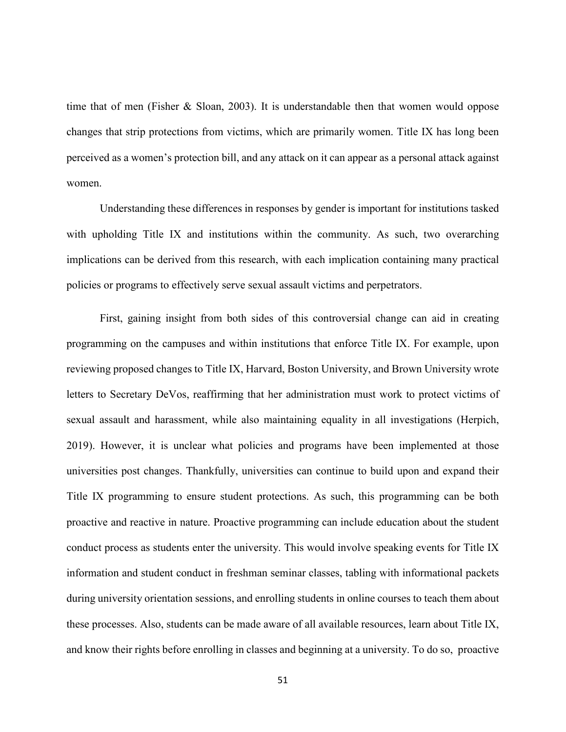time that of men (Fisher & Sloan, 2003). It is understandable then that women would oppose changes that strip protections from victims, which are primarily women. Title IX has long been perceived as a women's protection bill, and any attack on it can appear as a personal attack against women.

Understanding these differences in responses by gender is important for institutions tasked with upholding Title IX and institutions within the community. As such, two overarching implications can be derived from this research, with each implication containing many practical policies or programs to effectively serve sexual assault victims and perpetrators.

First, gaining insight from both sides of this controversial change can aid in creating programming on the campuses and within institutions that enforce Title IX. For example, upon reviewing proposed changes to Title IX, Harvard, Boston University, and Brown University wrote letters to Secretary DeVos, reaffirming that her administration must work to protect victims of sexual assault and harassment, while also maintaining equality in all investigations (Herpich, 2019). However, it is unclear what policies and programs have been implemented at those universities post changes. Thankfully, universities can continue to build upon and expand their Title IX programming to ensure student protections. As such, this programming can be both proactive and reactive in nature. Proactive programming can include education about the student conduct process as students enter the university. This would involve speaking events for Title IX information and student conduct in freshman seminar classes, tabling with informational packets during university orientation sessions, and enrolling students in online courses to teach them about these processes. Also, students can be made aware of all available resources, learn about Title IX, and know their rights before enrolling in classes and beginning at a university. To do so, proactive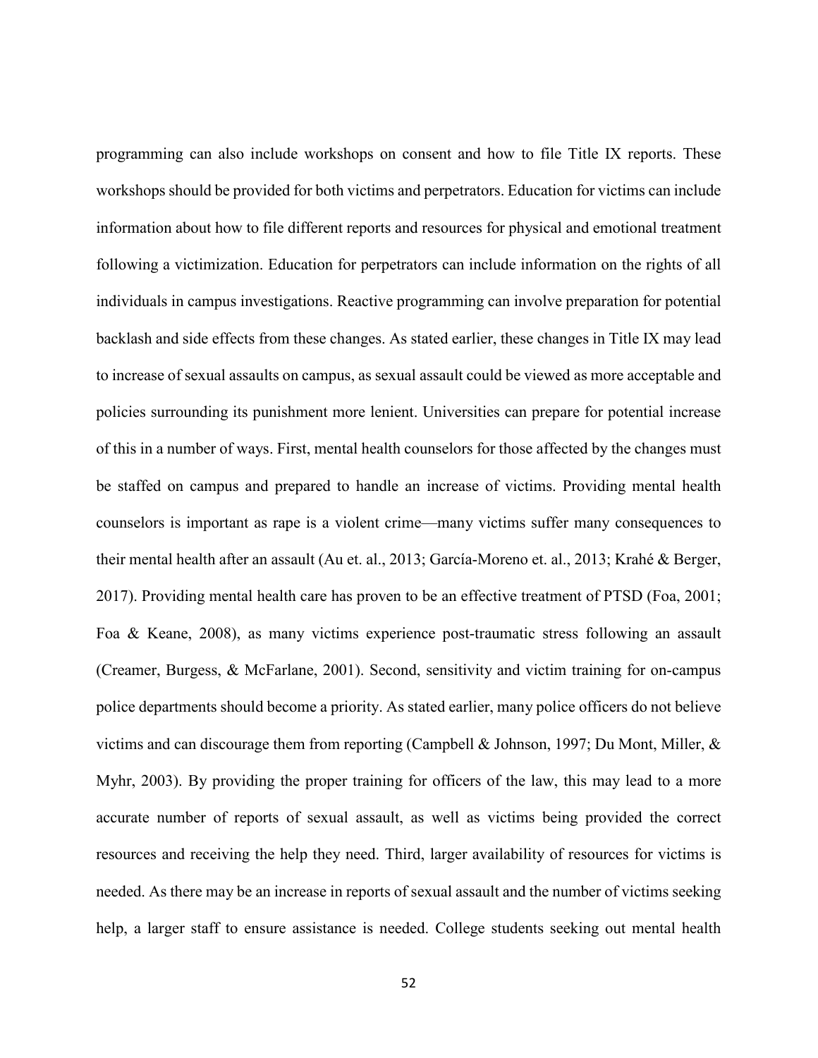programming can also include workshops on consent and how to file Title IX reports. These workshops should be provided for both victims and perpetrators. Education for victims can include information about how to file different reports and resources for physical and emotional treatment following a victimization. Education for perpetrators can include information on the rights of all individuals in campus investigations. Reactive programming can involve preparation for potential backlash and side effects from these changes. As stated earlier, these changes in Title IX may lead to increase of sexual assaults on campus, as sexual assault could be viewed as more acceptable and policies surrounding its punishment more lenient. Universities can prepare for potential increase of this in a number of ways. First, mental health counselors for those affected by the changes must be staffed on campus and prepared to handle an increase of victims. Providing mental health counselors is important as rape is a violent crime—many victims suffer many consequences to their mental health after an assault (Au et. al., 2013; García-Moreno et. al., 2013; Krahé & Berger, 2017). Providing mental health care has proven to be an effective treatment of PTSD (Foa, 2001; Foa & Keane, 2008), as many victims experience post-traumatic stress following an assault (Creamer, Burgess, & McFarlane, 2001). Second, sensitivity and victim training for on-campus police departments should become a priority. As stated earlier, many police officers do not believe victims and can discourage them from reporting (Campbell & Johnson, 1997; Du Mont, Miller, & Myhr, 2003). By providing the proper training for officers of the law, this may lead to a more accurate number of reports of sexual assault, as well as victims being provided the correct resources and receiving the help they need. Third, larger availability of resources for victims is needed. As there may be an increase in reports of sexual assault and the number of victims seeking help, a larger staff to ensure assistance is needed. College students seeking out mental health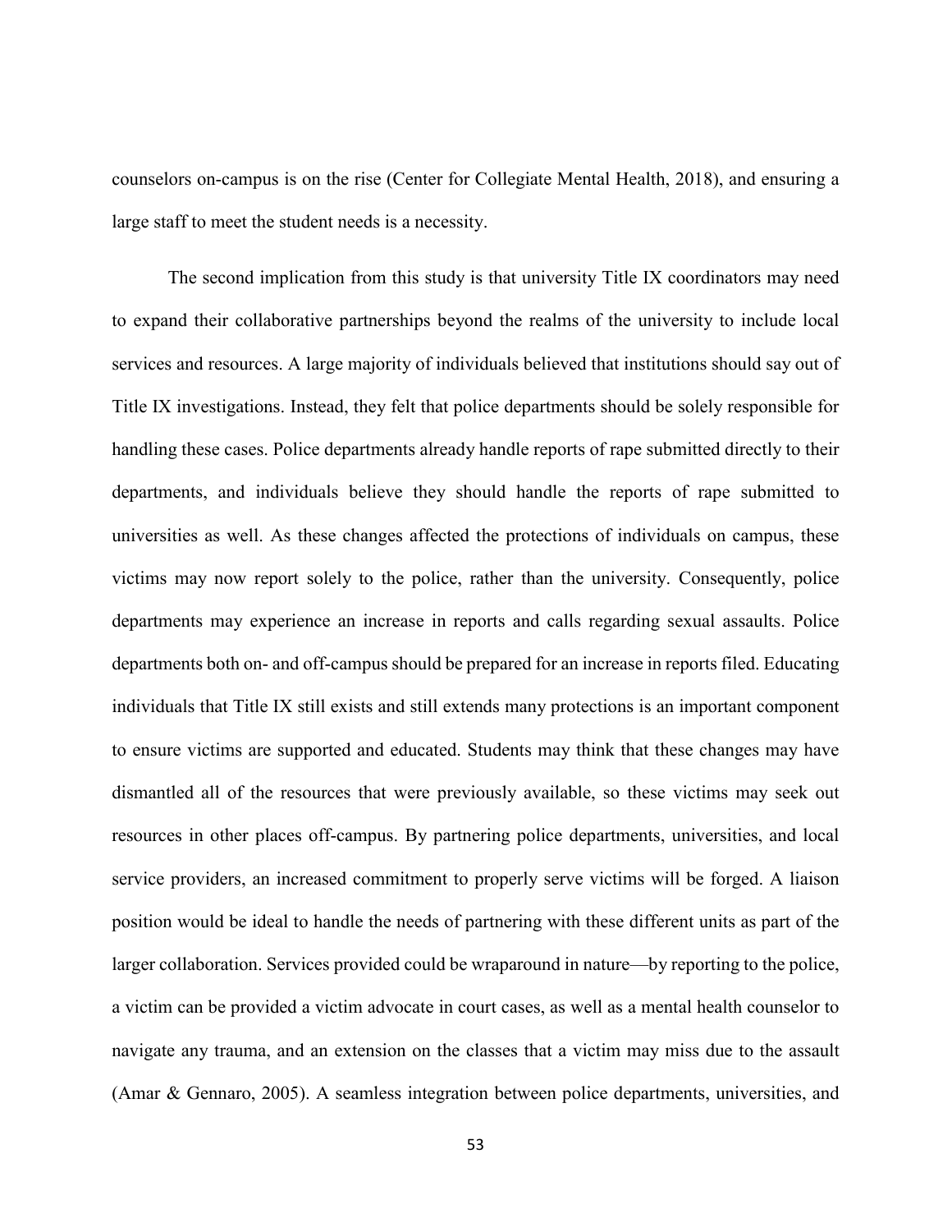counselors on-campus is on the rise (Center for Collegiate Mental Health, 2018), and ensuring a large staff to meet the student needs is a necessity.

The second implication from this study is that university Title IX coordinators may need to expand their collaborative partnerships beyond the realms of the university to include local services and resources. A large majority of individuals believed that institutions should say out of Title IX investigations. Instead, they felt that police departments should be solely responsible for handling these cases. Police departments already handle reports of rape submitted directly to their departments, and individuals believe they should handle the reports of rape submitted to universities as well. As these changes affected the protections of individuals on campus, these victims may now report solely to the police, rather than the university. Consequently, police departments may experience an increase in reports and calls regarding sexual assaults. Police departments both on- and off-campus should be prepared for an increase in reports filed. Educating individuals that Title IX still exists and still extends many protections is an important component to ensure victims are supported and educated. Students may think that these changes may have dismantled all of the resources that were previously available, so these victims may seek out resources in other places off-campus. By partnering police departments, universities, and local service providers, an increased commitment to properly serve victims will be forged. A liaison position would be ideal to handle the needs of partnering with these different units as part of the larger collaboration. Services provided could be wraparound in nature—by reporting to the police, a victim can be provided a victim advocate in court cases, as well as a mental health counselor to navigate any trauma, and an extension on the classes that a victim may miss due to the assault (Amar & Gennaro, 2005). A seamless integration between police departments, universities, and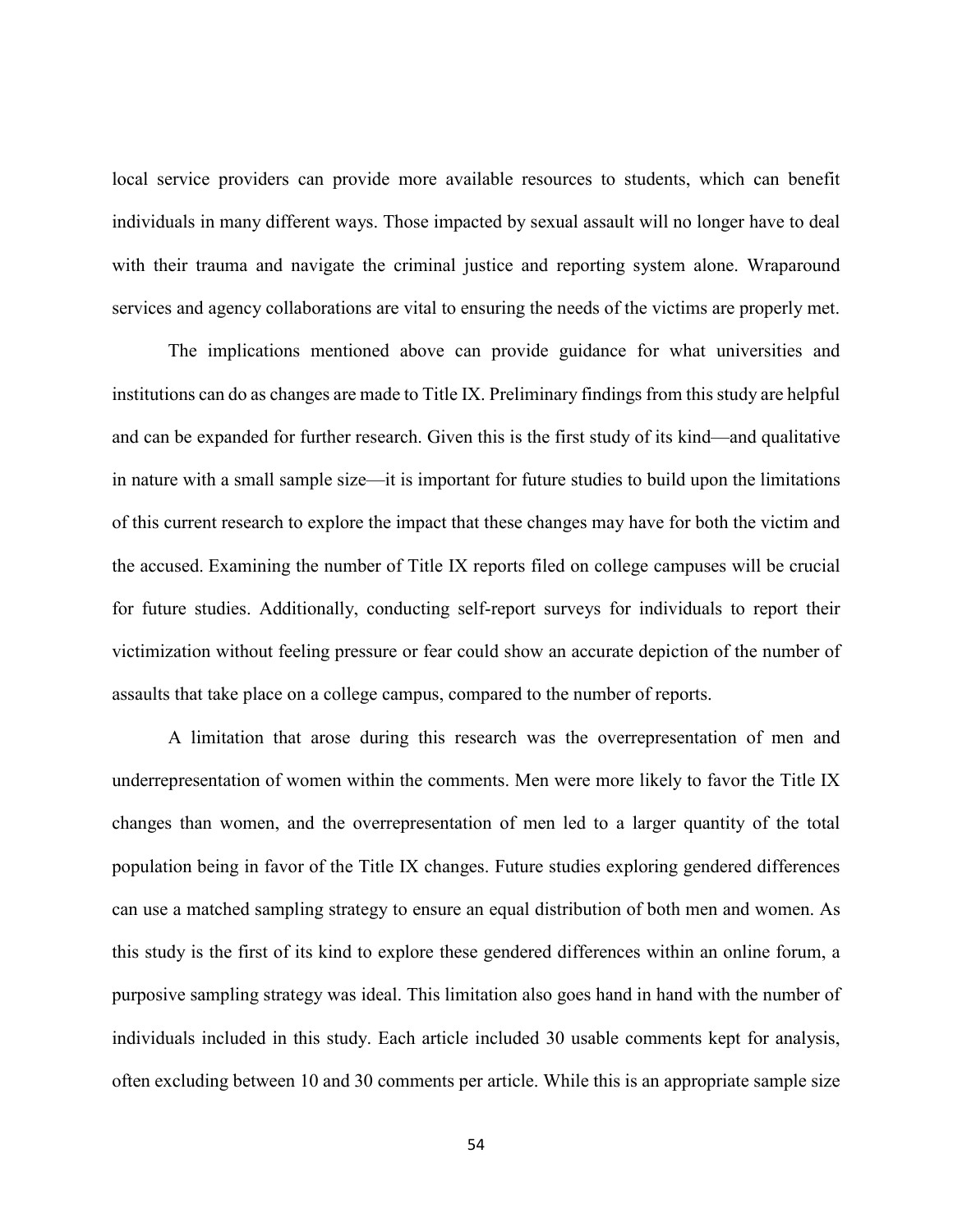local service providers can provide more available resources to students, which can benefit individuals in many different ways. Those impacted by sexual assault will no longer have to deal with their trauma and navigate the criminal justice and reporting system alone. Wraparound services and agency collaborations are vital to ensuring the needs of the victims are properly met.

The implications mentioned above can provide guidance for what universities and institutions can do as changes are made to Title IX. Preliminary findings from this study are helpful and can be expanded for further research. Given this is the first study of its kind—and qualitative in nature with a small sample size—it is important for future studies to build upon the limitations of this current research to explore the impact that these changes may have for both the victim and the accused. Examining the number of Title IX reports filed on college campuses will be crucial for future studies. Additionally, conducting self-report surveys for individuals to report their victimization without feeling pressure or fear could show an accurate depiction of the number of assaults that take place on a college campus, compared to the number of reports.

A limitation that arose during this research was the overrepresentation of men and underrepresentation of women within the comments. Men were more likely to favor the Title IX changes than women, and the overrepresentation of men led to a larger quantity of the total population being in favor of the Title IX changes. Future studies exploring gendered differences can use a matched sampling strategy to ensure an equal distribution of both men and women. As this study is the first of its kind to explore these gendered differences within an online forum, a purposive sampling strategy was ideal. This limitation also goes hand in hand with the number of individuals included in this study. Each article included 30 usable comments kept for analysis, often excluding between 10 and 30 comments per article. While this is an appropriate sample size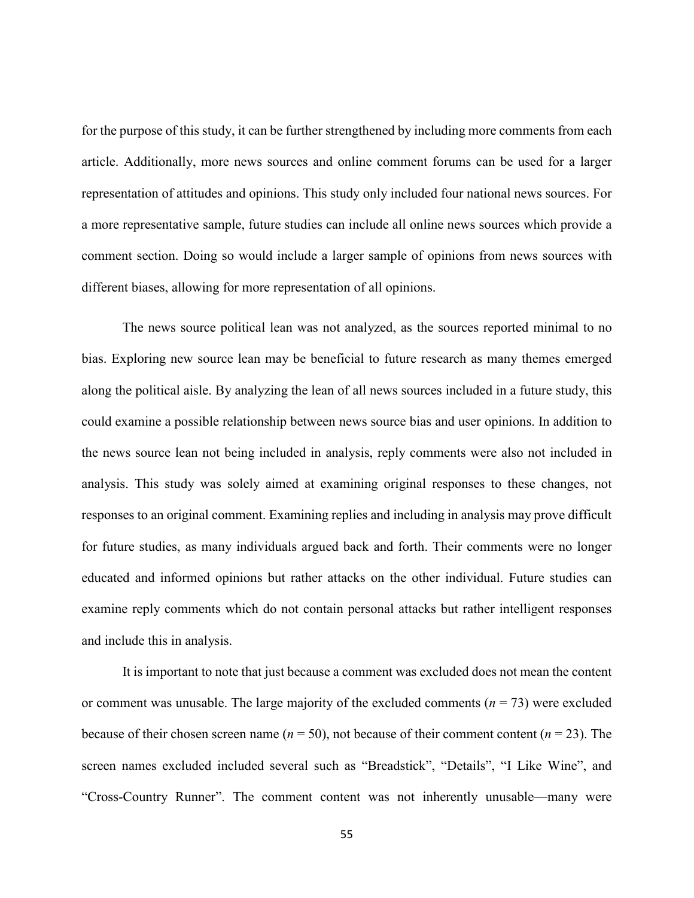for the purpose of this study, it can be further strengthened by including more comments from each article. Additionally, more news sources and online comment forums can be used for a larger representation of attitudes and opinions. This study only included four national news sources. For a more representative sample, future studies can include all online news sources which provide a comment section. Doing so would include a larger sample of opinions from news sources with different biases, allowing for more representation of all opinions.

The news source political lean was not analyzed, as the sources reported minimal to no bias. Exploring new source lean may be beneficial to future research as many themes emerged along the political aisle. By analyzing the lean of all news sources included in a future study, this could examine a possible relationship between news source bias and user opinions. In addition to the news source lean not being included in analysis, reply comments were also not included in analysis. This study was solely aimed at examining original responses to these changes, not responses to an original comment. Examining replies and including in analysis may prove difficult for future studies, as many individuals argued back and forth. Their comments were no longer educated and informed opinions but rather attacks on the other individual. Future studies can examine reply comments which do not contain personal attacks but rather intelligent responses and include this in analysis.

It is important to note that just because a comment was excluded does not mean the content or comment was unusable. The large majority of the excluded comments ($n = 73$) were excluded because of their chosen screen name ($n = 50$), not because of their comment content ($n = 23$). The screen names excluded included several such as "Breadstick", "Details", "I Like Wine", and "Cross-Country Runner". The comment content was not inherently unusable—many were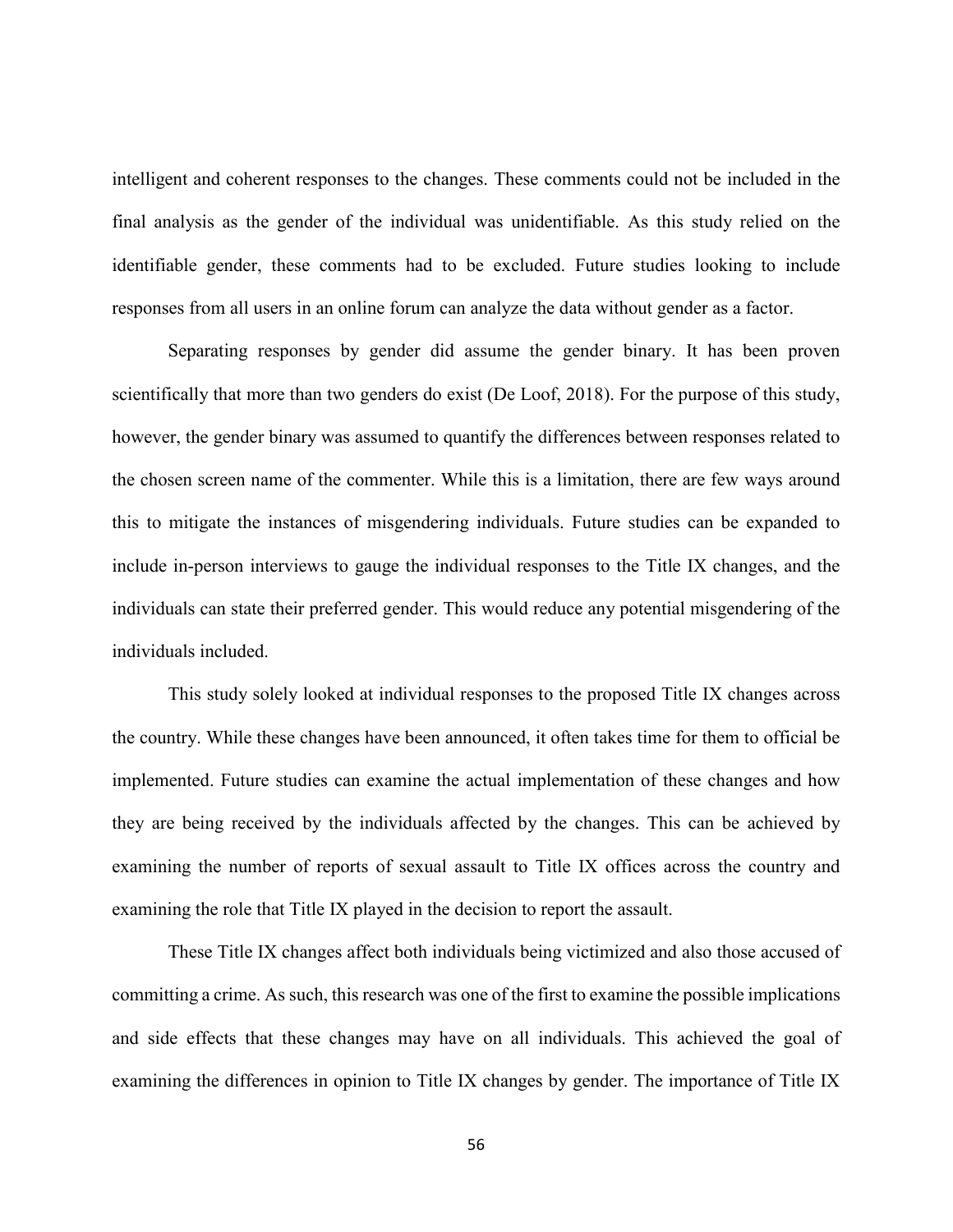intelligent and coherent responses to the changes. These comments could not be included in the final analysis as the gender of the individual was unidentifiable. As this study relied on the identifiable gender, these comments had to be excluded. Future studies looking to include responses from all users in an online forum can analyze the data without gender as a factor.

Separating responses by gender did assume the gender binary. It has been proven scientifically that more than two genders do exist (De Loof, 2018). For the purpose of this study, however, the gender binary was assumed to quantify the differences between responses related to the chosen screen name of the commenter. While this is a limitation, there are few ways around this to mitigate the instances of misgendering individuals. Future studies can be expanded to include in-person interviews to gauge the individual responses to the Title IX changes, and the individuals can state their preferred gender. This would reduce any potential misgendering of the individuals included.

This study solely looked at individual responses to the proposed Title IX changes across the country. While these changes have been announced, it often takes time for them to official be implemented. Future studies can examine the actual implementation of these changes and how they are being received by the individuals affected by the changes. This can be achieved by examining the number of reports of sexual assault to Title IX offices across the country and examining the role that Title IX played in the decision to report the assault.

These Title IX changes affect both individuals being victimized and also those accused of committing a crime. As such, this research was one of the first to examine the possible implications and side effects that these changes may have on all individuals. This achieved the goal of examining the differences in opinion to Title IX changes by gender. The importance of Title IX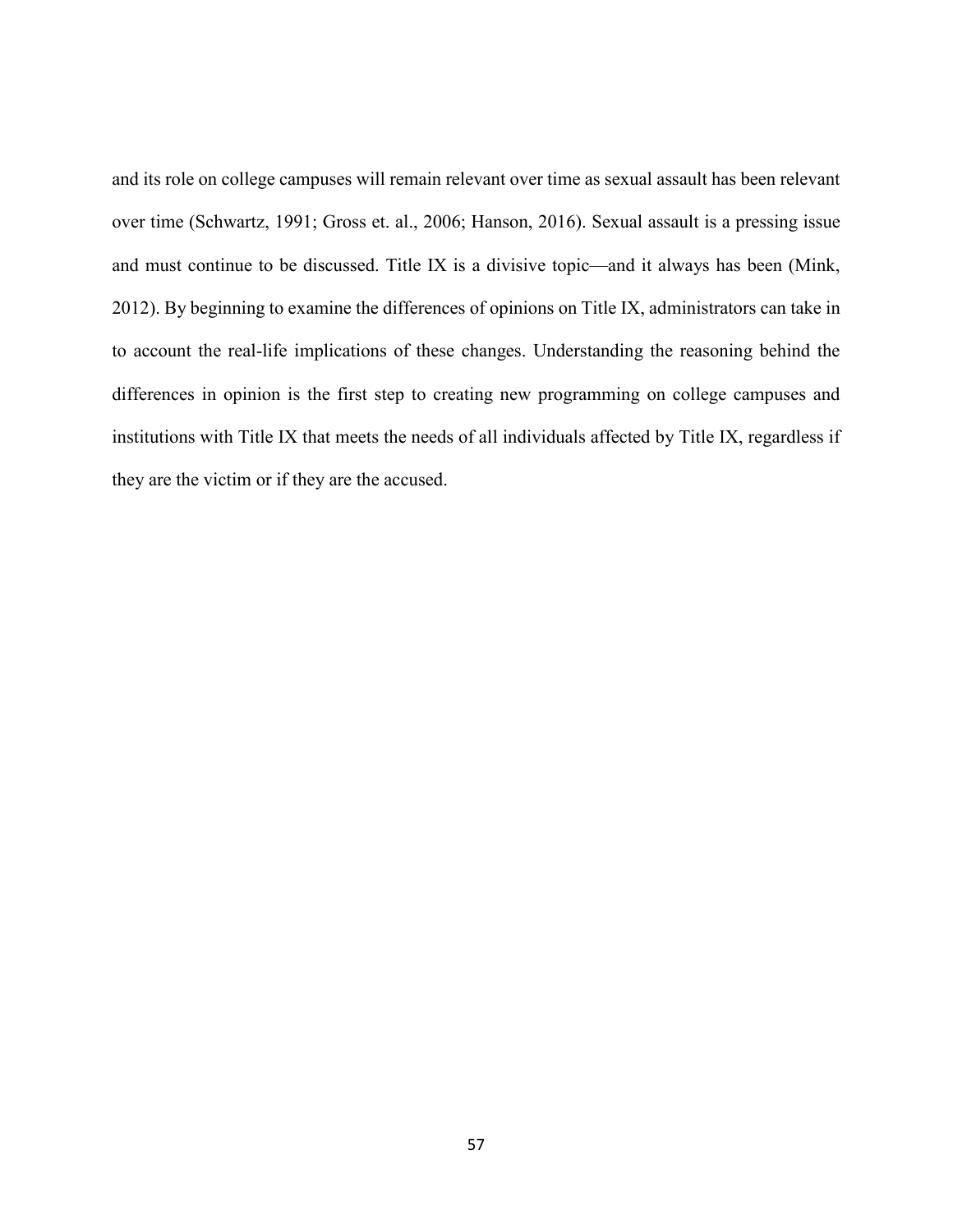and its role on college campuses will remain relevant over time as sexual assault has been relevant over time (Schwartz, 1991; Gross et. al., 2006; Hanson, 2016). Sexual assault is a pressing issue and must continue to be discussed. Title IX is a divisive topic—and it always has been (Mink, 2012). By beginning to examine the differences of opinions on Title IX, administrators can take in to account the real-life implications of these changes. Understanding the reasoning behind the differences in opinion is the first step to creating new programming on college campuses and institutions with Title IX that meets the needs of all individuals affected by Title IX, regardless if they are the victim or if they are the accused.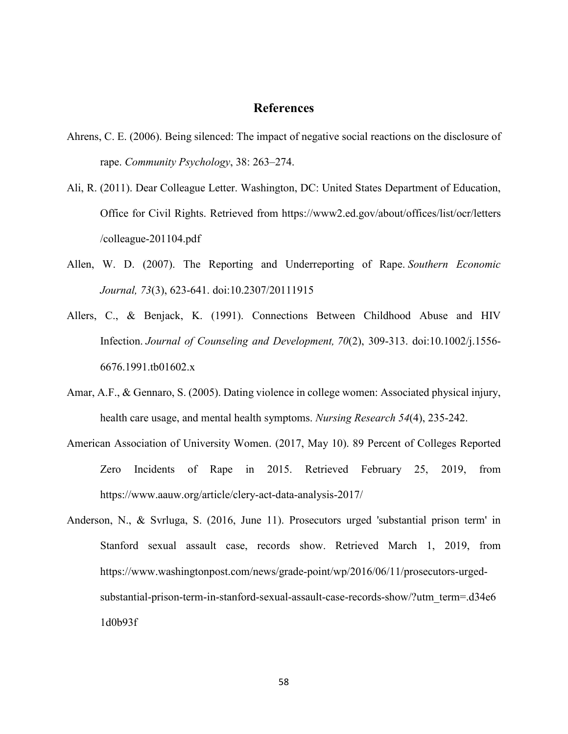# References

Ahrens, C. E. (2006). Being silenced: The impact of negative social reactions on the disclosure of rape. *Community Psychology*, 38: 263–274.

Ali, R. (2011). Dear Colleague Letter. Washington, DC: United States Department of Education, Office for Civil Rights. Retrieved from https://www2.ed.gov/about/offices/list/ocr/letters /colleague-201104.pdf

Allen, W. D. (2007). The Reporting and Underreporting of Rape. *Southern Economic Journal, 73*(3), 623-641. doi:10.2307/20111915

Allers, C., & Benjack, K. (1991). Connections Between Childhood Abuse and HIV Infection. *Journal of Counseling and Development, 70*(2), 309-313. doi:10.1002/j.1556-6676.1991.tb01602.x

Amar, A.F., & Gennaro, S. (2005). Dating violence in college women: Associated physical injury, health care usage, and mental health symptoms. *Nursing Research 54*(4), 235-242.

American Association of University Women. (2017, May 10). 89 Percent of Colleges Reported Zero Incidents of Rape in 2015. Retrieved February 25, 2019, from https://www.aauw.org/article/clery-act-data-analysis-2017/

Anderson, N., & Svrluga, S. (2016, June 11). Prosecutors urged 'substantial prison term' in Stanford sexual assault case, records show. Retrieved March 1, 2019, from https://www.washingtonpost.com/news/grade-point/wp/2016/06/11/prosecutors-urged-substantial-prison-term-in-stanford-sexual-assault-case-records-show/?utm_term=.d34e6 1d0b93f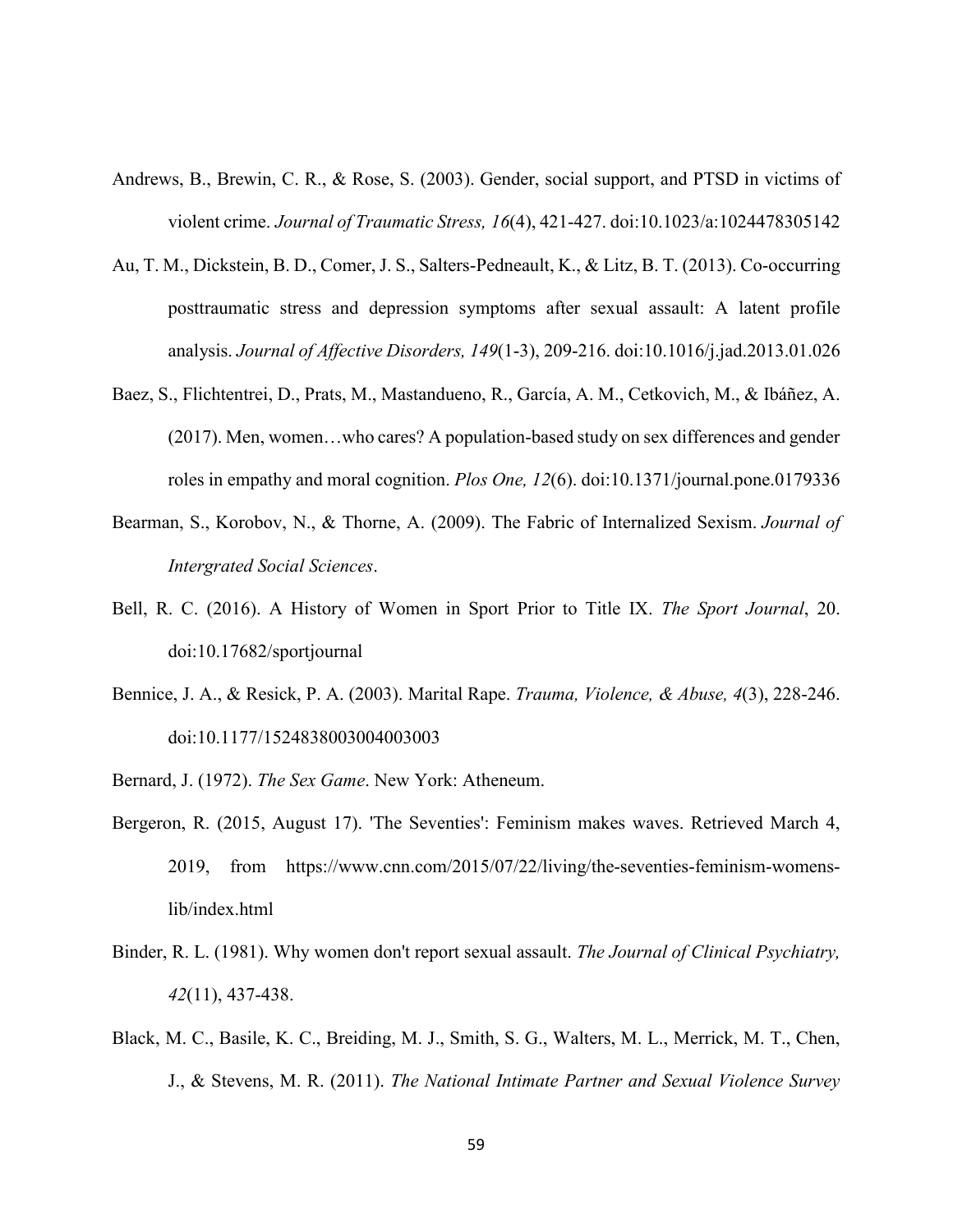Andrews, B., Brewin, C. R., & Rose, S. (2003). Gender, social support, and PTSD in victims of violent crime. *Journal of Traumatic Stress, 16*(4), 421-427. doi:10.1023/a:1024478305142

Au, T. M., Dickstein, B. D., Comer, J. S., Salters-Pedneault, K., & Litz, B. T. (2013). Co-occurring posttraumatic stress and depression symptoms after sexual assault: A latent profile analysis. *Journal of Affective Disorders, 149*(1-3), 209-216. doi:10.1016/j.jad.2013.01.026

Baez, S., Flichtentrei, D., Prats, M., Mastandueno, R., García, A. M., Cetkovich, M., & Ibáñez, A. (2017). Men, women…who cares? A population-based study on sex differences and gender roles in empathy and moral cognition. *Plos One, 12*(6). doi:10.1371/journal.pone.0179336

Bearman, S., Korobov, N., & Thorne, A. (2009). The Fabric of Internalized Sexism. *Journal of Intergrated Social Sciences*.

Bell, R. C. (2016). A History of Women in Sport Prior to Title IX. *The Sport Journal*, 20. doi:10.17682/sportjournal

Bennice, J. A., & Resick, P. A. (2003). Marital Rape. *Trauma, Violence, & Abuse, 4*(3), 228-246. doi:10.1177/1524838003004003003

Bernard, J. (1972). *The Sex Game*. New York: Atheneum.

Bergeron, R. (2015, August 17). 'The Seventies': Feminism makes waves. Retrieved March 4, 2019, from https://www.cnn.com/2015/07/22/living/the-seventies-feminism-womens-lib/index.html

Binder, R. L. (1981). Why women don't report sexual assault. *The Journal of Clinical Psychiatry, 42*(11), 437-438.

Black, M. C., Basile, K. C., Breiding, M. J., Smith, S. G., Walters, M. L., Merrick, M. T., Chen, J., & Stevens, M. R. (2011). *The National Intimate Partner and Sexual Violence Survey*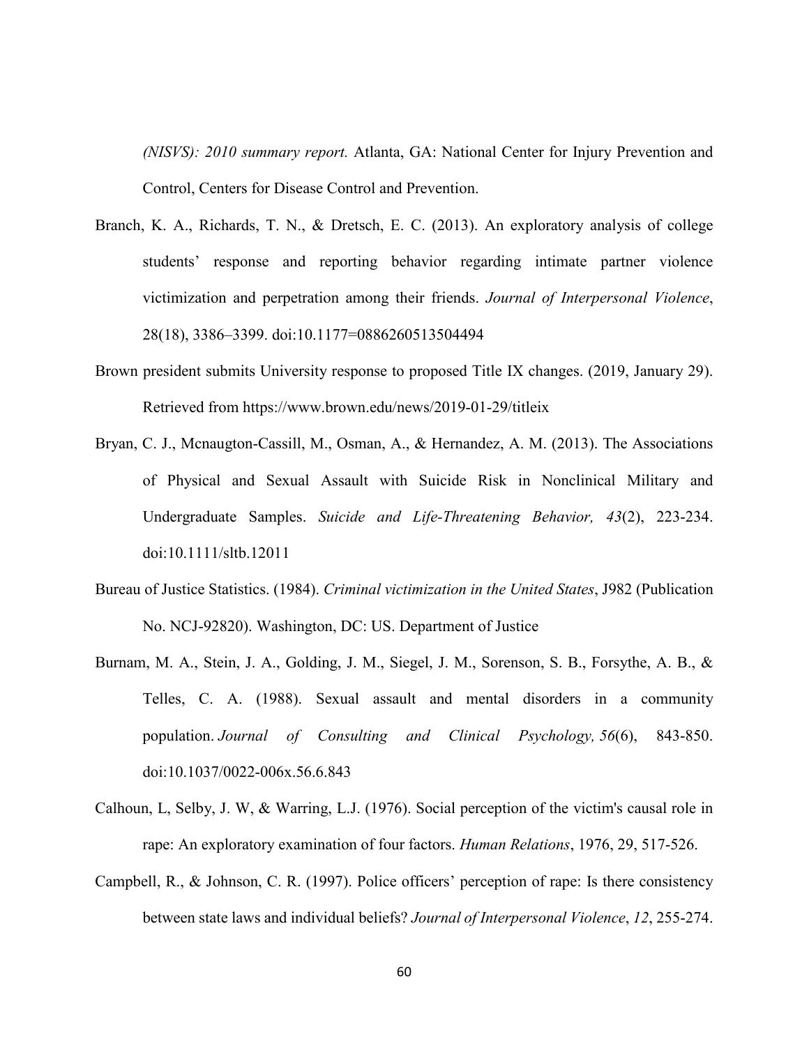*(NISVS): 2010 summary report.* Atlanta, GA: National Center for Injury Prevention and Control, Centers for Disease Control and Prevention.

Branch, K. A., Richards, T. N., & Dretsch, E. C. (2013). An exploratory analysis of college students' response and reporting behavior regarding intimate partner violence victimization and perpetration among their friends. *Journal of Interpersonal Violence*, 28(18), 3386–3399. doi:10.1177=0886260513504494

Brown president submits University response to proposed Title IX changes. (2019, January 29). Retrieved from https://www.brown.edu/news/2019-01-29/titleix

Bryan, C. J., Mcnaugton-Cassill, M., Osman, A., & Hernandez, A. M. (2013). The Associations of Physical and Sexual Assault with Suicide Risk in Nonclinical Military and Undergraduate Samples. *Suicide and Life-Threatening Behavior, 43*(2), 223-234. doi:10.1111/sltb.12011

Bureau of Justice Statistics. (1984). *Criminal victimization in the United States*, J982 (Publication No. NCJ-92820). Washington, DC: US. Department of Justice

Burnam, M. A., Stein, J. A., Golding, J. M., Siegel, J. M., Sorenson, S. B., Forsythe, A. B., & Telles, C. A. (1988). Sexual assault and mental disorders in a community population. *Journal of Consulting and Clinical Psychology, 56*(6), 843-850. doi:10.1037/0022-006x.56.6.843

Calhoun, L, Selby, J. W, & Warring, L.J. (1976). Social perception of the victim's causal role in rape: An exploratory examination of four factors. *Human Relations*, 1976, 29, 517-526.

Campbell, R., & Johnson, C. R. (1997). Police officers' perception of rape: Is there consistency between state laws and individual beliefs? *Journal of Interpersonal Violence*, *12*, 255-274.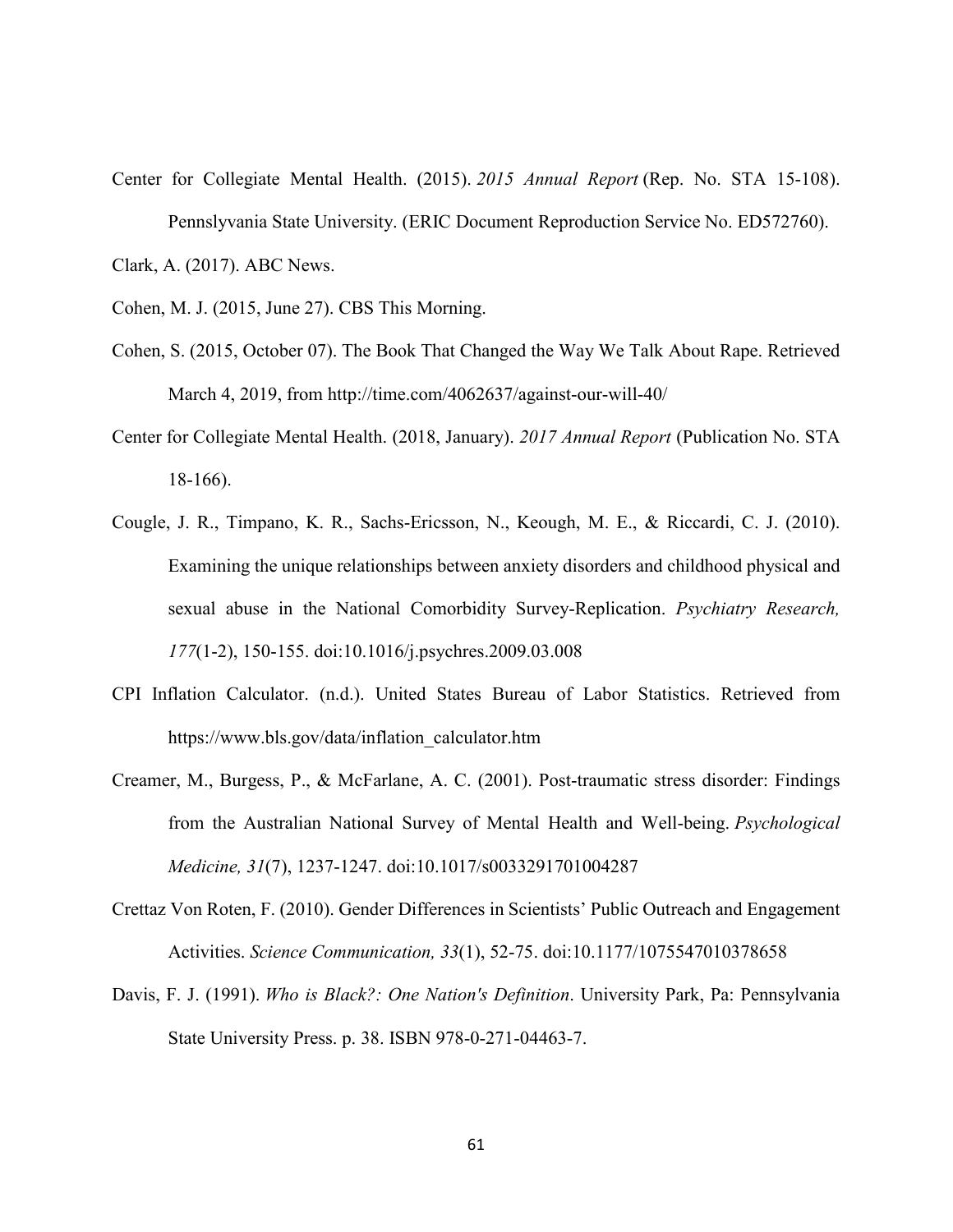Center for Collegiate Mental Health. (2015). *2015 Annual Report* (Rep. No. STA 15-108). Pennslyvania State University. (ERIC Document Reproduction Service No. ED572760).

Clark, A. (2017). ABC News.

Cohen, M. J. (2015, June 27). CBS This Morning.

Cohen, S. (2015, October 07). The Book That Changed the Way We Talk About Rape. Retrieved March 4, 2019, from http://time.com/4062637/against-our-will-40/

Center for Collegiate Mental Health. (2018, January). *2017 Annual Report* (Publication No. STA 18-166).

Cougle, J. R., Timpano, K. R., Sachs-Ericsson, N., Keough, M. E., & Riccardi, C. J. (2010). Examining the unique relationships between anxiety disorders and childhood physical and sexual abuse in the National Comorbidity Survey-Replication. *Psychiatry Research, 177*(1-2), 150-155. doi:10.1016/j.psychres.2009.03.008

CPI Inflation Calculator. (n.d.). United States Bureau of Labor Statistics. Retrieved from https://www.bls.gov/data/inflation_calculator.htm

Creamer, M., Burgess, P., & McFarlane, A. C. (2001). Post-traumatic stress disorder: Findings from the Australian National Survey of Mental Health and Well-being. *Psychological Medicine, 31*(7), 1237-1247. doi:10.1017/s0033291701004287

Crettaz Von Roten, F. (2010). Gender Differences in Scientists' Public Outreach and Engagement Activities. *Science Communication, 33*(1), 52-75. doi:10.1177/1075547010378658

Davis, F. J. (1991). *Who is Black?: One Nation's Definition*. University Park, Pa: Pennsylvania State University Press. p. 38. ISBN 978-0-271-04463-7.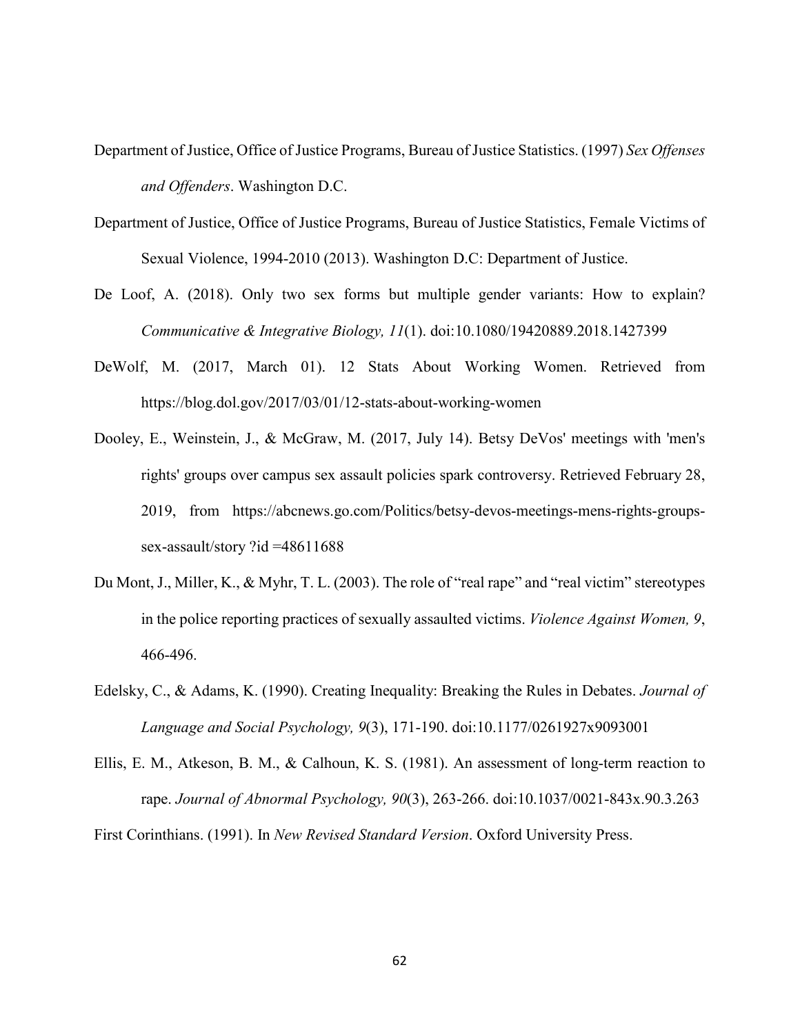Department of Justice, Office of Justice Programs, Bureau of Justice Statistics. (1997) *Sex Offenses and Offenders*. Washington D.C.

Department of Justice, Office of Justice Programs, Bureau of Justice Statistics, Female Victims of Sexual Violence, 1994-2010 (2013). Washington D.C: Department of Justice.

De Loof, A. (2018). Only two sex forms but multiple gender variants: How to explain? *Communicative & Integrative Biology, 11*(1). doi:10.1080/19420889.2018.1427399

DeWolf, M. (2017, March 01). 12 Stats About Working Women. Retrieved from https://blog.dol.gov/2017/03/01/12-stats-about-working-women

Dooley, E., Weinstein, J., & McGraw, M. (2017, July 14). Betsy DeVos' meetings with 'men's rights' groups over campus sex assault policies spark controversy. Retrieved February 28, 2019, from https://abcnews.go.com/Politics/betsy-devos-meetings-mens-rights-groups-sex-assault/story ?id =48611688

Du Mont, J., Miller, K., & Myhr, T. L. (2003). The role of "real rape" and "real victim" stereotypes in the police reporting practices of sexually assaulted victims. *Violence Against Women, 9*, 466-496.

Edelsky, C., & Adams, K. (1990). Creating Inequality: Breaking the Rules in Debates. *Journal of Language and Social Psychology, 9*(3), 171-190. doi:10.1177/0261927x9093001

Ellis, E. M., Atkeson, B. M., & Calhoun, K. S. (1981). An assessment of long-term reaction to rape. *Journal of Abnormal Psychology, 90*(3), 263-266. doi:10.1037/0021-843x.90.3.263

First Corinthians. (1991). In *New Revised Standard Version*. Oxford University Press.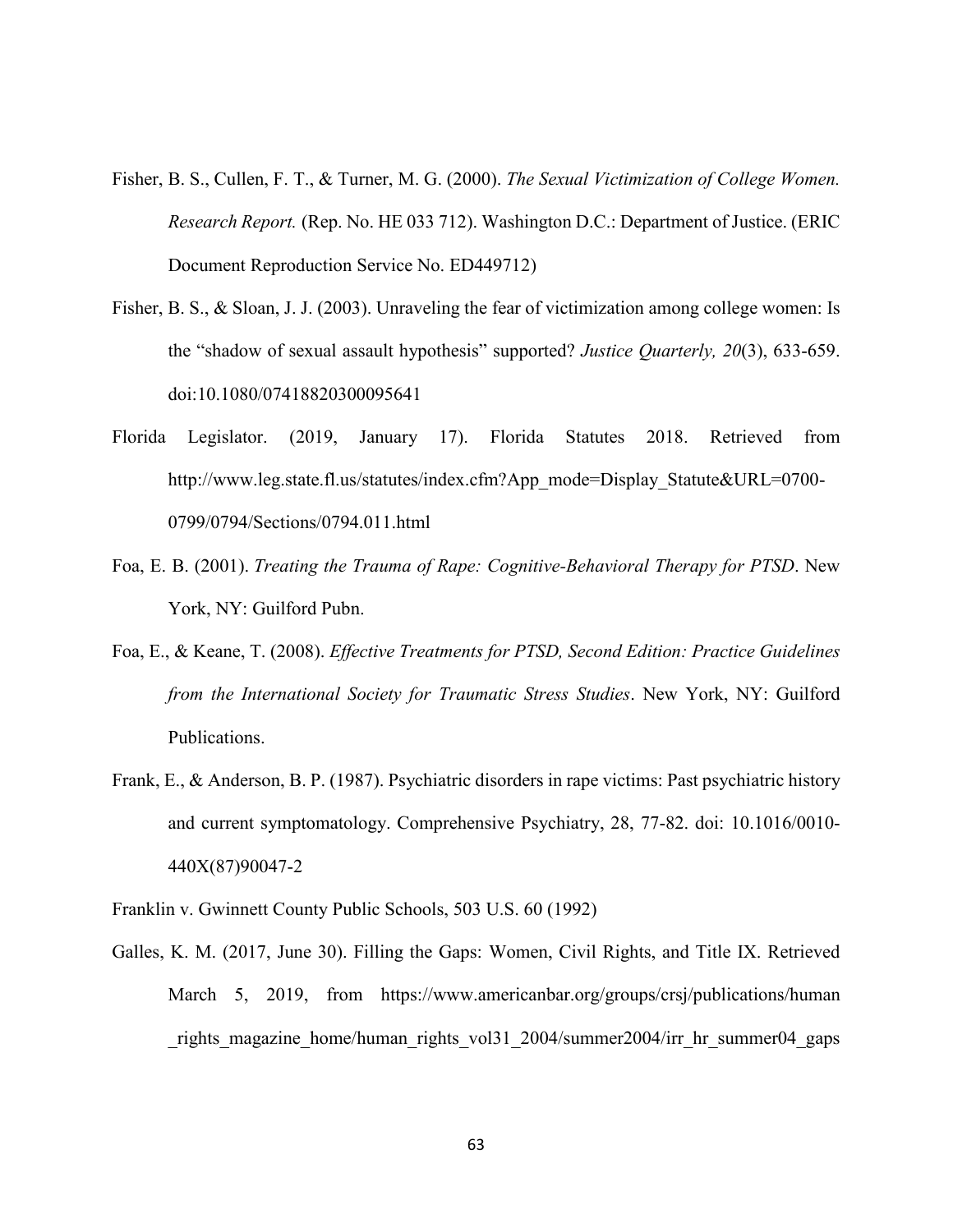Fisher, B. S., Cullen, F. T., & Turner, M. G. (2000). *The Sexual Victimization of College Women. Research Report.* (Rep. No. HE 033 712). Washington D.C.: Department of Justice. (ERIC Document Reproduction Service No. ED449712)

Fisher, B. S., & Sloan, J. J. (2003). Unraveling the fear of victimization among college women: Is the "shadow of sexual assault hypothesis" supported? *Justice Quarterly, 20*(3), 633-659. doi:10.1080/07418820300095641

Florida Legislator. (2019, January 17). Florida Statutes 2018. Retrieved from http://www.leg.state.fl.us/statutes/index.cfm?App_mode=Display_Statute&URL=0700-0799/0794/Sections/0794.011.html

Foa, E. B. (2001). *Treating the Trauma of Rape: Cognitive-Behavioral Therapy for PTSD*. New York, NY: Guilford Pubn.

Foa, E., & Keane, T. (2008). *Effective Treatments for PTSD, Second Edition: Practice Guidelines from the International Society for Traumatic Stress Studies*. New York, NY: Guilford Publications.

Frank, E., & Anderson, B. P. (1987). Psychiatric disorders in rape victims: Past psychiatric history and current symptomatology. Comprehensive Psychiatry, 28, 77-82. doi: 10.1016/0010-440X(87)90047-2

Franklin v. Gwinnett County Public Schools, 503 U.S. 60 (1992)

Galles, K. M. (2017, June 30). Filling the Gaps: Women, Civil Rights, and Title IX. Retrieved March 5, 2019, from https://www.americanbar.org/groups/crsj/publications/human_rights_magazine_home/human_rights_vol31_2004/summer2004/irr_hr_summer04_gaps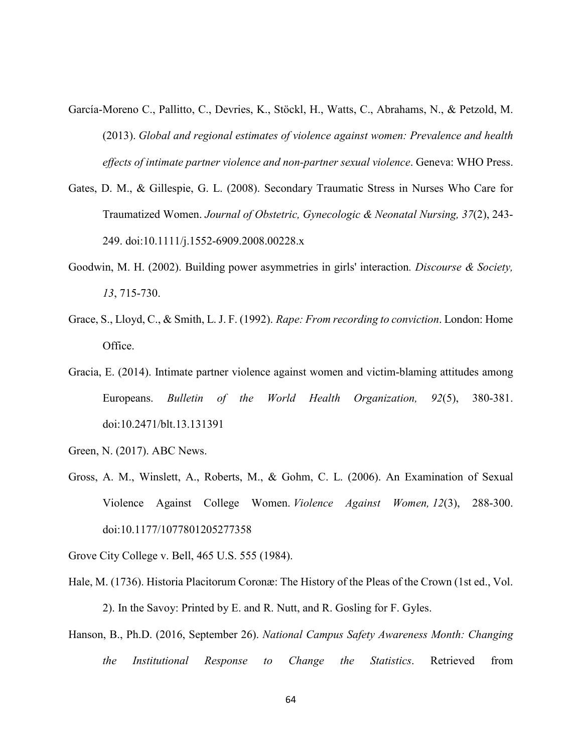García-Moreno C., Pallitto, C., Devries, K., Stöckl, H., Watts, C., Abrahams, N., & Petzold, M. (2013). *Global and regional estimates of violence against women: Prevalence and health effects of intimate partner violence and non-partner sexual violence*. Geneva: WHO Press.

Gates, D. M., & Gillespie, G. L. (2008). Secondary Traumatic Stress in Nurses Who Care for Traumatized Women. *Journal of Obstetric, Gynecologic & Neonatal Nursing, 37*(2), 243-249. doi:10.1111/j.1552-6909.2008.00228.x

Goodwin, M. H. (2002). Building power asymmetries in girls' interaction*. Discourse & Society, 13*, 715-730.

Grace, S., Lloyd, C., & Smith, L. J. F. (1992). *Rape: From recording to conviction*. London: Home Office.

Gracia, E. (2014). Intimate partner violence against women and victim-blaming attitudes among Europeans. *Bulletin of the World Health Organization, 92*(5), 380-381. doi:10.2471/blt.13.131391

Green, N. (2017). ABC News.

Gross, A. M., Winslett, A., Roberts, M., & Gohm, C. L. (2006). An Examination of Sexual Violence Against College Women. *Violence Against Women, 12*(3), 288-300. doi:10.1177/1077801205277358

Grove City College v. Bell, 465 U.S. 555 (1984).

Hale, M. (1736). Historia Placitorum Coronæ: The History of the Pleas of the Crown (1st ed., Vol. 2). In the Savoy: Printed by E. and R. Nutt, and R. Gosling for F. Gyles.

Hanson, B., Ph.D. (2016, September 26). *National Campus Safety Awareness Month: Changing the Institutional Response to Change the Statistics*. Retrieved from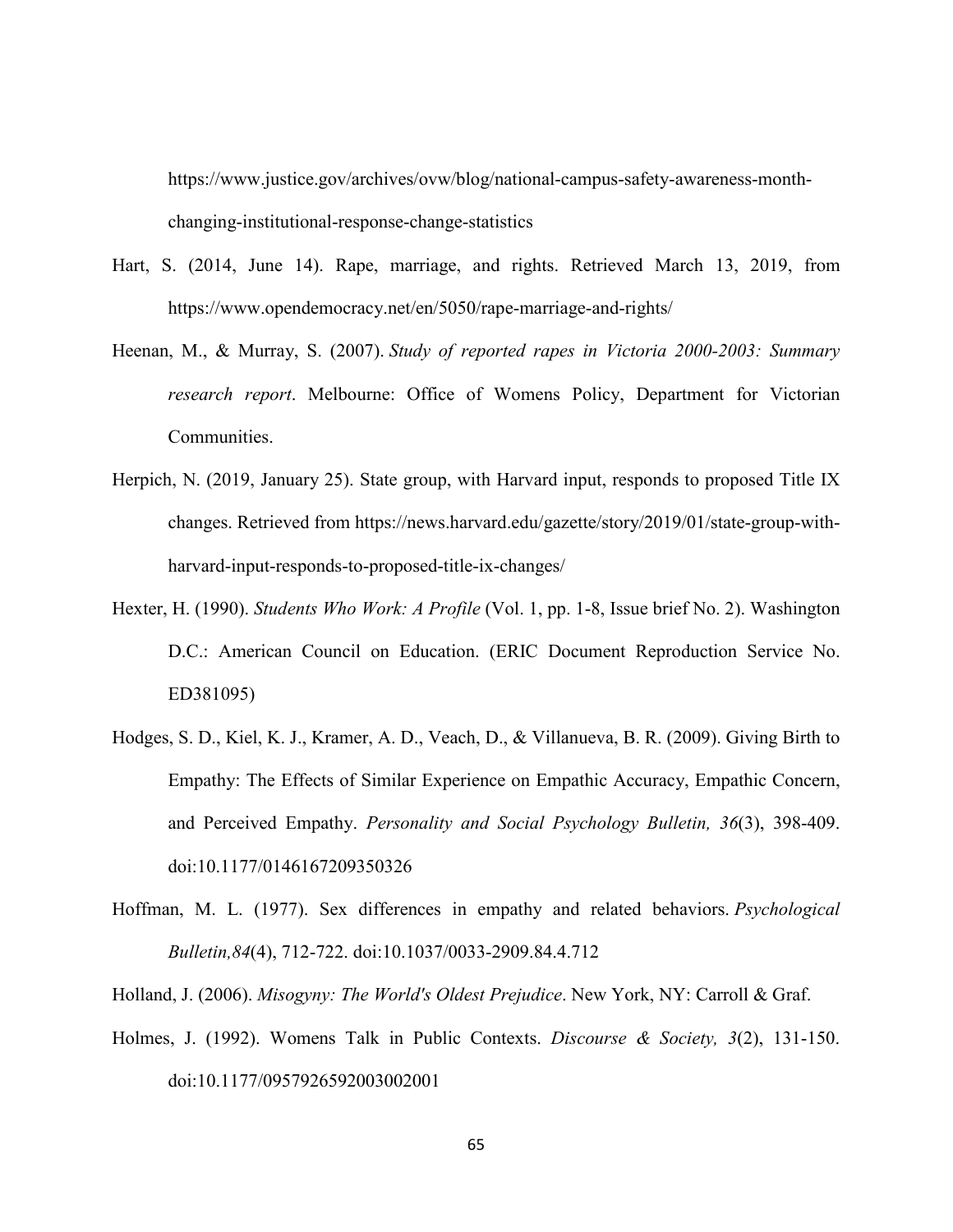https://www.justice.gov/archives/ovw/blog/national-campus-safety-awareness-month-changing-institutional-response-change-statistics

Hart, S. (2014, June 14). Rape, marriage, and rights. Retrieved March 13, 2019, from https://www.opendemocracy.net/en/5050/rape-marriage-and-rights/

Heenan, M., & Murray, S. (2007). *Study of reported rapes in Victoria 2000-2003: Summary research report*. Melbourne: Office of Womens Policy, Department for Victorian Communities.

Herpich, N. (2019, January 25). State group, with Harvard input, responds to proposed Title IX changes. Retrieved from https://news.harvard.edu/gazette/story/2019/01/state-group-with-harvard-input-responds-to-proposed-title-ix-changes/

Hexter, H. (1990). *Students Who Work: A Profile* (Vol. 1, pp. 1-8, Issue brief No. 2). Washington D.C.: American Council on Education. (ERIC Document Reproduction Service No. ED381095)

Hodges, S. D., Kiel, K. J., Kramer, A. D., Veach, D., & Villanueva, B. R. (2009). Giving Birth to Empathy: The Effects of Similar Experience on Empathic Accuracy, Empathic Concern, and Perceived Empathy. *Personality and Social Psychology Bulletin, 36*(3), 398-409. doi:10.1177/0146167209350326

Hoffman, M. L. (1977). Sex differences in empathy and related behaviors. *Psychological Bulletin,84*(4), 712-722. doi:10.1037/0033-2909.84.4.712

Holland, J. (2006). *Misogyny: The World's Oldest Prejudice*. New York, NY: Carroll & Graf.

Holmes, J. (1992). Womens Talk in Public Contexts. *Discourse & Society, 3*(2), 131-150. doi:10.1177/0957926592003002001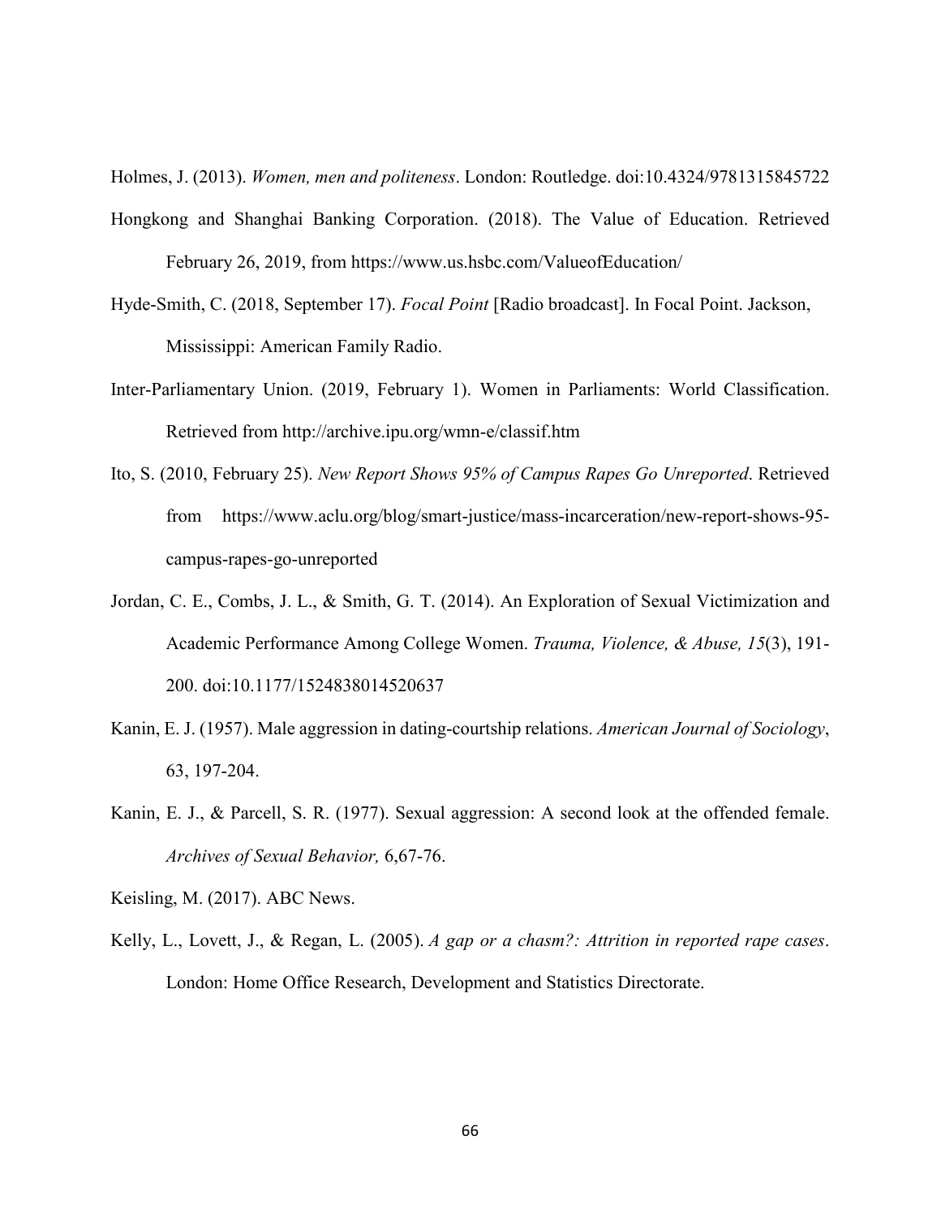Holmes, J. (2013). *Women, men and politeness*. London: Routledge. doi:10.4324/9781315845722

Hongkong and Shanghai Banking Corporation. (2018). The Value of Education. Retrieved February 26, 2019, from https://www.us.hsbc.com/ValueofEducation/

Hyde-Smith, C. (2018, September 17). *Focal Point* [Radio broadcast]. In Focal Point. Jackson, Mississippi: American Family Radio.

Inter-Parliamentary Union. (2019, February 1). Women in Parliaments: World Classification. Retrieved from http://archive.ipu.org/wmn-e/classif.htm

Ito, S. (2010, February 25). *New Report Shows 95% of Campus Rapes Go Unreported*. Retrieved from https://www.aclu.org/blog/smart-justice/mass-incarceration/new-report-shows-95-campus-rapes-go-unreported

Jordan, C. E., Combs, J. L., & Smith, G. T. (2014). An Exploration of Sexual Victimization and Academic Performance Among College Women. *Trauma, Violence, & Abuse, 15*(3), 191-200. doi:10.1177/1524838014520637

Kanin, E. J. (1957). Male aggression in dating-courtship relations. *American Journal of Sociology*, 63, 197-204.

Kanin, E. J., & Parcell, S. R. (1977). Sexual aggression: A second look at the offended female. *Archives of Sexual Behavior,* 6,67-76.

Keisling, M. (2017). ABC News.

Kelly, L., Lovett, J., & Regan, L. (2005). *A gap or a chasm?: Attrition in reported rape cases*. London: Home Office Research, Development and Statistics Directorate.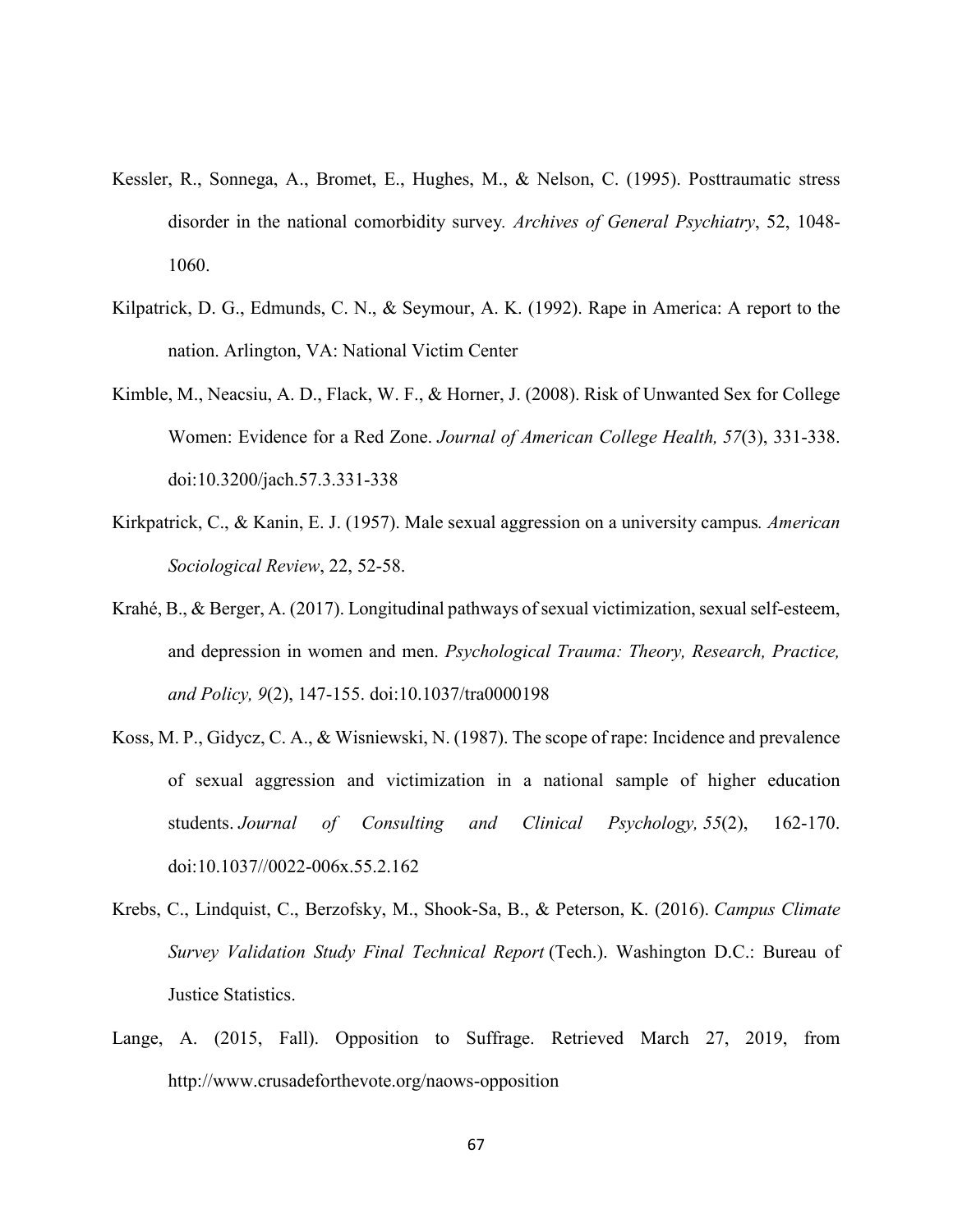Kessler, R., Sonnega, A., Bromet, E., Hughes, M., & Nelson, C. (1995). Posttraumatic stress disorder in the national comorbidity survey. *Archives of General Psychiatry*, 52, 1048-1060.

Kilpatrick, D. G., Edmunds, C. N., & Seymour, A. K. (1992). Rape in America: A report to the nation. Arlington, VA: National Victim Center

Kimble, M., Neacsiu, A. D., Flack, W. F., & Horner, J. (2008). Risk of Unwanted Sex for College Women: Evidence for a Red Zone. *Journal of American College Health, 57*(3), 331-338. doi:10.3200/jach.57.3.331-338

Kirkpatrick, C., & Kanin, E. J. (1957). Male sexual aggression on a university campus*. American Sociological Review*, 22, 52-58.

Krahé, B., & Berger, A. (2017). Longitudinal pathways of sexual victimization, sexual self-esteem, and depression in women and men. *Psychological Trauma: Theory, Research, Practice, and Policy, 9*(2), 147-155. doi:10.1037/tra0000198

Koss, M. P., Gidycz, C. A., & Wisniewski, N. (1987). The scope of rape: Incidence and prevalence of sexual aggression and victimization in a national sample of higher education students. *Journal of Consulting and Clinical Psychology, 55*(2), 162-170. doi:10.1037//0022-006x.55.2.162

Krebs, C., Lindquist, C., Berzofsky, M., Shook-Sa, B., & Peterson, K. (2016). *Campus Climate Survey Validation Study Final Technical Report* (Tech.). Washington D.C.: Bureau of Justice Statistics.

Lange, A. (2015, Fall). Opposition to Suffrage. Retrieved March 27, 2019, from http://www.crusadeforthevote.org/naows-opposition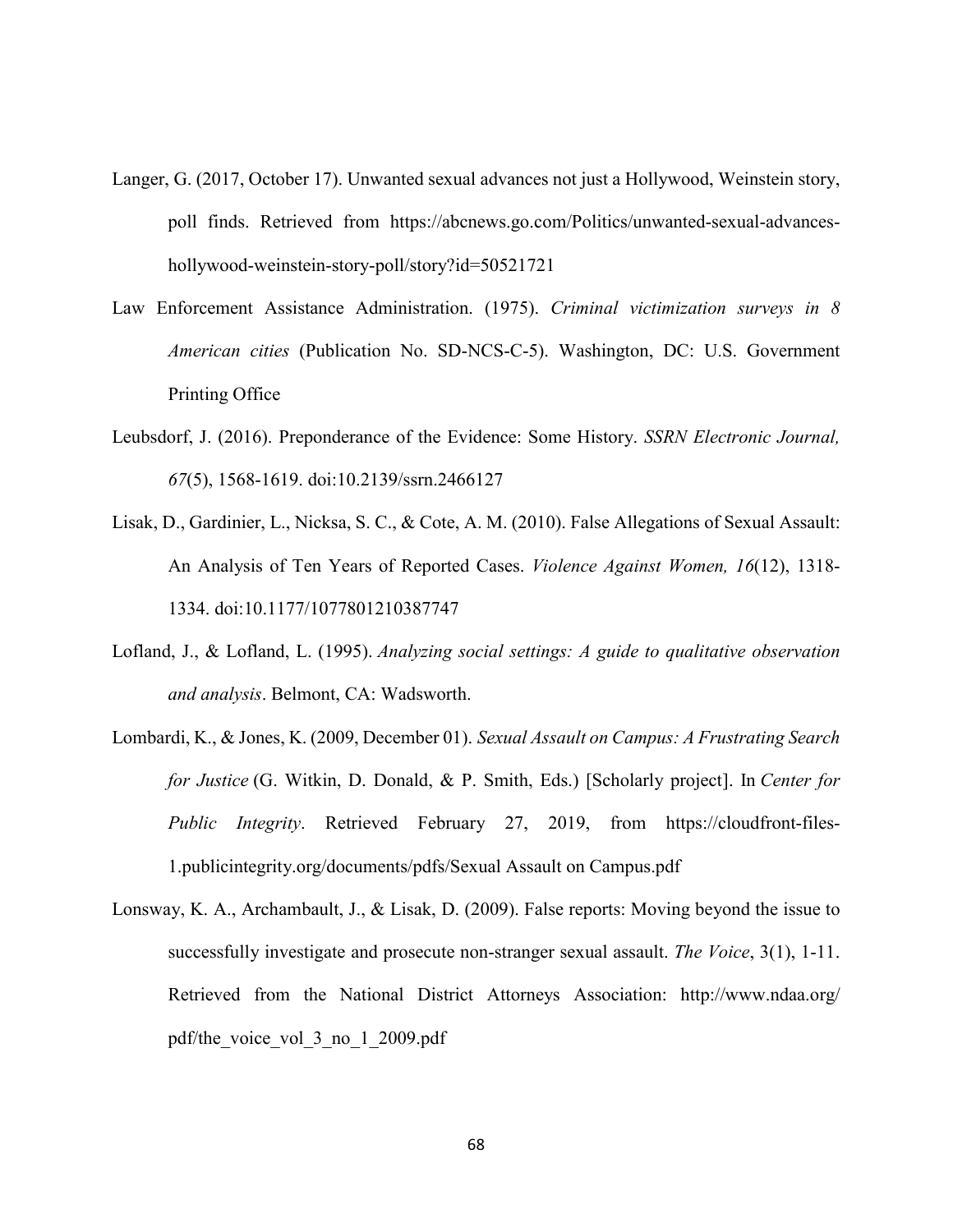Langer, G. (2017, October 17). Unwanted sexual advances not just a Hollywood, Weinstein story, poll finds. Retrieved from https://abcnews.go.com/Politics/unwanted-sexual-advances-hollywood-weinstein-story-poll/story?id=50521721

Law Enforcement Assistance Administration. (1975). *Criminal victimization surveys in 8 American cities* (Publication No. SD-NCS-C-5). Washington, DC: U.S. Government Printing Office

Leubsdorf, J. (2016). Preponderance of the Evidence: Some History. *SSRN Electronic Journal, 67*(5), 1568-1619. doi:10.2139/ssrn.2466127

Lisak, D., Gardinier, L., Nicksa, S. C., & Cote, A. M. (2010). False Allegations of Sexual Assault: An Analysis of Ten Years of Reported Cases. *Violence Against Women, 16*(12), 1318-1334. doi:10.1177/1077801210387747

Lofland, J., & Lofland, L. (1995). *Analyzing social settings: A guide to qualitative observation and analysis*. Belmont, CA: Wadsworth.

Lombardi, K., & Jones, K. (2009, December 01). *Sexual Assault on Campus: A Frustrating Search for Justice* (G. Witkin, D. Donald, & P. Smith, Eds.) [Scholarly project]. In *Center for Public Integrity*. Retrieved February 27, 2019, from https://cloudfront-files-1.publicintegrity.org/documents/pdfs/Sexual Assault on Campus.pdf

Lonsway, K. A., Archambault, J., & Lisak, D. (2009). False reports: Moving beyond the issue to successfully investigate and prosecute non-stranger sexual assault. *The Voice*, 3(1), 1-11. Retrieved from the National District Attorneys Association: http://www.ndaa.org/pdf/the_voice_vol_3_no_1_2009.pdf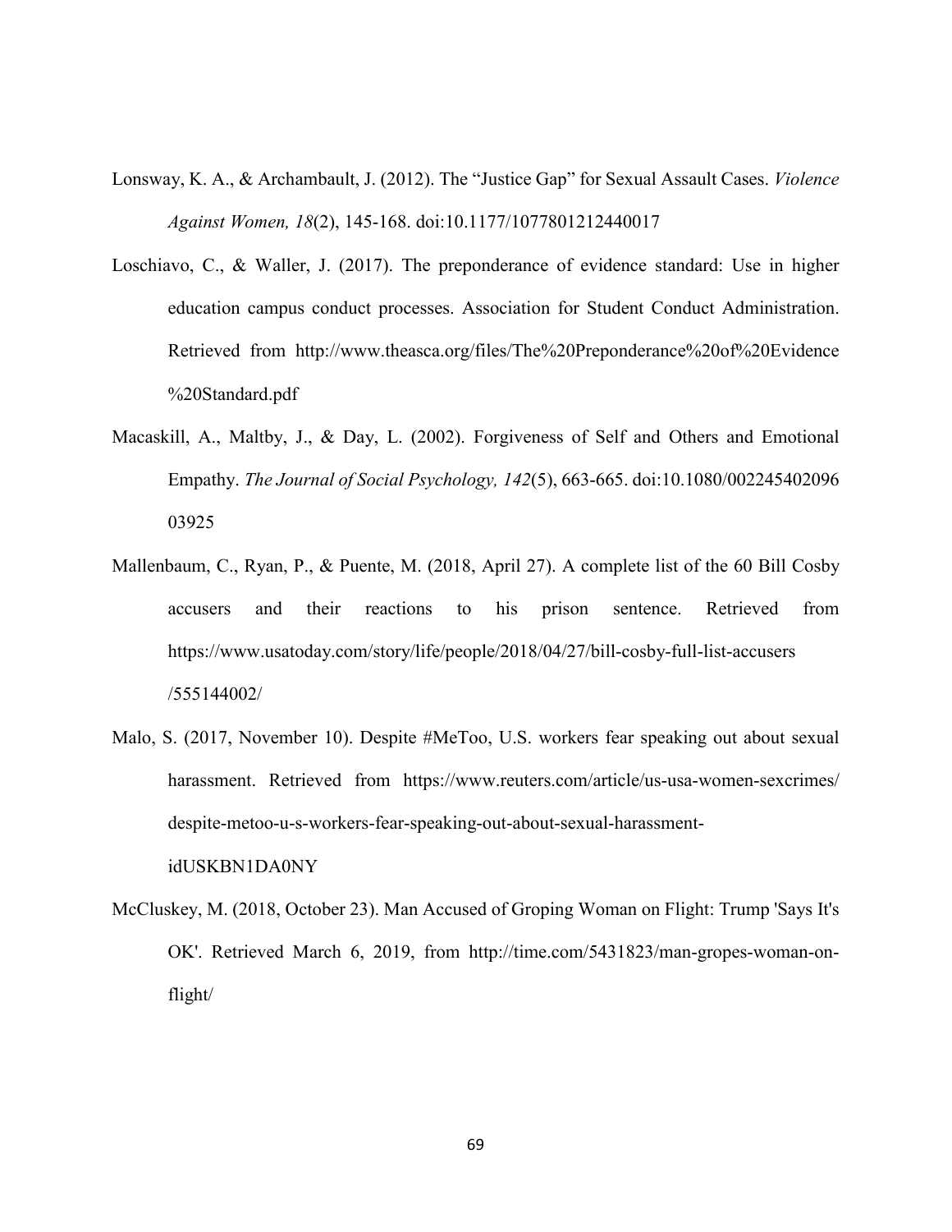Lonsway, K. A., & Archambault, J. (2012). The "Justice Gap" for Sexual Assault Cases. *Violence Against Women, 18*(2), 145-168. doi:10.1177/1077801212440017

Loschiavo, C., & Waller, J. (2017). The preponderance of evidence standard: Use in higher education campus conduct processes. Association for Student Conduct Administration. Retrieved from http://www.theasca.org/files/The%20Preponderance%20of%20Evidence%20Standard.pdf

Macaskill, A., Maltby, J., & Day, L. (2002). Forgiveness of Self and Others and Emotional Empathy. *The Journal of Social Psychology, 142*(5), 663-665. doi:10.1080/00224540209603925

Mallenbaum, C., Ryan, P., & Puente, M. (2018, April 27). A complete list of the 60 Bill Cosby accusers and their reactions to his prison sentence. Retrieved from https://www.usatoday.com/story/life/people/2018/04/27/bill-cosby-full-list-accusers/555144002/

Malo, S. (2017, November 10). Despite #MeToo, U.S. workers fear speaking out about sexual harassment. Retrieved from https://www.reuters.com/article/us-usa-women-sexcrimes/despite-metoo-u-s-workers-fear-speaking-out-about-sexual-harassment-idUSKBN1DA0NY

McCluskey, M. (2018, October 23). Man Accused of Groping Woman on Flight: Trump 'Says It's OK'. Retrieved March 6, 2019, from http://time.com/5431823/man-gropes-woman-on-flight/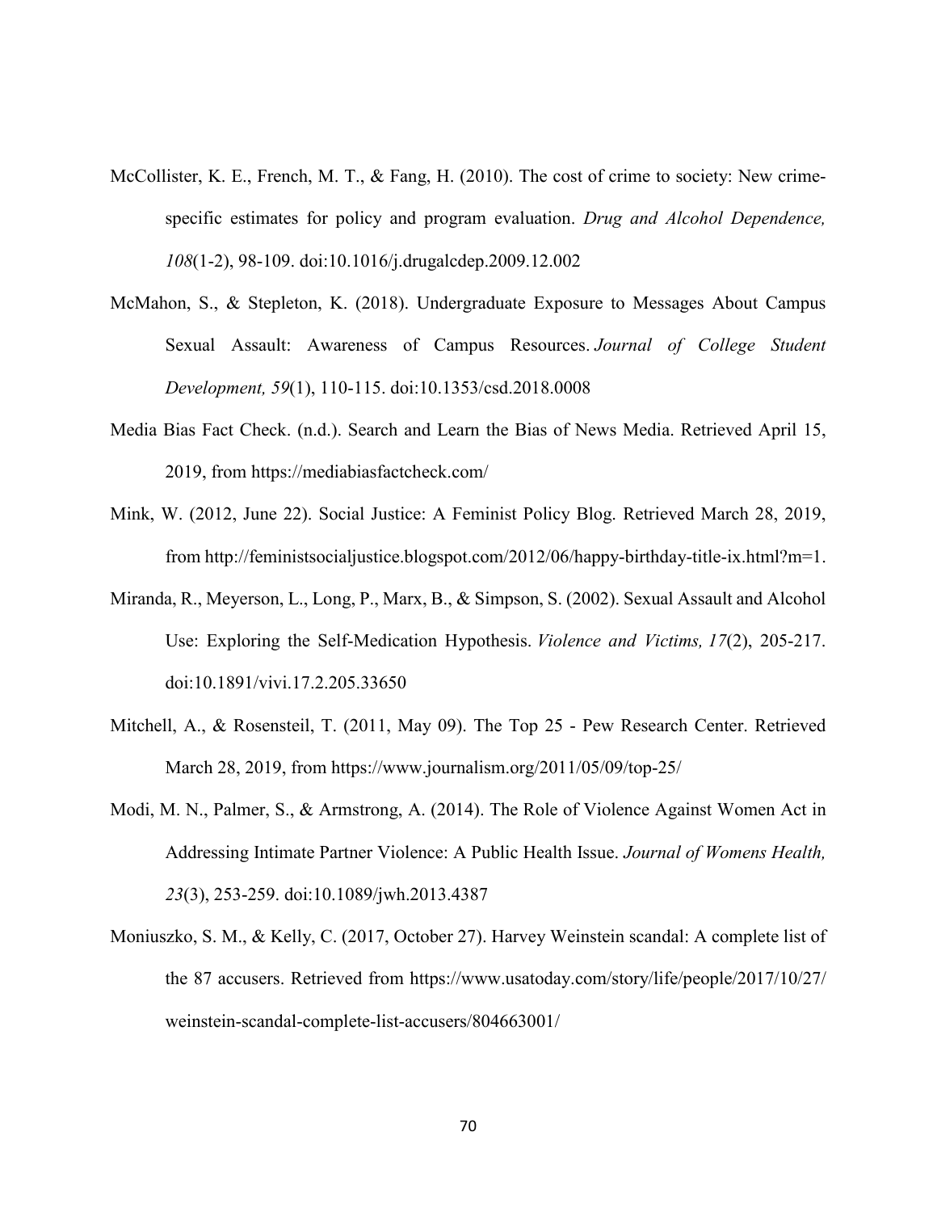McCollister, K. E., French, M. T., & Fang, H. (2010). The cost of crime to society: New crime-specific estimates for policy and program evaluation. *Drug and Alcohol Dependence, 108*(1-2), 98-109. doi:10.1016/j.drugalcdep.2009.12.002

McMahon, S., & Stepleton, K. (2018). Undergraduate Exposure to Messages About Campus Sexual Assault: Awareness of Campus Resources. *Journal of College Student Development, 59*(1), 110-115. doi:10.1353/csd.2018.0008

Media Bias Fact Check. (n.d.). Search and Learn the Bias of News Media. Retrieved April 15, 2019, from https://mediabiasfactcheck.com/

Mink, W. (2012, June 22). Social Justice: A Feminist Policy Blog. Retrieved March 28, 2019, from http://feministsocialjustice.blogspot.com/2012/06/happy-birthday-title-ix.html?m=1.

Miranda, R., Meyerson, L., Long, P., Marx, B., & Simpson, S. (2002). Sexual Assault and Alcohol Use: Exploring the Self-Medication Hypothesis. *Violence and Victims, 17*(2), 205-217. doi:10.1891/vivi.17.2.205.33650

Mitchell, A., & Rosensteil, T. (2011, May 09). The Top 25 - Pew Research Center. Retrieved March 28, 2019, from https://www.journalism.org/2011/05/09/top-25/

Modi, M. N., Palmer, S., & Armstrong, A. (2014). The Role of Violence Against Women Act in Addressing Intimate Partner Violence: A Public Health Issue. *Journal of Womens Health, 23*(3), 253-259. doi:10.1089/jwh.2013.4387

Moniuszko, S. M., & Kelly, C. (2017, October 27). Harvey Weinstein scandal: A complete list of the 87 accusers. Retrieved from https://www.usatoday.com/story/life/people/2017/10/27/weinstein-scandal-complete-list-accusers/804663001/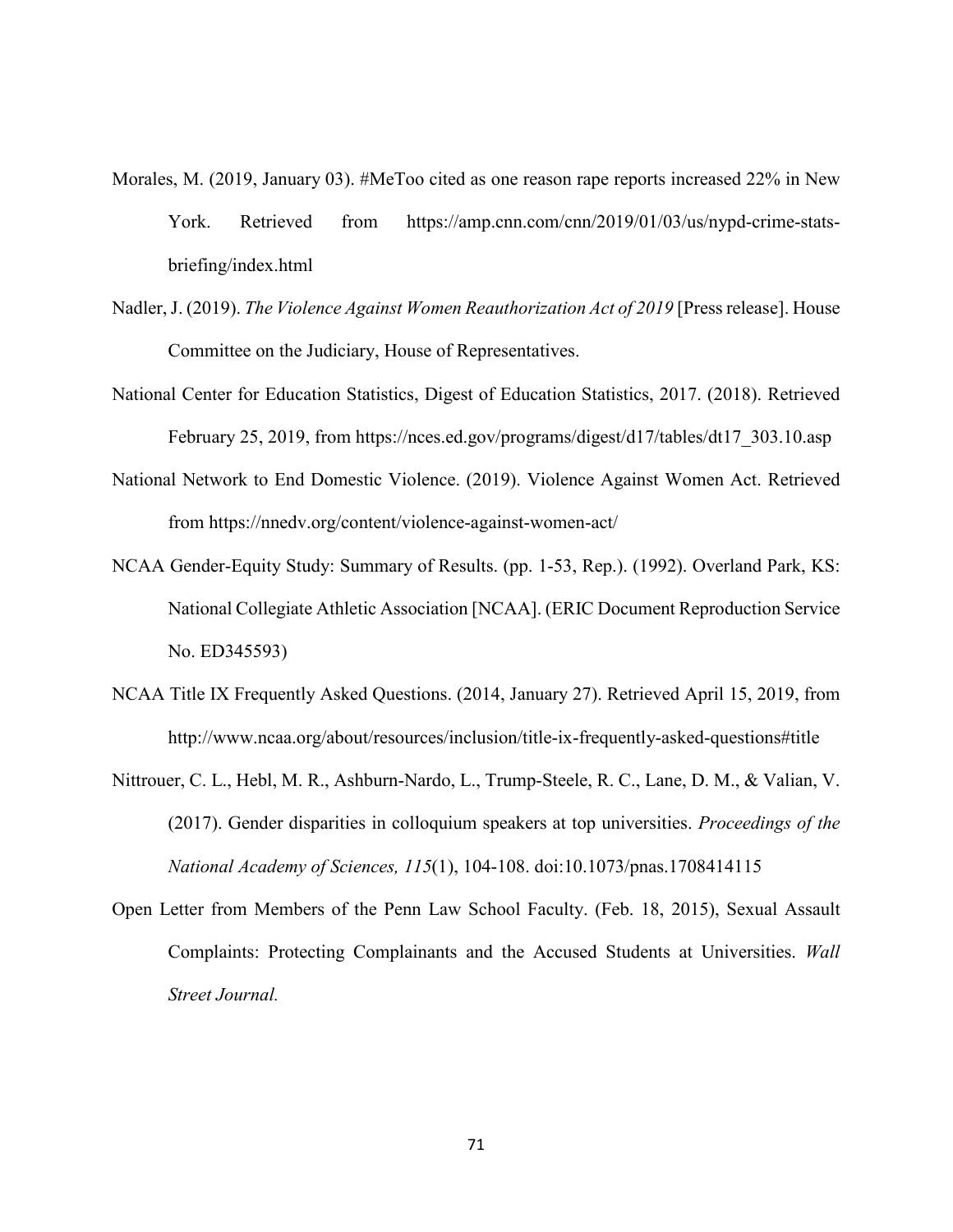Morales, M. (2019, January 03). #MeToo cited as one reason rape reports increased 22% in New York. Retrieved from https://amp.cnn.com/cnn/2019/01/03/us/nypd-crime-stats-briefing/index.html

Nadler, J. (2019). *The Violence Against Women Reauthorization Act of 2019* [Press release]. House Committee on the Judiciary, House of Representatives.

National Center for Education Statistics, Digest of Education Statistics, 2017. (2018). Retrieved February 25, 2019, from https://nces.ed.gov/programs/digest/d17/tables/dt17_303.10.asp

National Network to End Domestic Violence. (2019). Violence Against Women Act. Retrieved from https://nnedv.org/content/violence-against-women-act/

NCAA Gender-Equity Study: Summary of Results. (pp. 1-53, Rep.). (1992). Overland Park, KS: National Collegiate Athletic Association [NCAA]. (ERIC Document Reproduction Service No. ED345593)

NCAA Title IX Frequently Asked Questions. (2014, January 27). Retrieved April 15, 2019, from http://www.ncaa.org/about/resources/inclusion/title-ix-frequently-asked-questions#title

Nittrouer, C. L., Hebl, M. R., Ashburn-Nardo, L., Trump-Steele, R. C., Lane, D. M., & Valian, V. (2017). Gender disparities in colloquium speakers at top universities. *Proceedings of the National Academy of Sciences, 115*(1), 104-108. doi:10.1073/pnas.1708414115

Open Letter from Members of the Penn Law School Faculty. (Feb. 18, 2015), Sexual Assault Complaints: Protecting Complainants and the Accused Students at Universities. *Wall Street Journal.*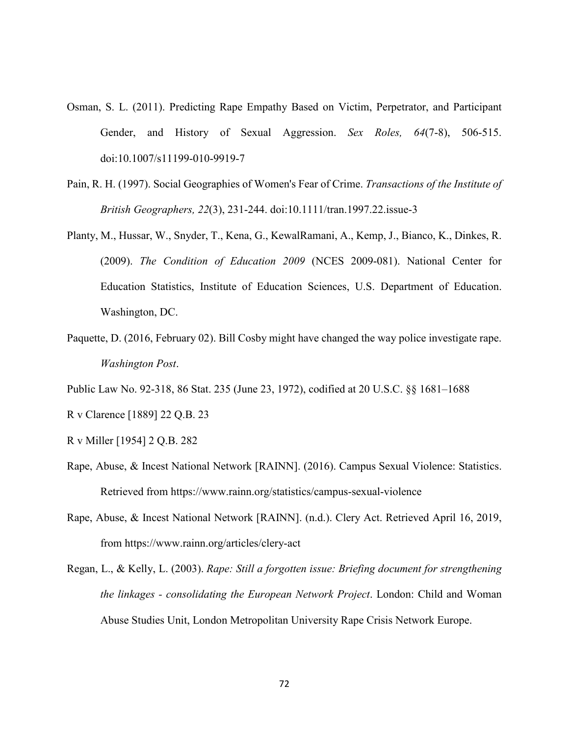Osman, S. L. (2011). Predicting Rape Empathy Based on Victim, Perpetrator, and Participant Gender, and History of Sexual Aggression. *Sex Roles, 64*(7-8), 506-515. doi:10.1007/s11199-010-9919-7

Pain, R. H. (1997). Social Geographies of Women's Fear of Crime. *Transactions of the Institute of British Geographers, 22*(3), 231-244. doi:10.1111/tran.1997.22.issue-3

Planty, M., Hussar, W., Snyder, T., Kena, G., KewalRamani, A., Kemp, J., Bianco, K., Dinkes, R. (2009). *The Condition of Education 2009* (NCES 2009-081). National Center for Education Statistics, Institute of Education Sciences, U.S. Department of Education. Washington, DC.

Paquette, D. (2016, February 02). Bill Cosby might have changed the way police investigate rape. *Washington Post*.

Public Law No. 92-318, 86 Stat. 235 (June 23, 1972), codified at 20 U.S.C. §§ 1681–1688

R v Clarence [1889] 22 Q.B. 23

R v Miller [1954] 2 Q.B. 282

Rape, Abuse, & Incest National Network [RAINN]. (2016). Campus Sexual Violence: Statistics. Retrieved from https://www.rainn.org/statistics/campus-sexual-violence

Rape, Abuse, & Incest National Network [RAINN]. (n.d.). Clery Act. Retrieved April 16, 2019, from https://www.rainn.org/articles/clery-act

Regan, L., & Kelly, L. (2003). *Rape: Still a forgotten issue: Briefing document for strengthening the linkages - consolidating the European Network Project*. London: Child and Woman Abuse Studies Unit, London Metropolitan University Rape Crisis Network Europe.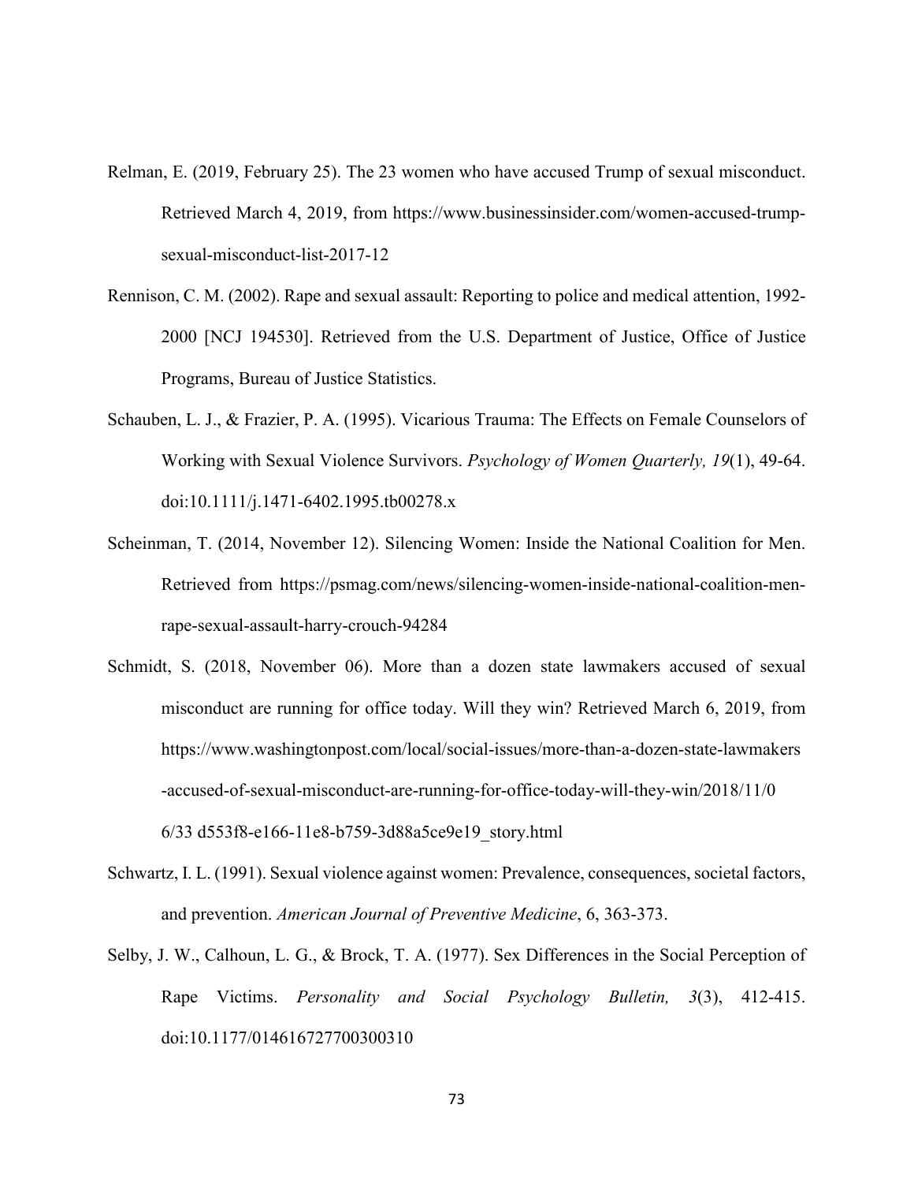Relman, E. (2019, February 25). The 23 women who have accused Trump of sexual misconduct. Retrieved March 4, 2019, from https://www.businessinsider.com/women-accused-trump-sexual-misconduct-list-2017-12

Rennison, C. M. (2002). Rape and sexual assault: Reporting to police and medical attention, 1992-2000 [NCJ 194530]. Retrieved from the U.S. Department of Justice, Office of Justice Programs, Bureau of Justice Statistics.

Schauben, L. J., & Frazier, P. A. (1995). Vicarious Trauma: The Effects on Female Counselors of Working with Sexual Violence Survivors. *Psychology of Women Quarterly, 19*(1), 49-64. doi:10.1111/j.1471-6402.1995.tb00278.x

Scheinman, T. (2014, November 12). Silencing Women: Inside the National Coalition for Men. Retrieved from https://psmag.com/news/silencing-women-inside-national-coalition-men-rape-sexual-assault-harry-crouch-94284

Schmidt, S. (2018, November 06). More than a dozen state lawmakers accused of sexual misconduct are running for office today. Will they win? Retrieved March 6, 2019, from https://www.washingtonpost.com/local/social-issues/more-than-a-dozen-state-lawmakers-accused-of-sexual-misconduct-are-running-for-office-today-will-they-win/2018/11/06/33 d553f8-e166-11e8-b759-3d88a5ce9e19_story.html

Schwartz, I. L. (1991). Sexual violence against women: Prevalence, consequences, societal factors, and prevention. *American Journal of Preventive Medicine*, 6, 363-373.

Selby, J. W., Calhoun, L. G., & Brock, T. A. (1977). Sex Differences in the Social Perception of Rape Victims. *Personality and Social Psychology Bulletin, 3*(3), 412-415. doi:10.1177/014616727700300310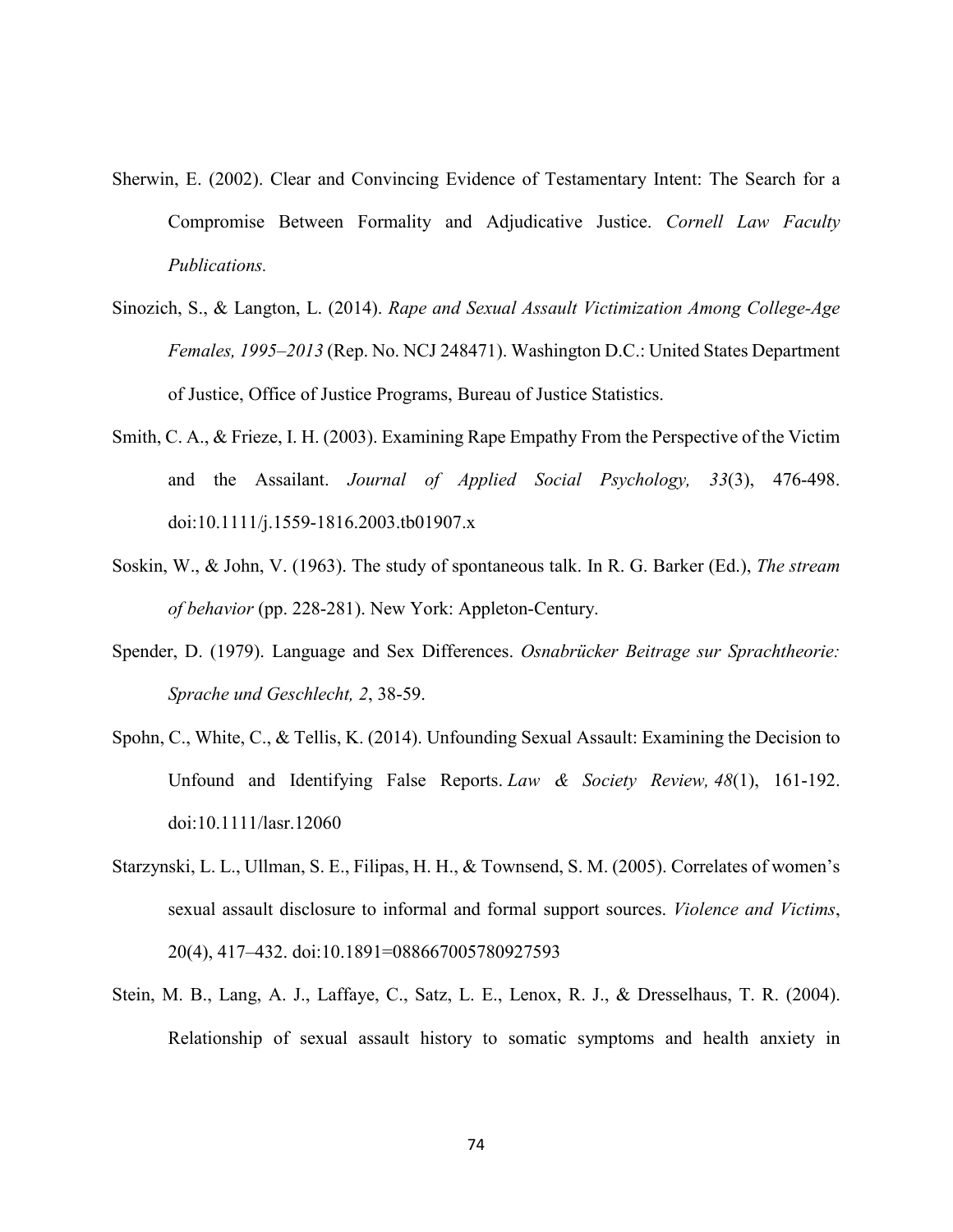Sherwin, E. (2002). Clear and Convincing Evidence of Testamentary Intent: The Search for a Compromise Between Formality and Adjudicative Justice. *Cornell Law Faculty Publications.*

Sinozich, S., & Langton, L. (2014). *Rape and Sexual Assault Victimization Among College-Age Females, 1995–2013* (Rep. No. NCJ 248471). Washington D.C.: United States Department of Justice, Office of Justice Programs, Bureau of Justice Statistics.

Smith, C. A., & Frieze, I. H. (2003). Examining Rape Empathy From the Perspective of the Victim and the Assailant. *Journal of Applied Social Psychology, 33*(3), 476-498. doi:10.1111/j.1559-1816.2003.tb01907.x

Soskin, W., & John, V. (1963). The study of spontaneous talk. In R. G. Barker (Ed.), *The stream of behavior* (pp. 228-281). New York: Appleton-Century.

Spender, D. (1979). Language and Sex Differences. *Osnabrücker Beitrage sur Sprachtheorie: Sprache und Geschlecht, 2*, 38-59.

Spohn, C., White, C., & Tellis, K. (2014). Unfounding Sexual Assault: Examining the Decision to Unfound and Identifying False Reports. *Law & Society Review, 48*(1), 161-192. doi:10.1111/lasr.12060

Starzynski, L. L., Ullman, S. E., Filipas, H. H., & Townsend, S. M. (2005). Correlates of women's sexual assault disclosure to informal and formal support sources. *Violence and Victims*, 20(4), 417–432. doi:10.1891=088667005780927593

Stein, M. B., Lang, A. J., Laffaye, C., Satz, L. E., Lenox, R. J., & Dresselhaus, T. R. (2004). Relationship of sexual assault history to somatic symptoms and health anxiety in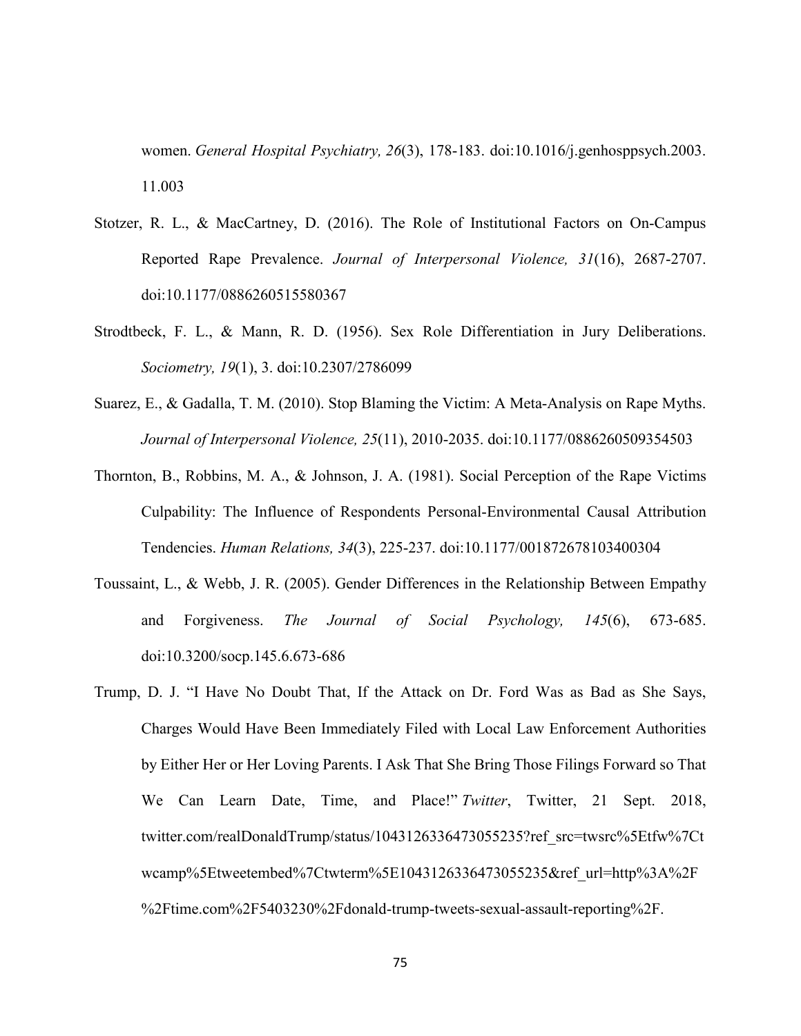women. *General Hospital Psychiatry, 26*(3), 178-183. doi:10.1016/j.genhosppsych.2003. 11.003

Stotzer, R. L., & MacCartney, D. (2016). The Role of Institutional Factors on On-Campus Reported Rape Prevalence. *Journal of Interpersonal Violence, 31*(16), 2687-2707. doi:10.1177/0886260515580367

Strodtbeck, F. L., & Mann, R. D. (1956). Sex Role Differentiation in Jury Deliberations. *Sociometry, 19*(1), 3. doi:10.2307/2786099

Suarez, E., & Gadalla, T. M. (2010). Stop Blaming the Victim: A Meta-Analysis on Rape Myths. *Journal of Interpersonal Violence, 25*(11), 2010-2035. doi:10.1177/0886260509354503

Thornton, B., Robbins, M. A., & Johnson, J. A. (1981). Social Perception of the Rape Victims Culpability: The Influence of Respondents Personal-Environmental Causal Attribution Tendencies. *Human Relations, 34*(3), 225-237. doi:10.1177/001872678103400304

Toussaint, L., & Webb, J. R. (2005). Gender Differences in the Relationship Between Empathy and Forgiveness. *The Journal of Social Psychology, 145*(6), 673-685. doi:10.3200/socp.145.6.673-686

Trump, D. J. "I Have No Doubt That, If the Attack on Dr. Ford Was as Bad as She Says, Charges Would Have Been Immediately Filed with Local Law Enforcement Authorities by Either Her or Her Loving Parents. I Ask That She Bring Those Filings Forward so That We Can Learn Date, Time, and Place!" *Twitter*, Twitter, 21 Sept. 2018, twitter.com/realDonaldTrump/status/1043126336473055235?ref_src=twsrc%5Etfw%7Ctwcamp%5Etweetembed%7Ctwterm%5E1043126336473055235&ref_url=http%3A%2F%2Ftime.com%2F5403230%2Fdonald-trump-tweets-sexual-assault-reporting%2F.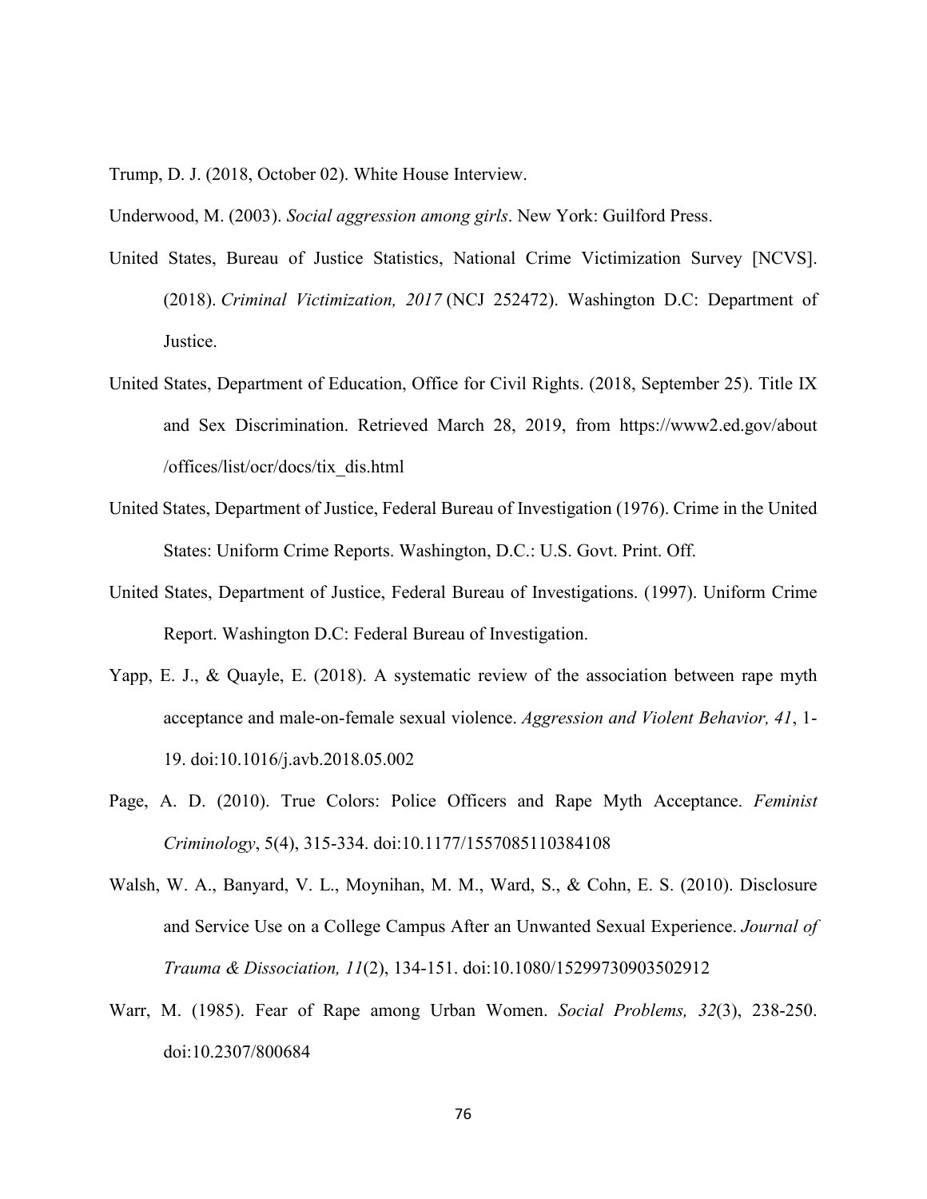Trump, D. J. (2018, October 02). White House Interview.

Underwood, M. (2003). *Social aggression among girls*. New York: Guilford Press.

United States, Bureau of Justice Statistics, National Crime Victimization Survey [NCVS]. (2018). *Criminal Victimization, 2017* (NCJ 252472). Washington D.C: Department of Justice.

United States, Department of Education, Office for Civil Rights. (2018, September 25). Title IX and Sex Discrimination. Retrieved March 28, 2019, from https://www2.ed.gov/about/offices/list/ocr/docs/tix_dis.html

United States, Department of Justice, Federal Bureau of Investigation (1976). Crime in the United States: Uniform Crime Reports. Washington, D.C.: U.S. Govt. Print. Off.

United States, Department of Justice, Federal Bureau of Investigations. (1997). Uniform Crime Report. Washington D.C: Federal Bureau of Investigation.

Yapp, E. J., & Quayle, E. (2018). A systematic review of the association between rape myth acceptance and male-on-female sexual violence. *Aggression and Violent Behavior, 41*, 1-19. doi:10.1016/j.avb.2018.05.002

Page, A. D. (2010). True Colors: Police Officers and Rape Myth Acceptance. *Feminist Criminology*, 5(4), 315-334. doi:10.1177/1557085110384108

Walsh, W. A., Banyard, V. L., Moynihan, M. M., Ward, S., & Cohn, E. S. (2010). Disclosure and Service Use on a College Campus After an Unwanted Sexual Experience. *Journal of Trauma & Dissociation, 11*(2), 134-151. doi:10.1080/15299730903502912

Warr, M. (1985). Fear of Rape among Urban Women. *Social Problems, 32*(3), 238-250. doi:10.2307/800684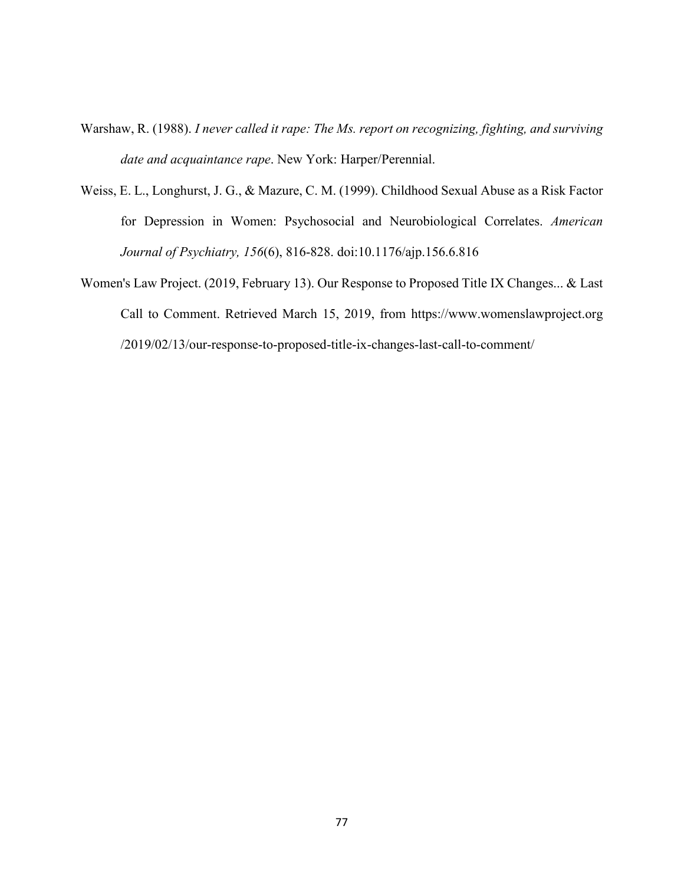Warshaw, R. (1988). *I never called it rape: The Ms. report on recognizing, fighting, and surviving date and acquaintance rape*. New York: Harper/Perennial.

Weiss, E. L., Longhurst, J. G., & Mazure, C. M. (1999). Childhood Sexual Abuse as a Risk Factor for Depression in Women: Psychosocial and Neurobiological Correlates. *American Journal of Psychiatry, 156*(6), 816-828. doi:10.1176/ajp.156.6.816

Women's Law Project. (2019, February 13). Our Response to Proposed Title IX Changes... & Last Call to Comment. Retrieved March 15, 2019, from https://www.womenslawproject.org /2019/02/13/our-response-to-proposed-title-ix-changes-last-call-to-comment/